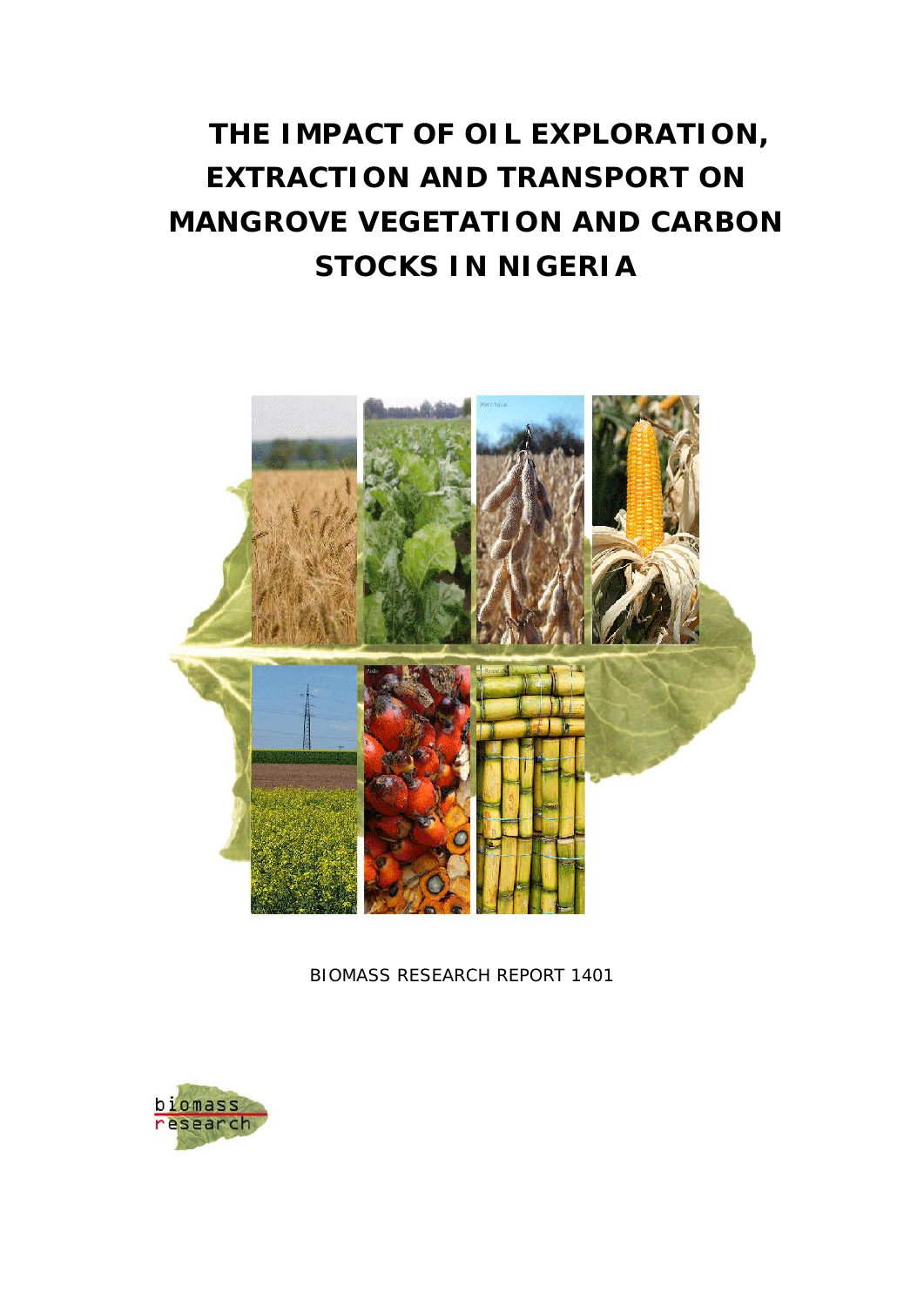# THE IMPACT OF OIL EXPLORATION, EXTRACTION AND TRANSPORT ON MANGROVE VEGETATION AND CARBON STOCKS IN NIGERIA

BIOMASS RESEARCH REPORT 1401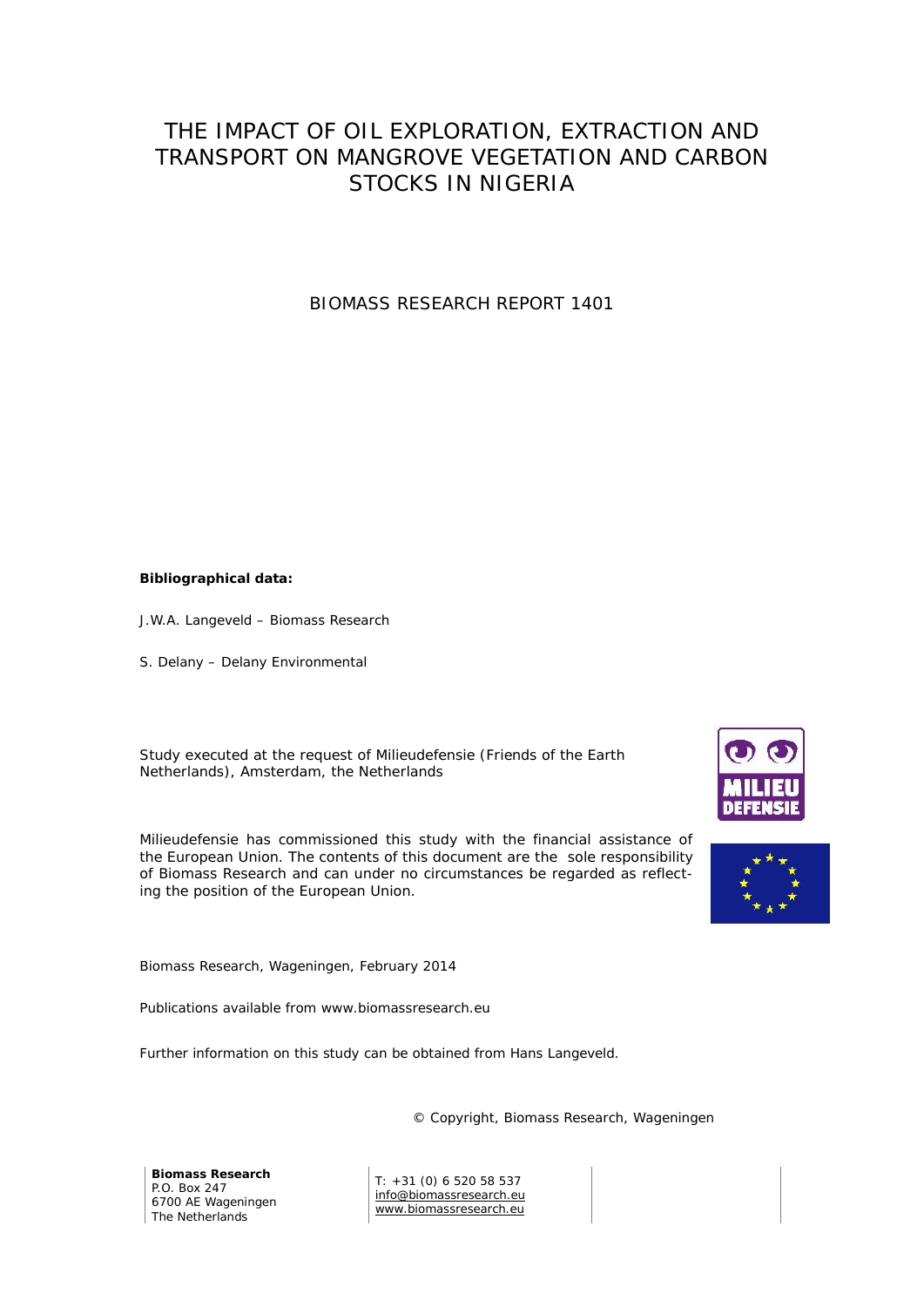# THE IMPACT OF OIL EXPLORATION, EXTRACTION AND TRANSPORT ON MANGROVE VEGETATION AND CARBON STOCKS IN NIGERIA

BIOMASS RESEARCH REPORT 1401

**Bibliographical data:**

J.W.A. Langeveld – Biomass Research

S. Delany – Delany Environmental

Study executed at the request of Milieudefensie (Friends of the Earth Netherlands), Amsterdam, the Netherlands

Milieudefensie has commissioned this study with the financial assistance of the European Union. The contents of this document are the sole responsibility of Biomass Research and can under no circumstances be regarded as reflecting the position of the European Union.

Biomass Research, Wageningen, February 2014

Publications available from www.biomassresearch.eu

Further information on this study can be obtained from Hans Langeveld.

© Copyright, Biomass Research, Wageningen

**Biomass Research**
P.O. Box 247
6700 AE Wageningen
The Netherlands

T: +31 (0) 6 520 58 537
info@biomassresearch.eu
www.biomassresearch.eu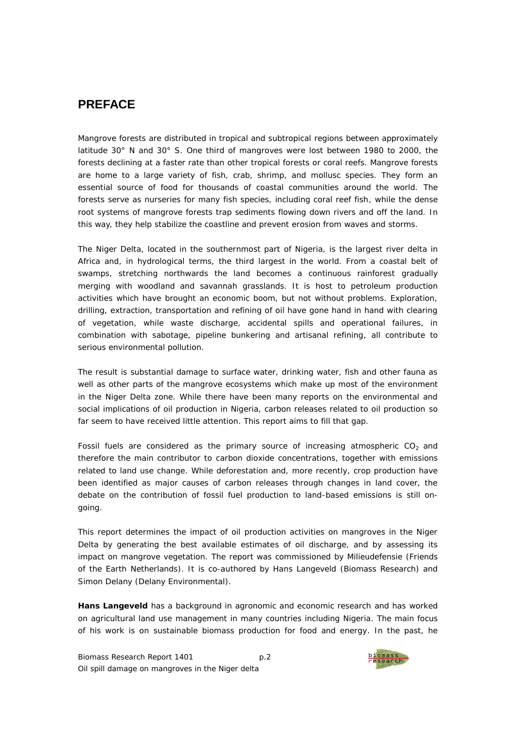## PREFACE

Mangrove forests are distributed in tropical and subtropical regions between approximately latitude 30° N and 30° S. One third of mangroves were lost between 1980 to 2000, the forests declining at a faster rate than other tropical forests or coral reefs. Mangrove forests are home to a large variety of fish, crab, shrimp, and mollusc species. They form an essential source of food for thousands of coastal communities around the world. The forests serve as nurseries for many fish species, including coral reef fish, while the dense root systems of mangrove forests trap sediments flowing down rivers and off the land. In this way, they help stabilize the coastline and prevent erosion from waves and storms.

The Niger Delta, located in the southernmost part of Nigeria, is the largest river delta in Africa and, in hydrological terms, the third largest in the world. From a coastal belt of swamps, stretching northwards the land becomes a continuous rainforest gradually merging with woodland and savannah grasslands. It is host to petroleum production activities which have brought an economic boom, but not without problems. Exploration, drilling, extraction, transportation and refining of oil have gone hand in hand with clearing of vegetation, while waste discharge, accidental spills and operational failures, in combination with sabotage, pipeline bunkering and artisanal refining, all contribute to serious environmental pollution.

The result is substantial damage to surface water, drinking water, fish and other fauna as well as other parts of the mangrove ecosystems which make up most of the environment in the Niger Delta zone. While there have been many reports on the environmental and social implications of oil production in Nigeria, carbon releases related to oil production so far seem to have received little attention. This report aims to fill that gap.

Fossil fuels are considered as the primary source of increasing atmospheric $CO_2$ and therefore the main contributor to carbon dioxide concentrations, together with emissions related to land use change. While deforestation and, more recently, crop production have been identified as major causes of carbon releases through changes in land cover, the debate on the contribution of fossil fuel production to land-based emissions is still on-going.

This report determines the impact of oil production activities on mangroves in the Niger Delta by generating the best available estimates of oil discharge, and by assessing its impact on mangrove vegetation. The report was commissioned by Milieudefensie (Friends of the Earth Netherlands). It is co-authored by Hans Langeveld (Biomass Research) and Simon Delany (Delany Environmental).

**Hans Langeveld** has a background in agronomic and economic research and has worked on agricultural land use management in many countries including Nigeria. The main focus of his work is on sustainable biomass production for food and energy. In the past, he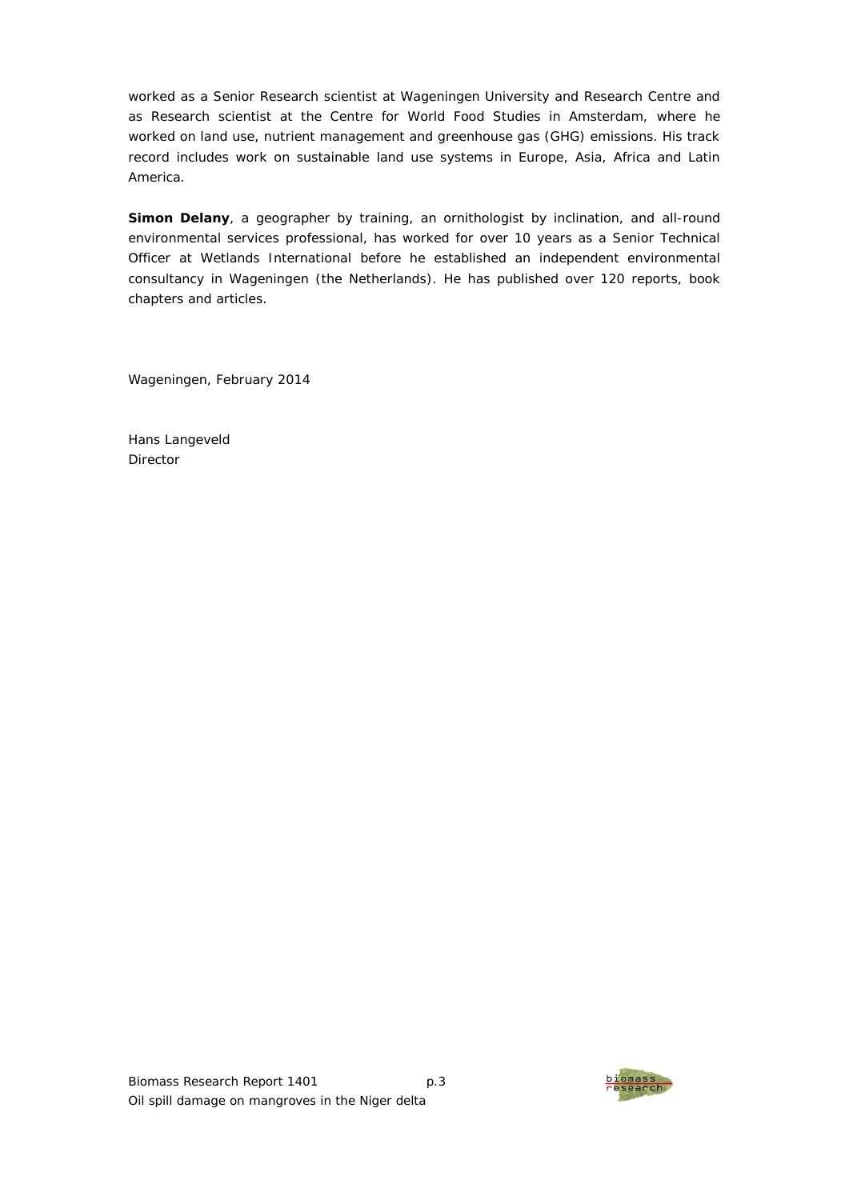worked as a Senior Research scientist at Wageningen University and Research Centre and as Research scientist at the Centre for World Food Studies in Amsterdam, where he worked on land use, nutrient management and greenhouse gas (GHG) emissions. His track record includes work on sustainable land use systems in Europe, Asia, Africa and Latin America.

**Simon Delany**, a geographer by training, an ornithologist by inclination, and all-round environmental services professional, has worked for over 10 years as a Senior Technical Officer at Wetlands International before he established an independent environmental consultancy in Wageningen (the Netherlands). He has published over 120 reports, book chapters and articles.

Wageningen, February 2014

Hans Langeveld
Director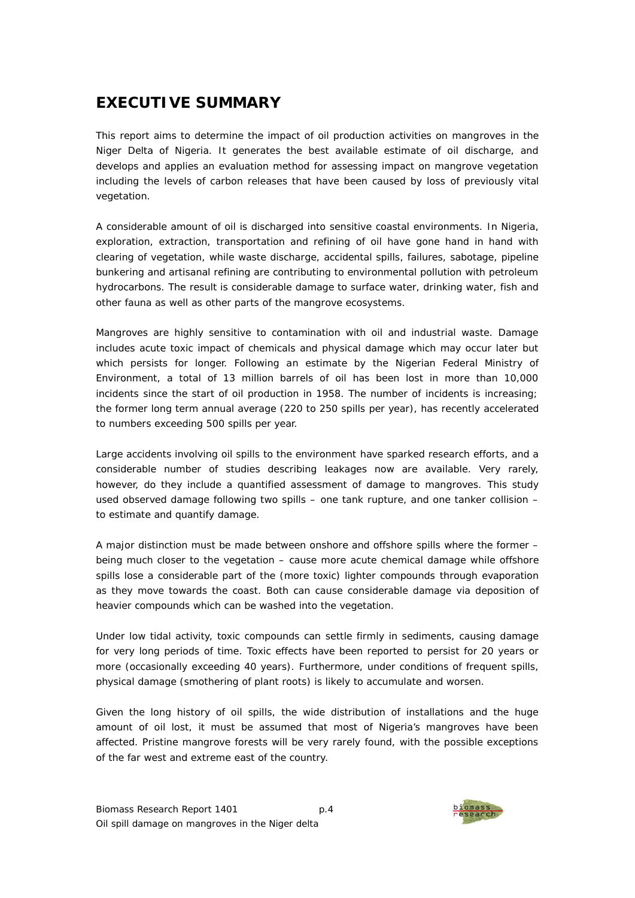# EXECUTIVE SUMMARY

This report aims to determine the impact of oil production activities on mangroves in the Niger Delta of Nigeria. It generates the best available estimate of oil discharge, and develops and applies an evaluation method for assessing impact on mangrove vegetation including the levels of carbon releases that have been caused by loss of previously vital vegetation.

A considerable amount of oil is discharged into sensitive coastal environments. In Nigeria, exploration, extraction, transportation and refining of oil have gone hand in hand with clearing of vegetation, while waste discharge, accidental spills, failures, sabotage, pipeline bunkering and artisanal refining are contributing to environmental pollution with petroleum hydrocarbons. The result is considerable damage to surface water, drinking water, fish and other fauna as well as other parts of the mangrove ecosystems.

Mangroves are highly sensitive to contamination with oil and industrial waste. Damage includes acute toxic impact of chemicals and physical damage which may occur later but which persists for longer. Following an estimate by the Nigerian Federal Ministry of Environment, a total of 13 million barrels of oil has been lost in more than 10,000 incidents since the start of oil production in 1958. The number of incidents is increasing; the former long term annual average (220 to 250 spills per year), has recently accelerated to numbers exceeding 500 spills per year.

Large accidents involving oil spills to the environment have sparked research efforts, and a considerable number of studies describing leakages now are available. Very rarely, however, do they include a quantified assessment of damage to mangroves. This study used observed damage following two spills – one tank rupture, and one tanker collision – to estimate and quantify damage.

A major distinction must be made between onshore and offshore spills where the former – being much closer to the vegetation – cause more acute chemical damage while offshore spills lose a considerable part of the (more toxic) lighter compounds through evaporation as they move towards the coast. Both can cause considerable damage via deposition of heavier compounds which can be washed into the vegetation.

Under low tidal activity, toxic compounds can settle firmly in sediments, causing damage for very long periods of time. Toxic effects have been reported to persist for 20 years or more (occasionally exceeding 40 years). Furthermore, under conditions of frequent spills, physical damage (smothering of plant roots) is likely to accumulate and worsen.

Given the long history of oil spills, the wide distribution of installations and the huge amount of oil lost, it must be assumed that most of Nigeria's mangroves have been affected. Pristine mangrove forests will be very rarely found, with the possible exceptions of the far west and extreme east of the country.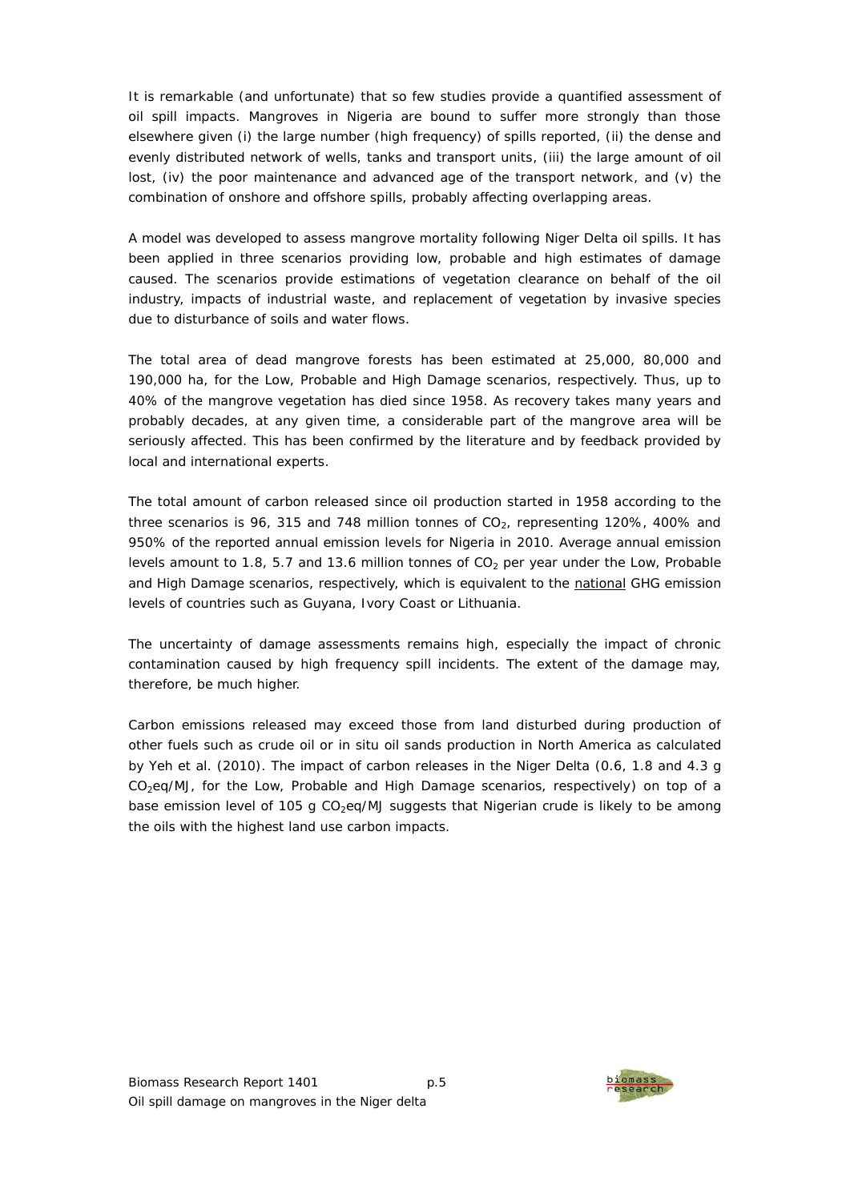It is remarkable (and unfortunate) that so few studies provide a quantified assessment of oil spill impacts. Mangroves in Nigeria are bound to suffer more strongly than those elsewhere given (i) the large number (high frequency) of spills reported, (ii) the dense and evenly distributed network of wells, tanks and transport units, (iii) the large amount of oil lost, (iv) the poor maintenance and advanced age of the transport network, and (v) the combination of onshore and offshore spills, probably affecting overlapping areas.

A model was developed to assess mangrove mortality following Niger Delta oil spills. It has been applied in three scenarios providing low, probable and high estimates of damage caused. The scenarios provide estimations of vegetation clearance on behalf of the oil industry, impacts of industrial waste, and replacement of vegetation by invasive species due to disturbance of soils and water flows.

The total area of dead mangrove forests has been estimated at 25,000, 80,000 and 190,000 ha, for the Low, Probable and High Damage scenarios, respectively. Thus, up to 40% of the mangrove vegetation has died since 1958. As recovery takes many years and probably decades, at any given time, a considerable part of the mangrove area will be seriously affected. This has been confirmed by the literature and by feedback provided by local and international experts.

The total amount of carbon released since oil production started in 1958 according to the three scenarios is 96, 315 and 748 million tonnes of $CO_2$, representing 120%, 400% and 950% of the reported annual emission levels for Nigeria in 2010. Average annual emission levels amount to 1.8, 5.7 and 13.6 million tonnes of $CO_2$ per year under the Low, Probable and High Damage scenarios, respectively, which is equivalent to the national GHG emission levels of countries such as Guyana, Ivory Coast or Lithuania.

The uncertainty of damage assessments remains high, especially the impact of chronic contamination caused by high frequency spill incidents. The extent of the damage may, therefore, be much higher.

Carbon emissions released may exceed those from land disturbed during production of other fuels such as crude oil or in situ oil sands production in North America as calculated by Yeh et al. (2010). The impact of carbon releases in the Niger Delta (0.6, 1.8 and 4.3 g $CO_2$eq/MJ, for the Low, Probable and High Damage scenarios, respectively) on top of a base emission level of 105 g $CO_2$eq/MJ suggests that Nigerian crude is likely to be among the oils with the highest land use carbon impacts.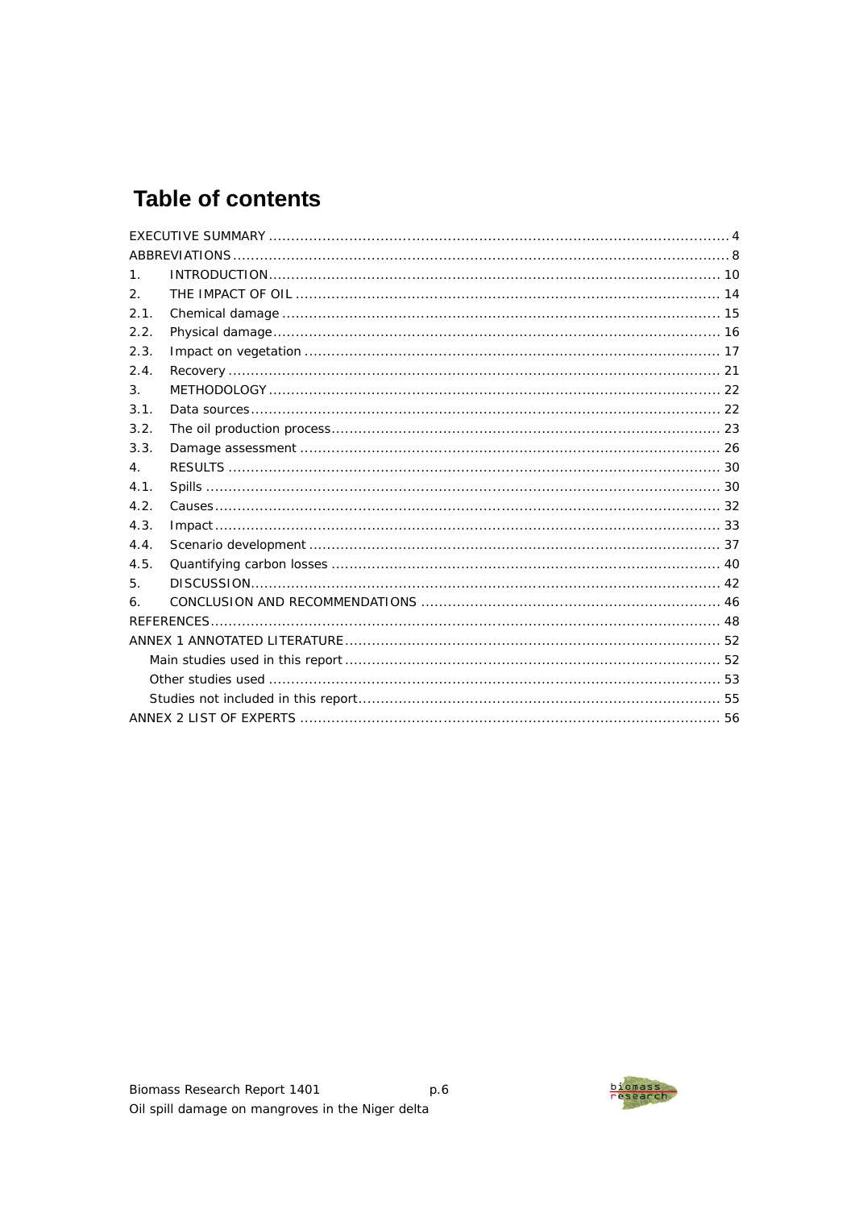# Table of contents

EXECUTIVE SUMMARY ..... 4
ABBREVIATIONS ..... 8
1. INTRODUCTION ..... 10
2. THE IMPACT OF OIL ..... 14
2.1. Chemical damage ..... 15
2.2. Physical damage ..... 16
2.3. Impact on vegetation ..... 17
2.4. Recovery ..... 21
3. METHODOLOGY ..... 22
3.1. Data sources ..... 22
3.2. The oil production process ..... 23
3.3. Damage assessment ..... 26
4. RESULTS ..... 30
4.1. Spills ..... 30
4.2. Causes ..... 32
4.3. Impact ..... 33
4.4. Scenario development ..... 37
4.5. Quantifying carbon losses ..... 40
5. DISCUSSION ..... 42
6. CONCLUSION AND RECOMMENDATIONS ..... 46
REFERENCES ..... 48
ANNEX 1 ANNOTATED LITERATURE ..... 52
- Main studies used in this report ..... 52
- Other studies used ..... 53
- Studies not included in this report ..... 55

ANNEX 2 LIST OF EXPERTS ..... 56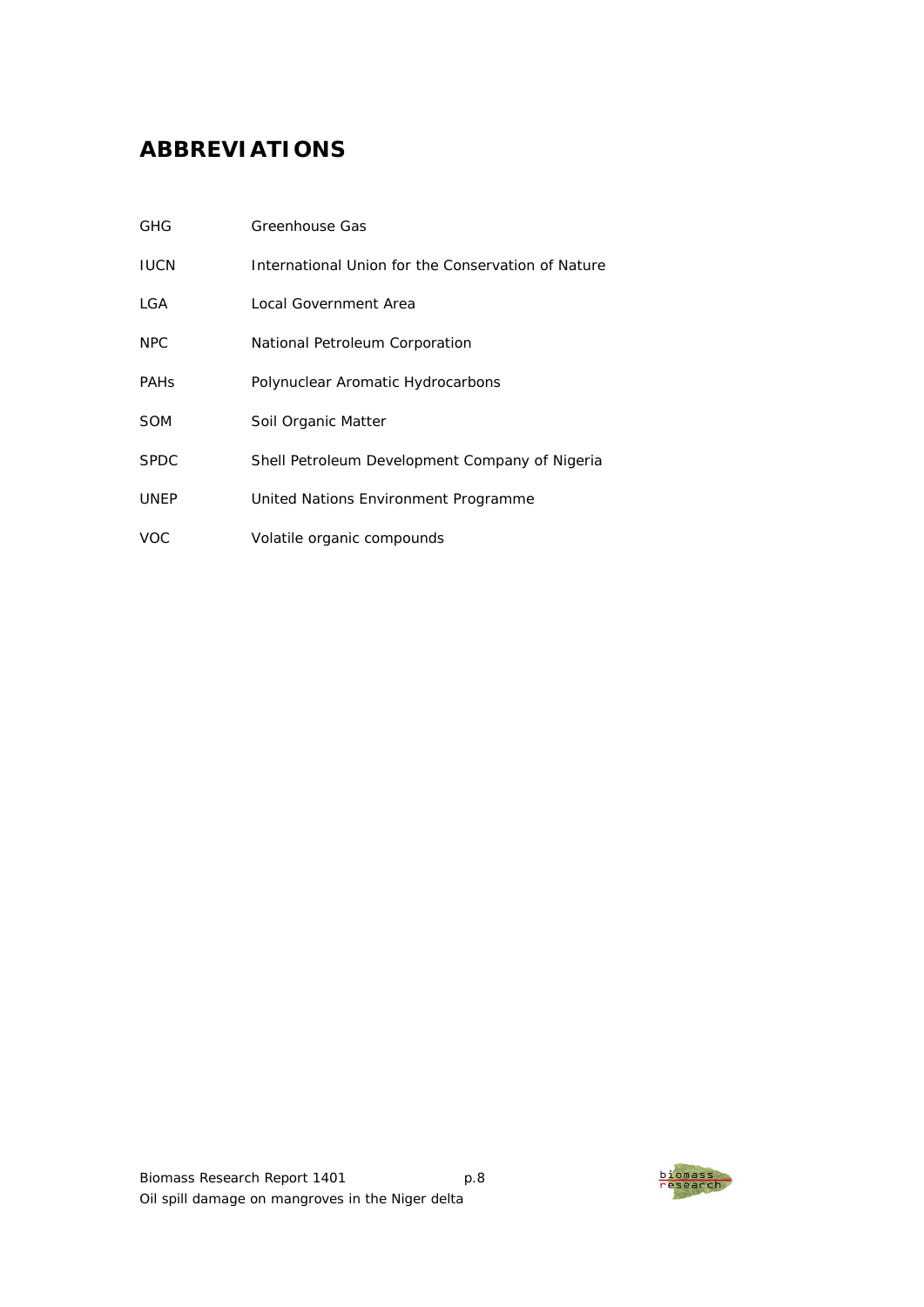# ABBREVIATIONS

| | |
|---|---|
| GHG | Greenhouse Gas |
| IUCN | International Union for the Conservation of Nature |
| LGA | Local Government Area |
| NPC | National Petroleum Corporation |
| PAHs | Polynuclear Aromatic Hydrocarbons |
| SOM | Soil Organic Matter |
| SPDC | Shell Petroleum Development Company of Nigeria |
| UNEP | United Nations Environment Programme |
| VOC | Volatile organic compounds |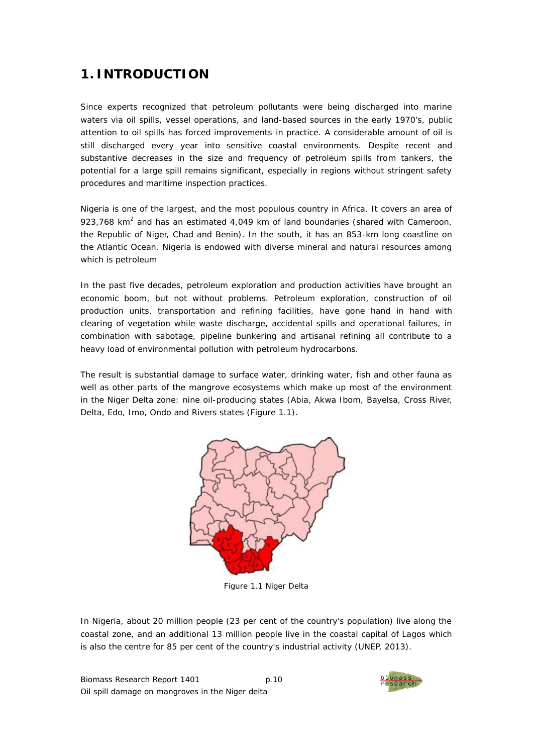# 1. INTRODUCTION

Since experts recognized that petroleum pollutants were being discharged into marine waters via oil spills, vessel operations, and land-based sources in the early 1970's, public attention to oil spills has forced improvements in practice. A considerable amount of oil is still discharged every year into sensitive coastal environments. Despite recent and substantive decreases in the size and frequency of petroleum spills from tankers, the potential for a large spill remains significant, especially in regions without stringent safety procedures and maritime inspection practices.

Nigeria is one of the largest, and the most populous country in Africa. It covers an area of 923,768 km$^2$ and has an estimated 4,049 km of land boundaries (shared with Cameroon, the Republic of Niger, Chad and Benin). In the south, it has an 853-km long coastline on the Atlantic Ocean. Nigeria is endowed with diverse mineral and natural resources among which is petroleum

In the past five decades, petroleum exploration and production activities have brought an economic boom, but not without problems. Petroleum exploration, construction of oil production units, transportation and refining facilities, have gone hand in hand with clearing of vegetation while waste discharge, accidental spills and operational failures, in combination with sabotage, pipeline bunkering and artisanal refining all contribute to a heavy load of environmental pollution with petroleum hydrocarbons.

The result is substantial damage to surface water, drinking water, fish and other fauna as well as other parts of the mangrove ecosystems which make up most of the environment in the Niger Delta zone: nine oil-producing states (Abia, Akwa Ibom, Bayelsa, Cross River, Delta, Edo, Imo, Ondo and Rivers states (Figure 1.1).

Figure 1.1 Niger Delta

In Nigeria, about 20 million people (23 per cent of the country's population) live along the coastal zone, and an additional 13 million people live in the coastal capital of Lagos which is also the centre for 85 per cent of the country's industrial activity (UNEP, 2013).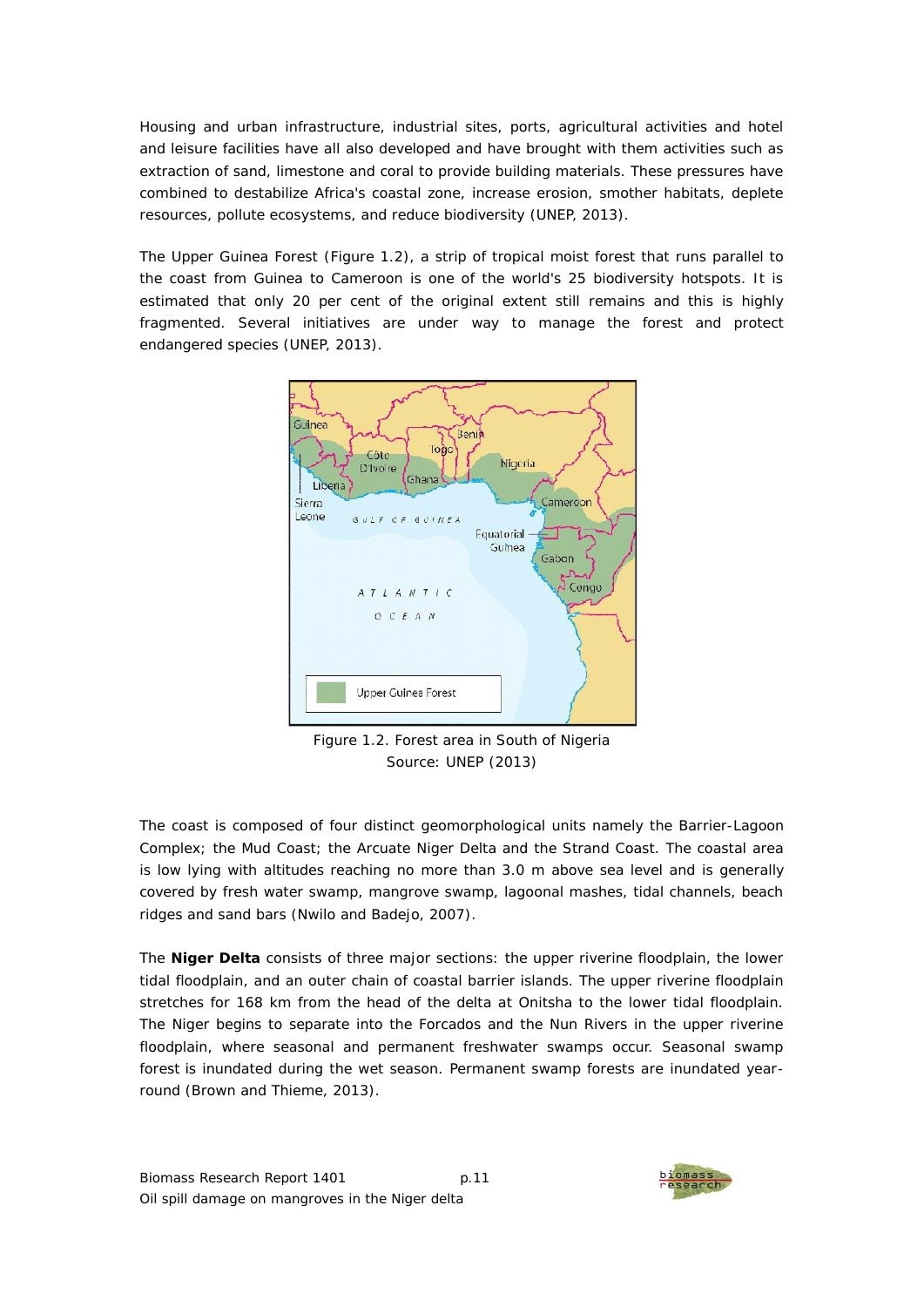Housing and urban infrastructure, industrial sites, ports, agricultural activities and hotel and leisure facilities have all also developed and have brought with them activities such as extraction of sand, limestone and coral to provide building materials. These pressures have combined to destabilize Africa's coastal zone, increase erosion, smother habitats, deplete resources, pollute ecosystems, and reduce biodiversity (UNEP, 2013).

The Upper Guinea Forest (Figure 1.2), a strip of tropical moist forest that runs parallel to the coast from Guinea to Cameroon is one of the world's 25 biodiversity hotspots. It is estimated that only 20 per cent of the original extent still remains and this is highly fragmented. Several initiatives are under way to manage the forest and protect endangered species (UNEP, 2013).

Figure 1.2. Forest area in South of Nigeria
Source: UNEP (2013)

The coast is composed of four distinct geomorphological units namely the Barrier-Lagoon Complex; the Mud Coast; the Arcuate Niger Delta and the Strand Coast. The coastal area is low lying with altitudes reaching no more than 3.0 m above sea level and is generally covered by fresh water swamp, mangrove swamp, lagoonal mashes, tidal channels, beach ridges and sand bars (Nwilo and Badejo, 2007).

The **Niger Delta** consists of three major sections: the upper riverine floodplain, the lower tidal floodplain, and an outer chain of coastal barrier islands. The upper riverine floodplain stretches for 168 km from the head of the delta at Onitsha to the lower tidal floodplain. The Niger begins to separate into the Forcados and the Nun Rivers in the upper riverine floodplain, where seasonal and permanent freshwater swamps occur. Seasonal swamp forest is inundated during the wet season. Permanent swamp forests are inundated year-round (Brown and Thieme, 2013).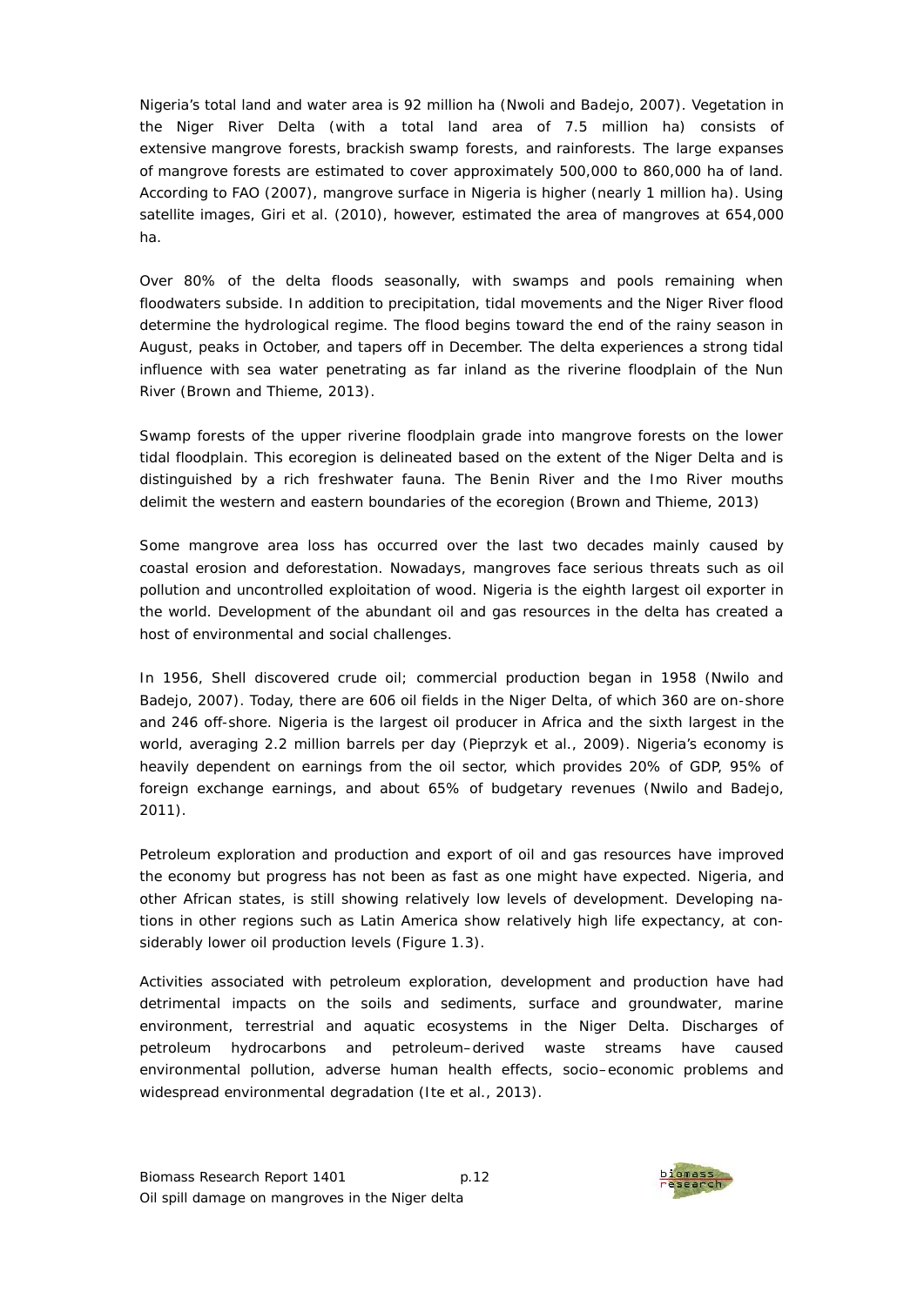Nigeria's total land and water area is 92 million ha (Nwoli and Badejo, 2007). Vegetation in the Niger River Delta (with a total land area of 7.5 million ha) consists of extensive mangrove forests, brackish swamp forests, and rainforests. The large expanses of mangrove forests are estimated to cover approximately 500,000 to 860,000 ha of land. According to FAO (2007), mangrove surface in Nigeria is higher (nearly 1 million ha). Using satellite images, Giri et al. (2010), however, estimated the area of mangroves at 654,000 ha.

Over 80% of the delta floods seasonally, with swamps and pools remaining when floodwaters subside. In addition to precipitation, tidal movements and the Niger River flood determine the hydrological regime. The flood begins toward the end of the rainy season in August, peaks in October, and tapers off in December. The delta experiences a strong tidal influence with sea water penetrating as far inland as the riverine floodplain of the Nun River (Brown and Thieme, 2013).

Swamp forests of the upper riverine floodplain grade into mangrove forests on the lower tidal floodplain. This ecoregion is delineated based on the extent of the Niger Delta and is distinguished by a rich freshwater fauna. The Benin River and the Imo River mouths delimit the western and eastern boundaries of the ecoregion (Brown and Thieme, 2013)

Some mangrove area loss has occurred over the last two decades mainly caused by coastal erosion and deforestation. Nowadays, mangroves face serious threats such as oil pollution and uncontrolled exploitation of wood. Nigeria is the eighth largest oil exporter in the world. Development of the abundant oil and gas resources in the delta has created a host of environmental and social challenges.

In 1956, Shell discovered crude oil; commercial production began in 1958 (Nwilo and Badejo, 2007). Today, there are 606 oil fields in the Niger Delta, of which 360 are on-shore and 246 off-shore. Nigeria is the largest oil producer in Africa and the sixth largest in the world, averaging 2.2 million barrels per day (Pieprzyk et al., 2009). Nigeria's economy is heavily dependent on earnings from the oil sector, which provides 20% of GDP, 95% of foreign exchange earnings, and about 65% of budgetary revenues (Nwilo and Badejo, 2011).

Petroleum exploration and production and export of oil and gas resources have improved the economy but progress has not been as fast as one might have expected. Nigeria, and other African states, is still showing relatively low levels of development. Developing nations in other regions such as Latin America show relatively high life expectancy, at considerably lower oil production levels (Figure 1.3).

Activities associated with petroleum exploration, development and production have had detrimental impacts on the soils and sediments, surface and groundwater, marine environment, terrestrial and aquatic ecosystems in the Niger Delta. Discharges of petroleum hydrocarbons and petroleum–derived waste streams have caused environmental pollution, adverse human health effects, socio–economic problems and widespread environmental degradation (Ite et al., 2013).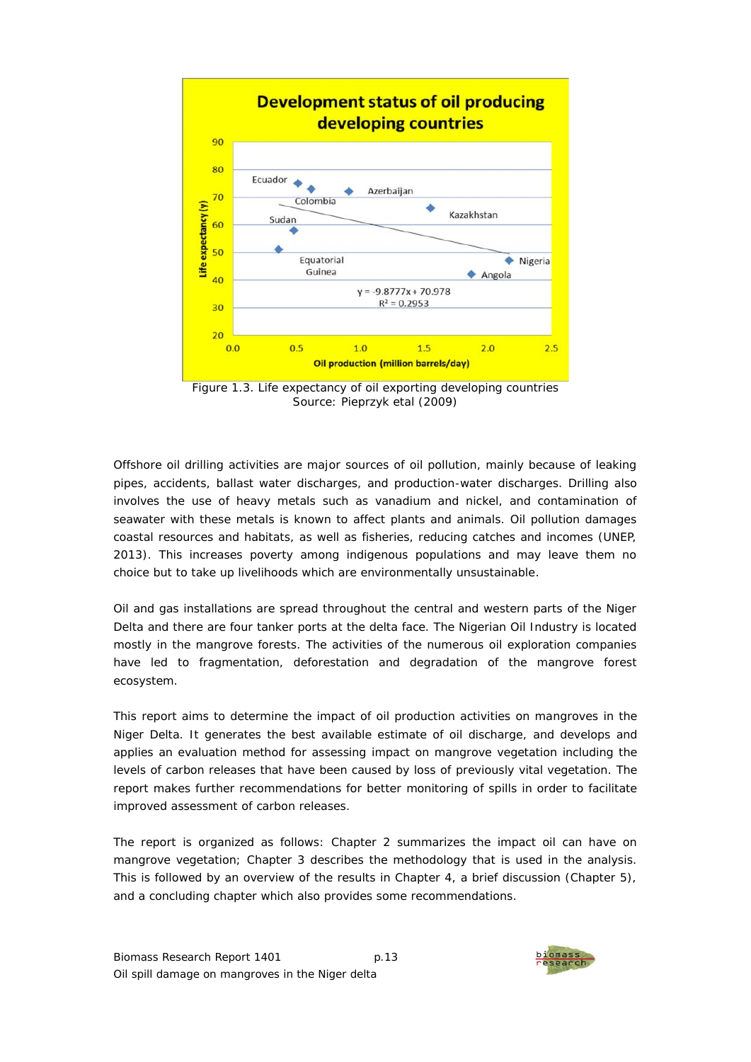Figure 1.3. Life expectancy of oil exporting developing countries
Source: Pieprzyk etal (2009)

Offshore oil drilling activities are major sources of oil pollution, mainly because of leaking pipes, accidents, ballast water discharges, and production-water discharges. Drilling also involves the use of heavy metals such as vanadium and nickel, and contamination of seawater with these metals is known to affect plants and animals. Oil pollution damages coastal resources and habitats, as well as fisheries, reducing catches and incomes (UNEP, 2013). This increases poverty among indigenous populations and may leave them no choice but to take up livelihoods which are environmentally unsustainable.

Oil and gas installations are spread throughout the central and western parts of the Niger Delta and there are four tanker ports at the delta face. The Nigerian Oil Industry is located mostly in the mangrove forests. The activities of the numerous oil exploration companies have led to fragmentation, deforestation and degradation of the mangrove forest ecosystem.

This report aims to determine the impact of oil production activities on mangroves in the Niger Delta. It generates the best available estimate of oil discharge, and develops and applies an evaluation method for assessing impact on mangrove vegetation including the levels of carbon releases that have been caused by loss of previously vital vegetation. The report makes further recommendations for better monitoring of spills in order to facilitate improved assessment of carbon releases.

The report is organized as follows: Chapter 2 summarizes the impact oil can have on mangrove vegetation; Chapter 3 describes the methodology that is used in the analysis. This is followed by an overview of the results in Chapter 4, a brief discussion (Chapter 5), and a concluding chapter which also provides some recommendations.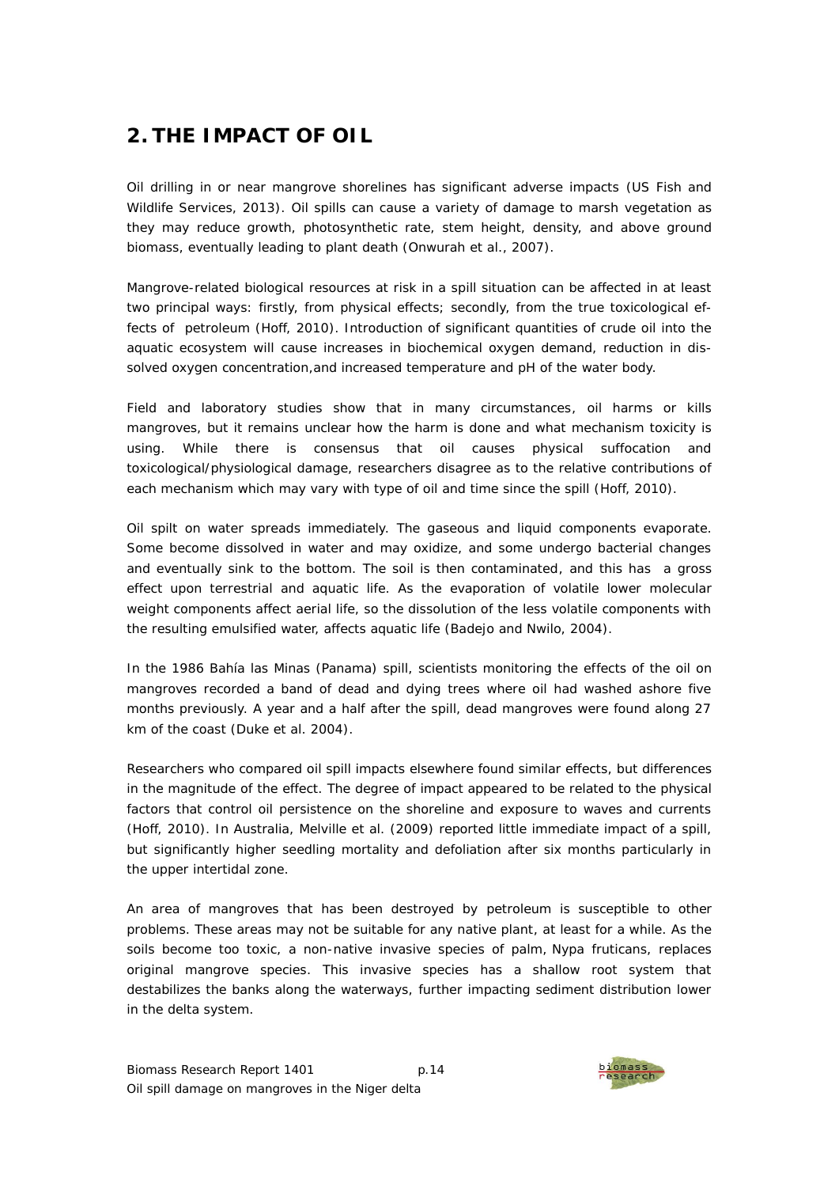## 2. THE IMPACT OF OIL

Oil drilling in or near mangrove shorelines has significant adverse impacts (US Fish and Wildlife Services, 2013). Oil spills can cause a variety of damage to marsh vegetation as they may reduce growth, photosynthetic rate, stem height, density, and above ground biomass, eventually leading to plant death (Onwurah et al., 2007).

Mangrove-related biological resources at risk in a spill situation can be affected in at least two principal ways: firstly, from physical effects; secondly, from the true toxicological effects of petroleum (Hoff, 2010). Introduction of significant quantities of crude oil into the aquatic ecosystem will cause increases in biochemical oxygen demand, reduction in dissolved oxygen concentration,and increased temperature and pH of the water body.

Field and laboratory studies show that in many circumstances, oil harms or kills mangroves, but it remains unclear how the harm is done and what mechanism toxicity is using. While there is consensus that oil causes physical suffocation and toxicological/physiological damage, researchers disagree as to the relative contributions of each mechanism which may vary with type of oil and time since the spill (Hoff, 2010).

Oil spilt on water spreads immediately. The gaseous and liquid components evaporate. Some become dissolved in water and may oxidize, and some undergo bacterial changes and eventually sink to the bottom. The soil is then contaminated, and this has a gross effect upon terrestrial and aquatic life. As the evaporation of volatile lower molecular weight components affect aerial life, so the dissolution of the less volatile components with the resulting emulsified water, affects aquatic life (Badejo and Nwilo, 2004).

In the 1986 Bahía las Minas (Panama) spill, scientists monitoring the effects of the oil on mangroves recorded a band of dead and dying trees where oil had washed ashore five months previously. A year and a half after the spill, dead mangroves were found along 27 km of the coast (Duke et al. 2004).

Researchers who compared oil spill impacts elsewhere found similar effects, but differences in the magnitude of the effect. The degree of impact appeared to be related to the physical factors that control oil persistence on the shoreline and exposure to waves and currents (Hoff, 2010). In Australia, Melville et al. (2009) reported little immediate impact of a spill, but significantly higher seedling mortality and defoliation after six months particularly in the upper intertidal zone.

An area of mangroves that has been destroyed by petroleum is susceptible to other problems. These areas may not be suitable for any native plant, at least for a while. As the soils become too toxic, a non-native invasive species of palm, *Nypa fruticans*, replaces original mangrove species. This invasive species has a shallow root system that destabilizes the banks along the waterways, further impacting sediment distribution lower in the delta system.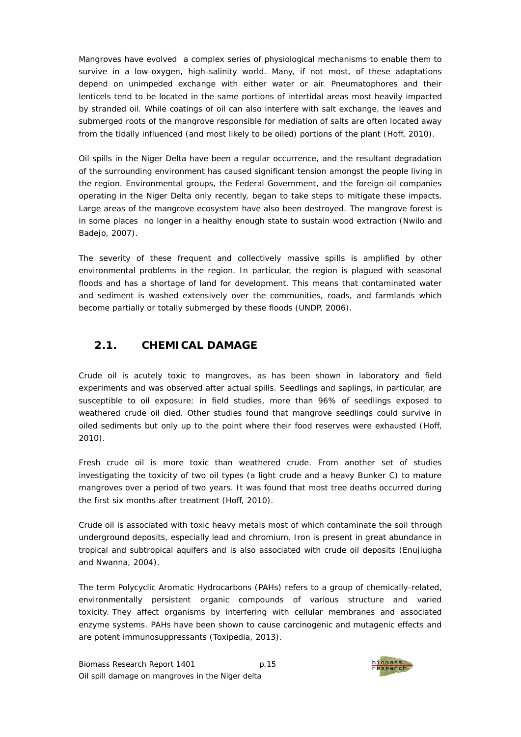Mangroves have evolved a complex series of physiological mechanisms to enable them to survive in a low-oxygen, high-salinity world. Many, if not most, of these adaptations depend on unimpeded exchange with either water or air. Pneumatophores and their lenticels tend to be located in the same portions of intertidal areas most heavily impacted by stranded oil. While coatings of oil can also interfere with salt exchange, the leaves and submerged roots of the mangrove responsible for mediation of salts are often located away from the tidally influenced (and most likely to be oiled) portions of the plant (Hoff, 2010).

Oil spills in the Niger Delta have been a regular occurrence, and the resultant degradation of the surrounding environment has caused significant tension amongst the people living in the region. Environmental groups, the Federal Government, and the foreign oil companies operating in the Niger Delta only recently, began to take steps to mitigate these impacts. Large areas of the mangrove ecosystem have also been destroyed. The mangrove forest is in some places no longer in a healthy enough state to sustain wood extraction (Nwilo and Badejo, 2007).

The severity of these frequent and collectively massive spills is amplified by other environmental problems in the region. In particular, the region is plagued with seasonal floods and has a shortage of land for development. This means that contaminated water and sediment is washed extensively over the communities, roads, and farmlands which become partially or totally submerged by these floods (UNDP, 2006).

## 2.1. CHEMICAL DAMAGE

Crude oil is acutely toxic to mangroves, as has been shown in laboratory and field experiments and was observed after actual spills. Seedlings and saplings, in particular, are susceptible to oil exposure: in field studies, more than 96% of seedlings exposed to weathered crude oil died. Other studies found that mangrove seedlings could survive in oiled sediments but only up to the point where their food reserves were exhausted (Hoff, 2010).

Fresh crude oil is more toxic than weathered crude. From another set of studies investigating the toxicity of two oil types (a light crude and a heavy Bunker C) to mature mangroves over a period of two years. It was found that most tree deaths occurred during the first six months after treatment (Hoff, 2010).

Crude oil is associated with toxic heavy metals most of which contaminate the soil through underground deposits, especially lead and chromium. Iron is present in great abundance in tropical and subtropical aquifers and is also associated with crude oil deposits (Enujiugha and Nwanna, 2004).

The term Polycyclic Aromatic Hydrocarbons (PAHs) refers to a group of chemically-related, environmentally persistent organic compounds of various structure and varied toxicity. They affect organisms by interfering with cellular membranes and associated enzyme systems. PAHs have been shown to cause carcinogenic and mutagenic effects and are potent immunosuppressants (Toxipedia, 2013).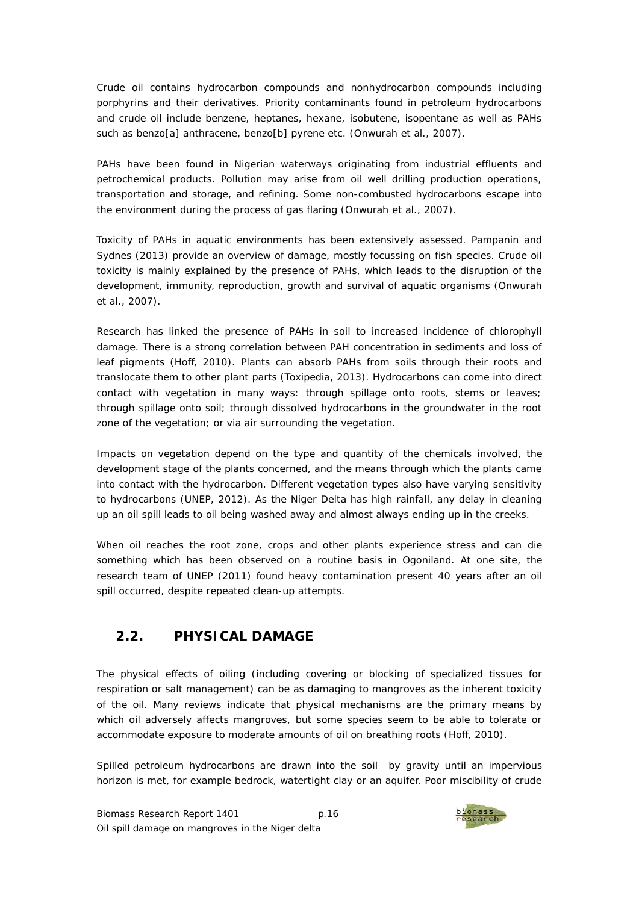Crude oil contains hydrocarbon compounds and nonhydrocarbon compounds including porphyrins and their derivatives. Priority contaminants found in petroleum hydrocarbons and crude oil include benzene, heptanes, hexane, isobutene, isopentane as well as PAHs such as benzo[a] anthracene, benzo[b] pyrene etc. (Onwurah et al., 2007).

PAHs have been found in Nigerian waterways originating from industrial effluents and petrochemical products. Pollution may arise from oil well drilling production operations, transportation and storage, and refining. Some non-combusted hydrocarbons escape into the environment during the process of gas flaring (Onwurah et al., 2007).

Toxicity of PAHs in aquatic environments has been extensively assessed. Pampanin and Sydnes (2013) provide an overview of damage, mostly focussing on fish species. Crude oil toxicity is mainly explained by the presence of PAHs, which leads to the disruption of the development, immunity, reproduction, growth and survival of aquatic organisms (Onwurah et al., 2007).

Research has linked the presence of PAHs in soil to increased incidence of chlorophyll damage. There is a strong correlation between PAH concentration in sediments and loss of leaf pigments (Hoff, 2010). Plants can absorb PAHs from soils through their roots and translocate them to other plant parts (Toxipedia, 2013). Hydrocarbons can come into direct contact with vegetation in many ways: through spillage onto roots, stems or leaves; through spillage onto soil; through dissolved hydrocarbons in the groundwater in the root zone of the vegetation; or via air surrounding the vegetation.

Impacts on vegetation depend on the type and quantity of the chemicals involved, the development stage of the plants concerned, and the means through which the plants came into contact with the hydrocarbon. Different vegetation types also have varying sensitivity to hydrocarbons (UNEP, 2012). As the Niger Delta has high rainfall, any delay in cleaning up an oil spill leads to oil being washed away and almost always ending up in the creeks.

When oil reaches the root zone, crops and other plants experience stress and can die something which has been observed on a routine basis in Ogoniland. At one site, the research team of UNEP (2011) found heavy contamination present 40 years after an oil spill occurred, despite repeated clean-up attempts.

## 2.2. PHYSICAL DAMAGE

The physical effects of oiling (including covering or blocking of specialized tissues for respiration or salt management) can be as damaging to mangroves as the inherent toxicity of the oil. Many reviews indicate that physical mechanisms are the primary means by which oil adversely affects mangroves, but some species seem to be able to tolerate or accommodate exposure to moderate amounts of oil on breathing roots (Hoff, 2010).

Spilled petroleum hydrocarbons are drawn into the soil by gravity until an impervious horizon is met, for example bedrock, watertight clay or an aquifer. Poor miscibility of crude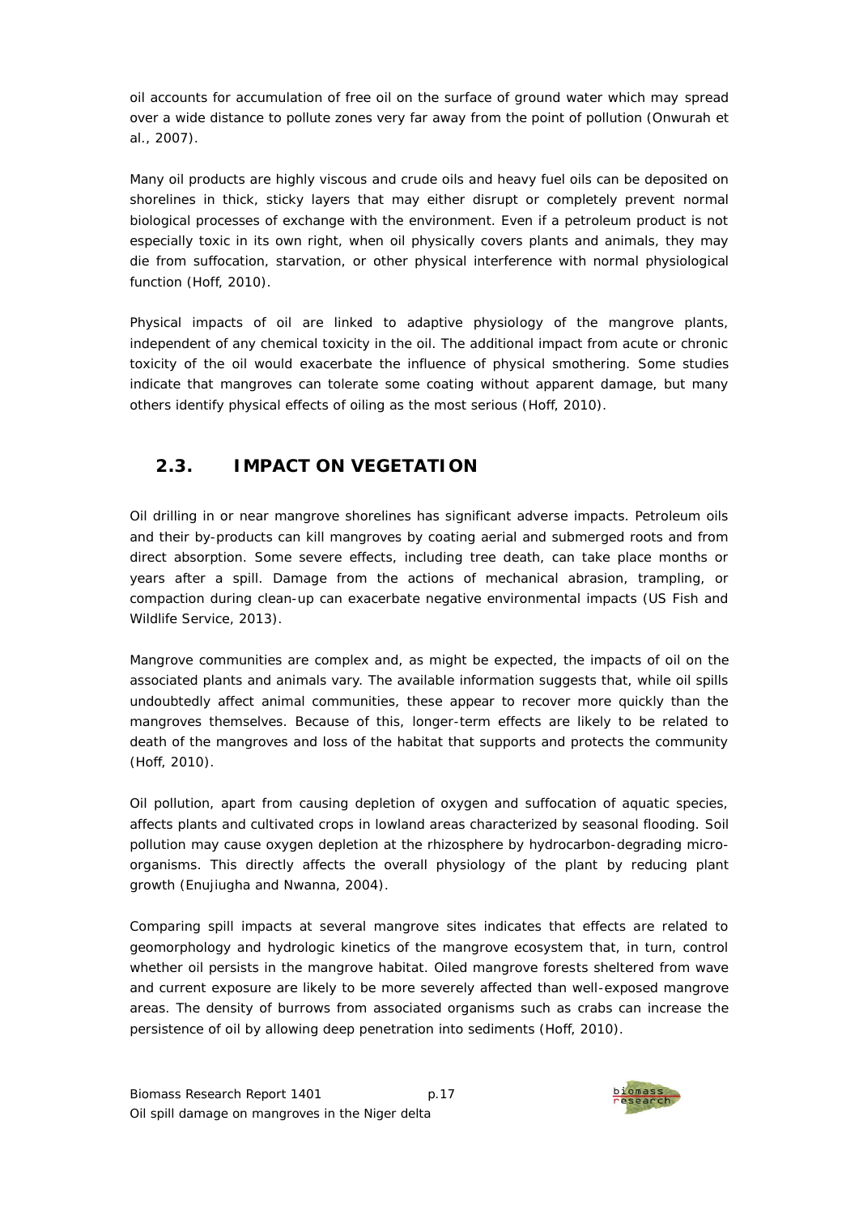oil accounts for accumulation of free oil on the surface of ground water which may spread over a wide distance to pollute zones very far away from the point of pollution (Onwurah et al., 2007).

Many oil products are highly viscous and crude oils and heavy fuel oils can be deposited on shorelines in thick, sticky layers that may either disrupt or completely prevent normal biological processes of exchange with the environment. Even if a petroleum product is not especially toxic in its own right, when oil physically covers plants and animals, they may die from suffocation, starvation, or other physical interference with normal physiological function (Hoff, 2010).

Physical impacts of oil are linked to adaptive physiology of the mangrove plants, independent of any chemical toxicity in the oil. The additional impact from acute or chronic toxicity of the oil would exacerbate the influence of physical smothering. Some studies indicate that mangroves can tolerate some coating without apparent damage, but many others identify physical effects of oiling as the most serious (Hoff, 2010).

## 2.3. IMPACT ON VEGETATION

Oil drilling in or near mangrove shorelines has significant adverse impacts. Petroleum oils and their by-products can kill mangroves by coating aerial and submerged roots and from direct absorption. Some severe effects, including tree death, can take place months or years after a spill. Damage from the actions of mechanical abrasion, trampling, or compaction during clean-up can exacerbate negative environmental impacts (US Fish and Wildlife Service, 2013).

Mangrove communities are complex and, as might be expected, the impacts of oil on the associated plants and animals vary. The available information suggests that, while oil spills undoubtedly affect animal communities, these appear to recover more quickly than the mangroves themselves. Because of this, longer-term effects are likely to be related to death of the mangroves and loss of the habitat that supports and protects the community (Hoff, 2010).

Oil pollution, apart from causing depletion of oxygen and suffocation of aquatic species, affects plants and cultivated crops in lowland areas characterized by seasonal flooding. Soil pollution may cause oxygen depletion at the rhizosphere by hydrocarbon-degrading micro-organisms. This directly affects the overall physiology of the plant by reducing plant growth (Enujiugha and Nwanna, 2004).

Comparing spill impacts at several mangrove sites indicates that effects are related to geomorphology and hydrologic kinetics of the mangrove ecosystem that, in turn, control whether oil persists in the mangrove habitat. Oiled mangrove forests sheltered from wave and current exposure are likely to be more severely affected than well-exposed mangrove areas. The density of burrows from associated organisms such as crabs can increase the persistence of oil by allowing deep penetration into sediments (Hoff, 2010).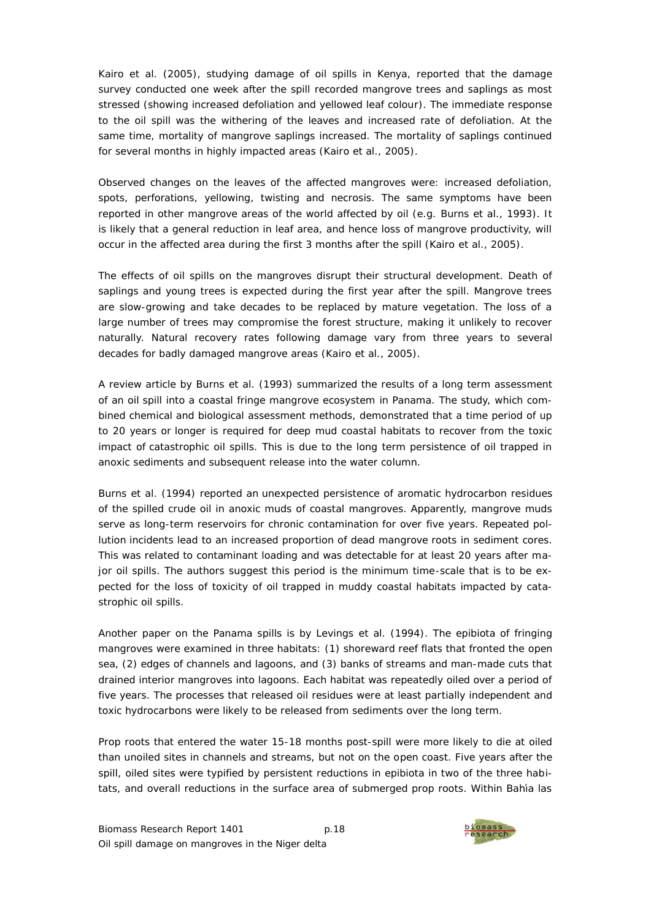Kairo et al. (2005), studying damage of oil spills in Kenya, reported that the damage survey conducted one week after the spill recorded mangrove trees and saplings as most stressed (showing increased defoliation and yellowed leaf colour). The immediate response to the oil spill was the withering of the leaves and increased rate of defoliation. At the same time, mortality of mangrove saplings increased. The mortality of saplings continued for several months in highly impacted areas (Kairo et al., 2005).

Observed changes on the leaves of the affected mangroves were: increased defoliation, spots, perforations, yellowing, twisting and necrosis. The same symptoms have been reported in other mangrove areas of the world affected by oil (e.g. Burns et al., 1993). It is likely that a general reduction in leaf area, and hence loss of mangrove productivity, will occur in the affected area during the first 3 months after the spill (Kairo et al., 2005).

The effects of oil spills on the mangroves disrupt their structural development. Death of saplings and young trees is expected during the first year after the spill. Mangrove trees are slow-growing and take decades to be replaced by mature vegetation. The loss of a large number of trees may compromise the forest structure, making it unlikely to recover naturally. Natural recovery rates following damage vary from three years to several decades for badly damaged mangrove areas (Kairo et al., 2005).

A review article by Burns et al. (1993) summarized the results of a long term assessment of an oil spill into a coastal fringe mangrove ecosystem in Panama. The study, which combined chemical and biological assessment methods, demonstrated that a time period of up to 20 years or longer is required for deep mud coastal habitats to recover from the toxic impact of catastrophic oil spills. This is due to the long term persistence of oil trapped in anoxic sediments and subsequent release into the water column.

Burns et al. (1994) reported an unexpected persistence of aromatic hydrocarbon residues of the spilled crude oil in anoxic muds of coastal mangroves. Apparently, mangrove muds serve as long-term reservoirs for chronic contamination for over five years. Repeated pollution incidents lead to an increased proportion of dead mangrove roots in sediment cores. This was related to contaminant loading and was detectable for at least 20 years after major oil spills. The authors suggest this period is the minimum time-scale that is to be expected for the loss of toxicity of oil trapped in muddy coastal habitats impacted by catastrophic oil spills.

Another paper on the Panama spills is by Levings et al. (1994). The epibiota of fringing mangroves were examined in three habitats: (1) shoreward reef flats that fronted the open sea, (2) edges of channels and lagoons, and (3) banks of streams and man-made cuts that drained interior mangroves into lagoons. Each habitat was repeatedly oiled over a period of five years. The processes that released oil residues were at least partially independent and toxic hydrocarbons were likely to be released from sediments over the long term.

Prop roots that entered the water 15-18 months post-spill were more likely to die at oiled than unoiled sites in channels and streams, but not on the open coast. Five years after the spill, oiled sites were typified by persistent reductions in epibiota in two of the three habitats, and overall reductions in the surface area of submerged prop roots. Within Bahía las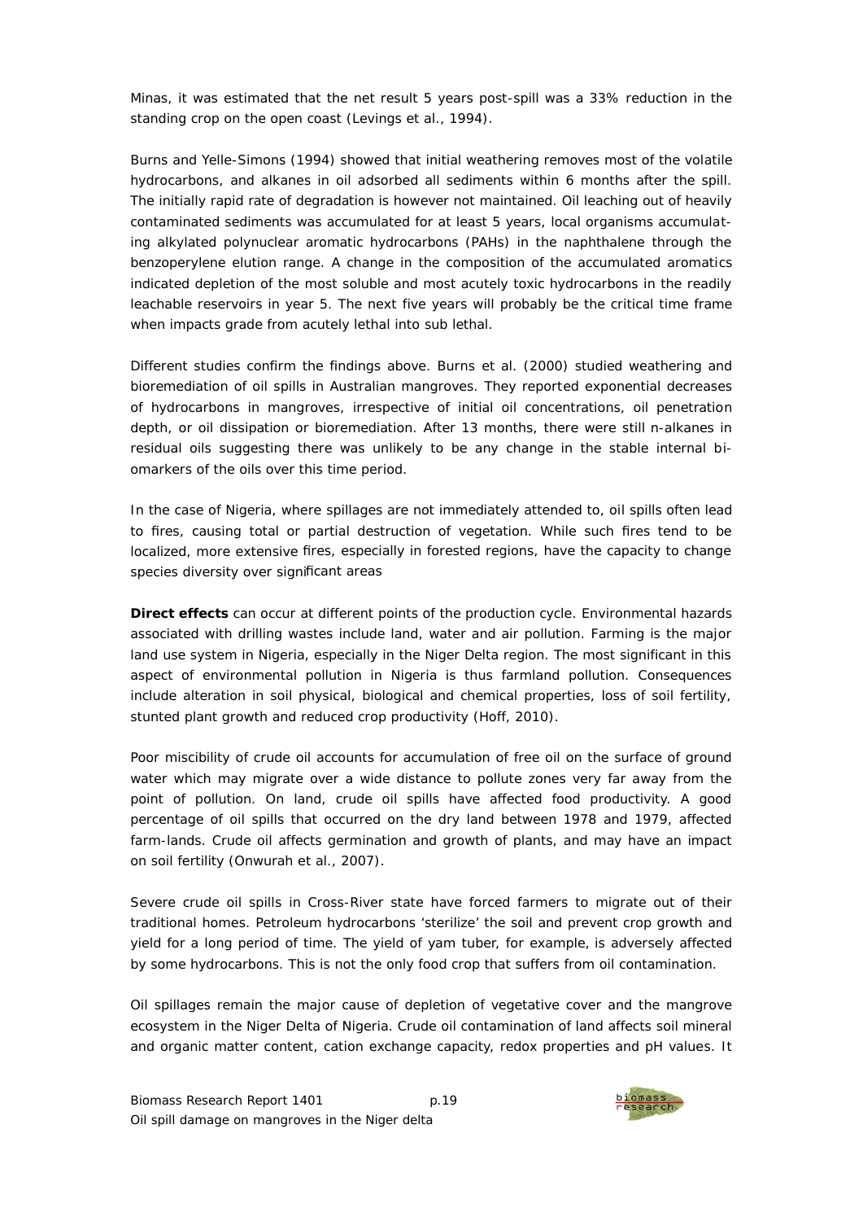Minas, it was estimated that the net result 5 years post-spill was a 33% reduction in the standing crop on the open coast (Levings et al., 1994).

Burns and Yelle-Simons (1994) showed that initial weathering removes most of the volatile hydrocarbons, and alkanes in oil adsorbed all sediments within 6 months after the spill. The initially rapid rate of degradation is however not maintained. Oil leaching out of heavily contaminated sediments was accumulated for at least 5 years, local organisms accumulating alkylated polynuclear aromatic hydrocarbons (PAHs) in the naphthalene through the benzoperylene elution range. A change in the composition of the accumulated aromatics indicated depletion of the most soluble and most acutely toxic hydrocarbons in the readily leachable reservoirs in year 5. The next five years will probably be the critical time frame when impacts grade from acutely lethal into sub lethal.

Different studies confirm the findings above. Burns et al. (2000) studied weathering and bioremediation of oil spills in Australian mangroves. They reported exponential decreases of hydrocarbons in mangroves, irrespective of initial oil concentrations, oil penetration depth, or oil dissipation or bioremediation. After 13 months, there were still n-alkanes in residual oils suggesting there was unlikely to be any change in the stable internal biomarkers of the oils over this time period.

In the case of Nigeria, where spillages are not immediately attended to, oil spills often lead to fires, causing total or partial destruction of vegetation. While such fires tend to be localized, more extensive fires, especially in forested regions, have the capacity to change species diversity over significant areas

**Direct effects** can occur at different points of the production cycle. Environmental hazards associated with drilling wastes include land, water and air pollution. Farming is the major land use system in Nigeria, especially in the Niger Delta region. The most significant in this aspect of environmental pollution in Nigeria is thus farmland pollution. Consequences include alteration in soil physical, biological and chemical properties, loss of soil fertility, stunted plant growth and reduced crop productivity (Hoff, 2010).

Poor miscibility of crude oil accounts for accumulation of free oil on the surface of ground water which may migrate over a wide distance to pollute zones very far away from the point of pollution. On land, crude oil spills have affected food productivity. A good percentage of oil spills that occurred on the dry land between 1978 and 1979, affected farm-lands. Crude oil affects germination and growth of plants, and may have an impact on soil fertility (Onwurah et al., 2007).

Severe crude oil spills in Cross-River state have forced farmers to migrate out of their traditional homes. Petroleum hydrocarbons 'sterilize' the soil and prevent crop growth and yield for a long period of time. The yield of yam tuber, for example, is adversely affected by some hydrocarbons. This is not the only food crop that suffers from oil contamination.

Oil spillages remain the major cause of depletion of vegetative cover and the mangrove ecosystem in the Niger Delta of Nigeria. Crude oil contamination of land affects soil mineral and organic matter content, cation exchange capacity, redox properties and pH values. It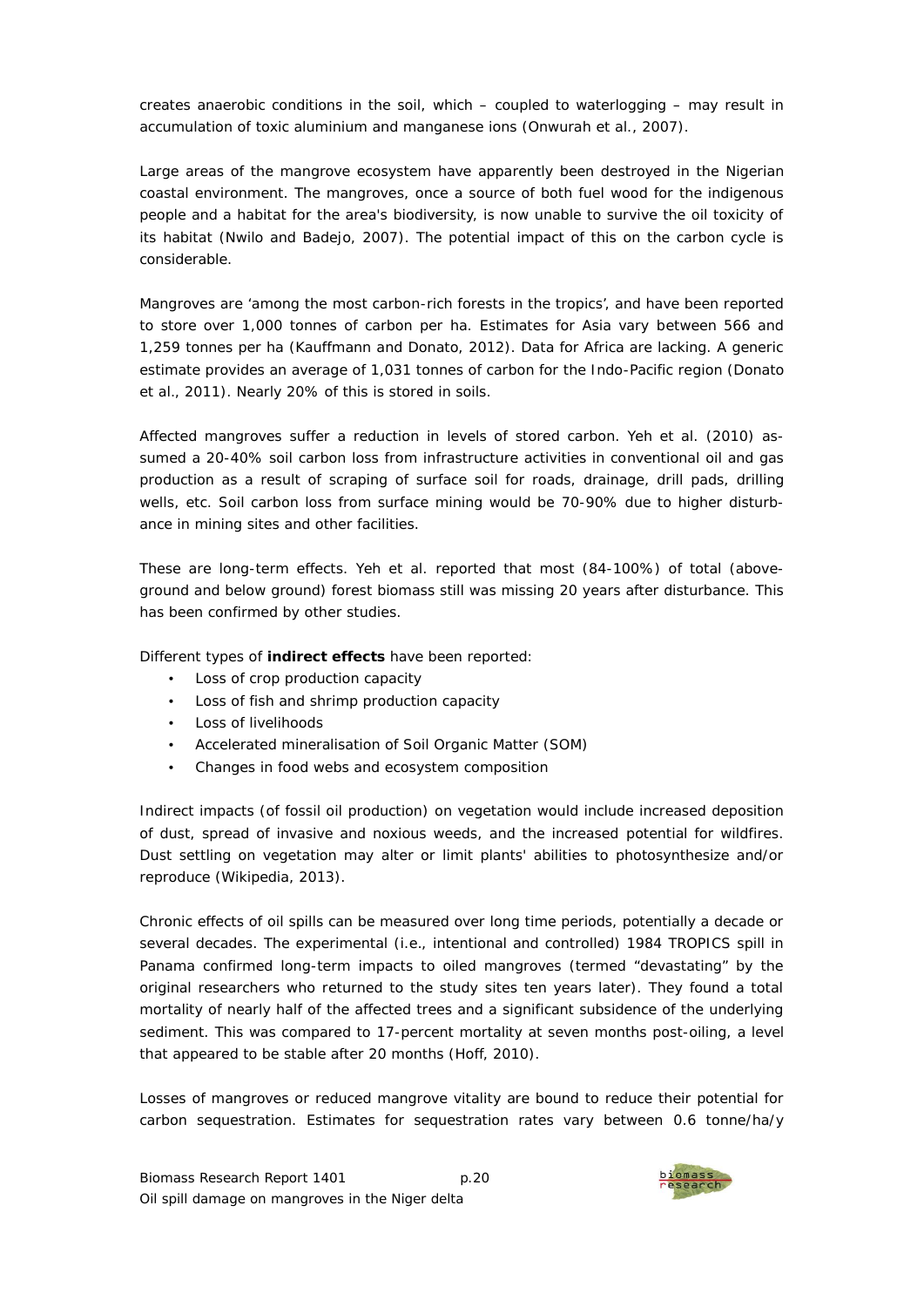creates anaerobic conditions in the soil, which – coupled to waterlogging – may result in accumulation of toxic aluminium and manganese ions (Onwurah et al., 2007).

Large areas of the mangrove ecosystem have apparently been destroyed in the Nigerian coastal environment. The mangroves, once a source of both fuel wood for the indigenous people and a habitat for the area's biodiversity, is now unable to survive the oil toxicity of its habitat (Nwilo and Badejo, 2007). The potential impact of this on the carbon cycle is considerable.

Mangroves are 'among the most carbon-rich forests in the tropics', and have been reported to store over 1,000 tonnes of carbon per ha. Estimates for Asia vary between 566 and 1,259 tonnes per ha (Kauffmann and Donato, 2012). Data for Africa are lacking. A generic estimate provides an average of 1,031 tonnes of carbon for the Indo-Pacific region (Donato et al., 2011). Nearly 20% of this is stored in soils.

Affected mangroves suffer a reduction in levels of stored carbon. Yeh et al. (2010) assumed a 20-40% soil carbon loss from infrastructure activities in conventional oil and gas production as a result of scraping of surface soil for roads, drainage, drill pads, drilling wells, etc. Soil carbon loss from surface mining would be 70-90% due to higher disturbance in mining sites and other facilities.

These are long-term effects. Yeh et al. reported that most (84-100%) of total (aboveground and below ground) forest biomass still was missing 20 years after disturbance. This has been confirmed by other studies.

Different types of **indirect effects** have been reported:

- Loss of crop production capacity
- Loss of fish and shrimp production capacity
- Loss of livelihoods
- Accelerated mineralisation of Soil Organic Matter (SOM)
- Changes in food webs and ecosystem composition

Indirect impacts (of fossil oil production) on vegetation would include increased deposition of dust, spread of invasive and noxious weeds, and the increased potential for wildfires. Dust settling on vegetation may alter or limit plants' abilities to photosynthesize and/or reproduce (Wikipedia, 2013).

Chronic effects of oil spills can be measured over long time periods, potentially a decade or several decades. The experimental (i.e., intentional and controlled) 1984 TROPICS spill in Panama confirmed long-term impacts to oiled mangroves (termed "devastating" by the original researchers who returned to the study sites ten years later). They found a total mortality of nearly half of the affected trees and a significant subsidence of the underlying sediment. This was compared to 17-percent mortality at seven months post-oiling, a level that appeared to be stable after 20 months (Hoff, 2010).

Losses of mangroves or reduced mangrove vitality are bound to reduce their potential for carbon sequestration. Estimates for sequestration rates vary between 0.6 tonne/ha/y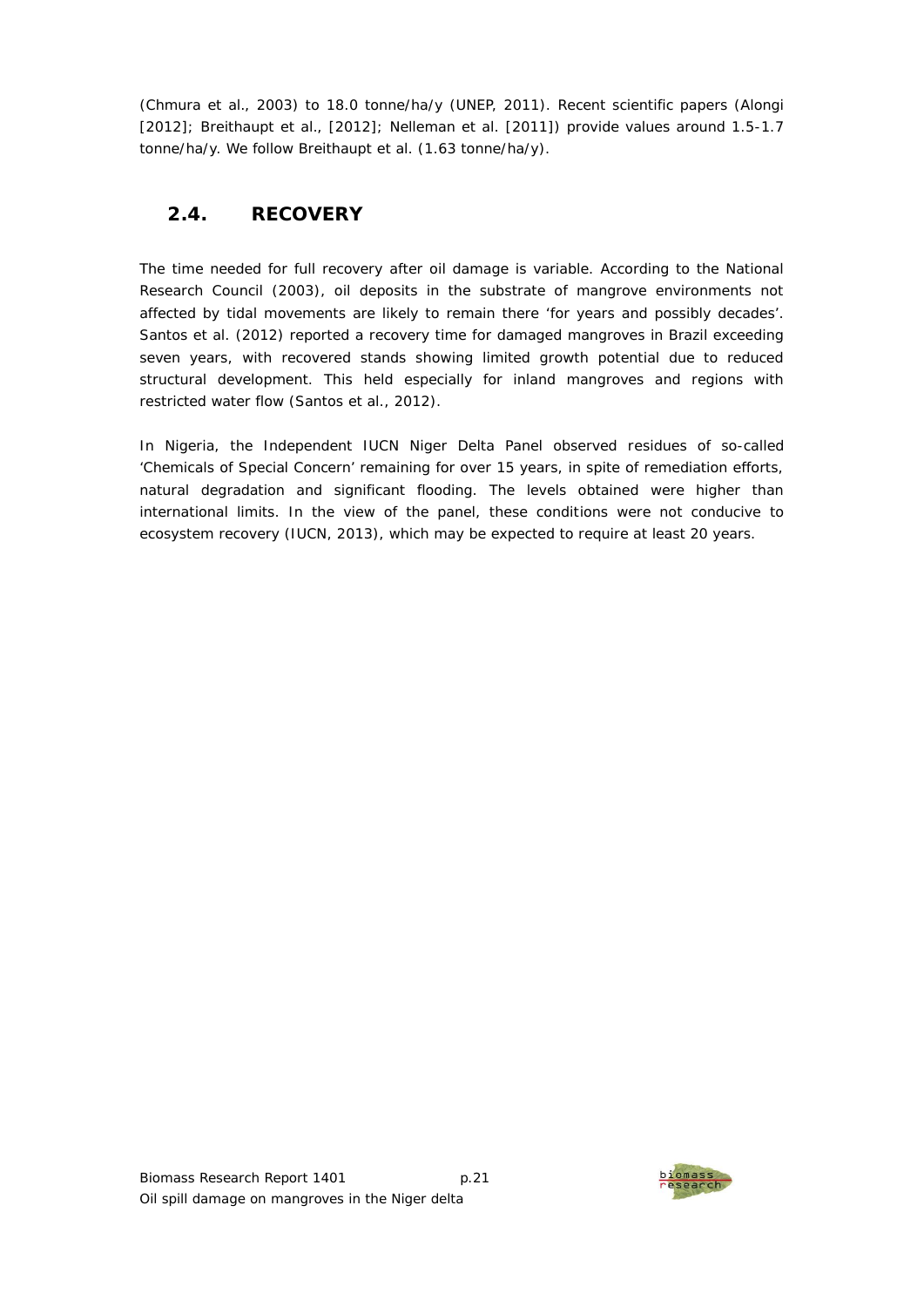(Chmura et al., 2003) to 18.0 tonne/ha/y (UNEP, 2011). Recent scientific papers (Alongi [2012]; Breithaupt et al., [2012]; Nelleman et al. [2011]) provide values around 1.5-1.7 tonne/ha/y. We follow Breithaupt et al. (1.63 tonne/ha/y).

## 2.4. RECOVERY

The time needed for full recovery after oil damage is variable. According to the National Research Council (2003), oil deposits in the substrate of mangrove environments not affected by tidal movements are likely to remain there 'for years and possibly decades'. Santos et al. (2012) reported a recovery time for damaged mangroves in Brazil exceeding seven years, with recovered stands showing limited growth potential due to reduced structural development. This held especially for inland mangroves and regions with restricted water flow (Santos et al., 2012).

In Nigeria, the Independent IUCN Niger Delta Panel observed residues of so-called 'Chemicals of Special Concern' remaining for over 15 years, in spite of remediation efforts, natural degradation and significant flooding. The levels obtained were higher than international limits. In the view of the panel, these conditions were not conducive to ecosystem recovery (IUCN, 2013), which may be expected to require at least 20 years.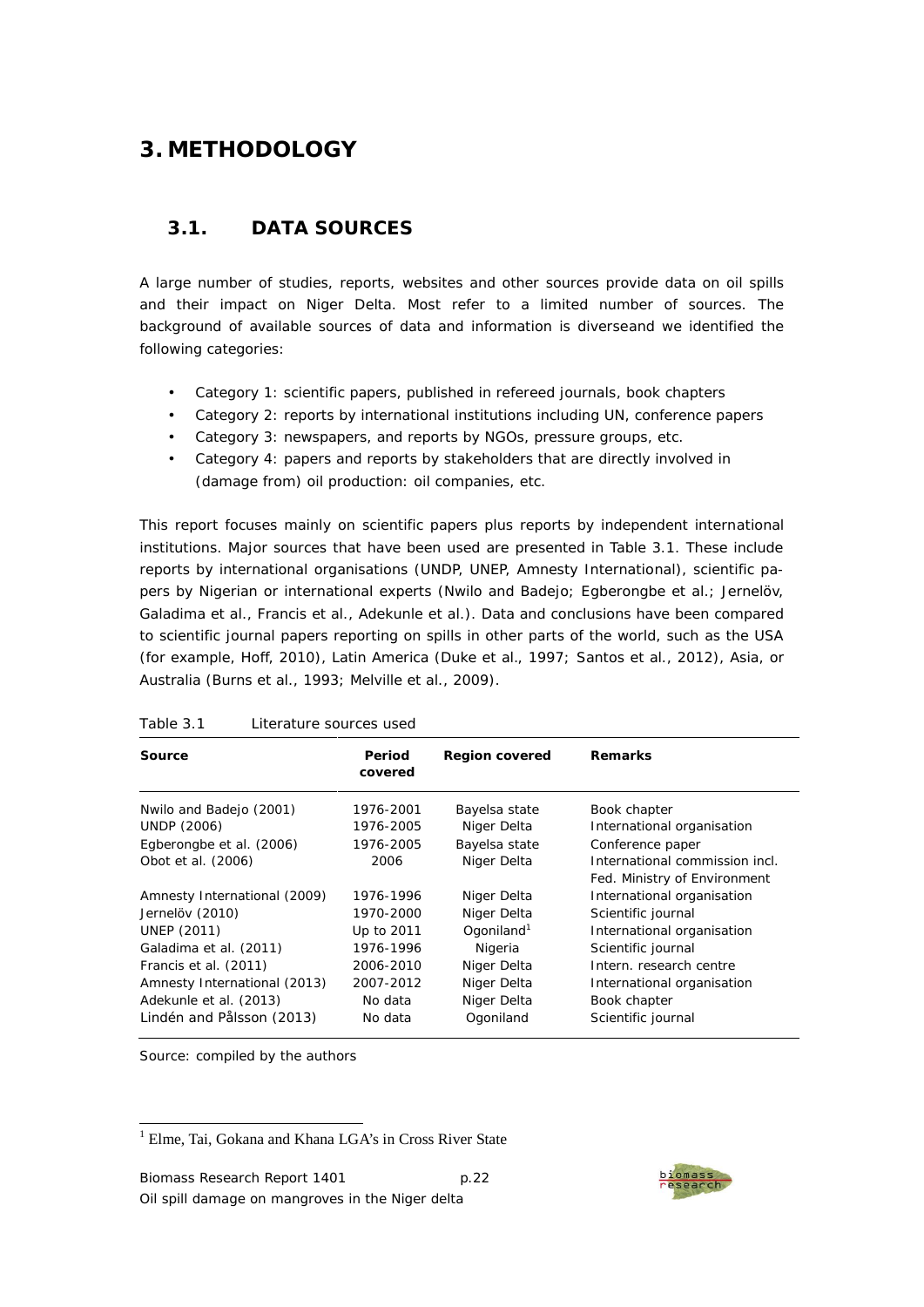# 3. METHODOLOGY

## 3.1. DATA SOURCES

A large number of studies, reports, websites and other sources provide data on oil spills and their impact on Niger Delta. Most refer to a limited number of sources. The background of available sources of data and information is diverseand we identified the following categories:

- Category 1: scientific papers, published in refereed journals, book chapters
- Category 2: reports by international institutions including UN, conference papers
- Category 3: newspapers, and reports by NGOs, pressure groups, etc.
- Category 4: papers and reports by stakeholders that are directly involved in (damage from) oil production: oil companies, etc.

This report focuses mainly on scientific papers plus reports by independent international institutions. Major sources that have been used are presented in Table 3.1. These include reports by international organisations (UNDP, UNEP, Amnesty International), scientific papers by Nigerian or international experts (Nwilo and Badejo; Egberongbe et al.; Jernelöv, Galadima et al., Francis et al., Adekunle et al.). Data and conclusions have been compared to scientific journal papers reporting on spills in other parts of the world, such as the USA (for example, Hoff, 2010), Latin America (Duke et al., 1997; Santos et al., 2012), Asia, or Australia (Burns et al., 1993; Melville et al., 2009).

Table 3.1 Literature sources used

| Source | Period covered | Region covered | Remarks |
|---|---|---|---|
| Nwilo and Badejo (2001) | 1976-2001 | Bayelsa state | Book chapter |
| UNDP (2006) | 1976-2005 | Niger Delta | International organisation |
| Egberongbe et al. (2006) | 1976-2005 | Bayelsa state | Conference paper |
| Obot et al. (2006) | 2006 | Niger Delta | International commission incl. Fed. Ministry of Environment |
| Amnesty International (2009) | 1976-1996 | Niger Delta | International organisation |
| Jernelöv (2010) | 1970-2000 | Niger Delta | Scientific journal |
| UNEP (2011) | Up to 2011 | Ogoniland[1] | International organisation |
| Galadima et al. (2011) | 1976-1996 | Nigeria | Scientific journal |
| Francis et al. (2011) | 2006-2010 | Niger Delta | Intern. research centre |
| Amnesty International (2013) | 2007-2012 | Niger Delta | International organisation |
| Adekunle et al. (2013) | No data | Niger Delta | Book chapter |
| Lindén and Pålsson (2013) | No data | Ogoniland | Scientific journal |

Source: compiled by the authors

[1] Elme, Tai, Gokana and Khana LGA's in Cross River State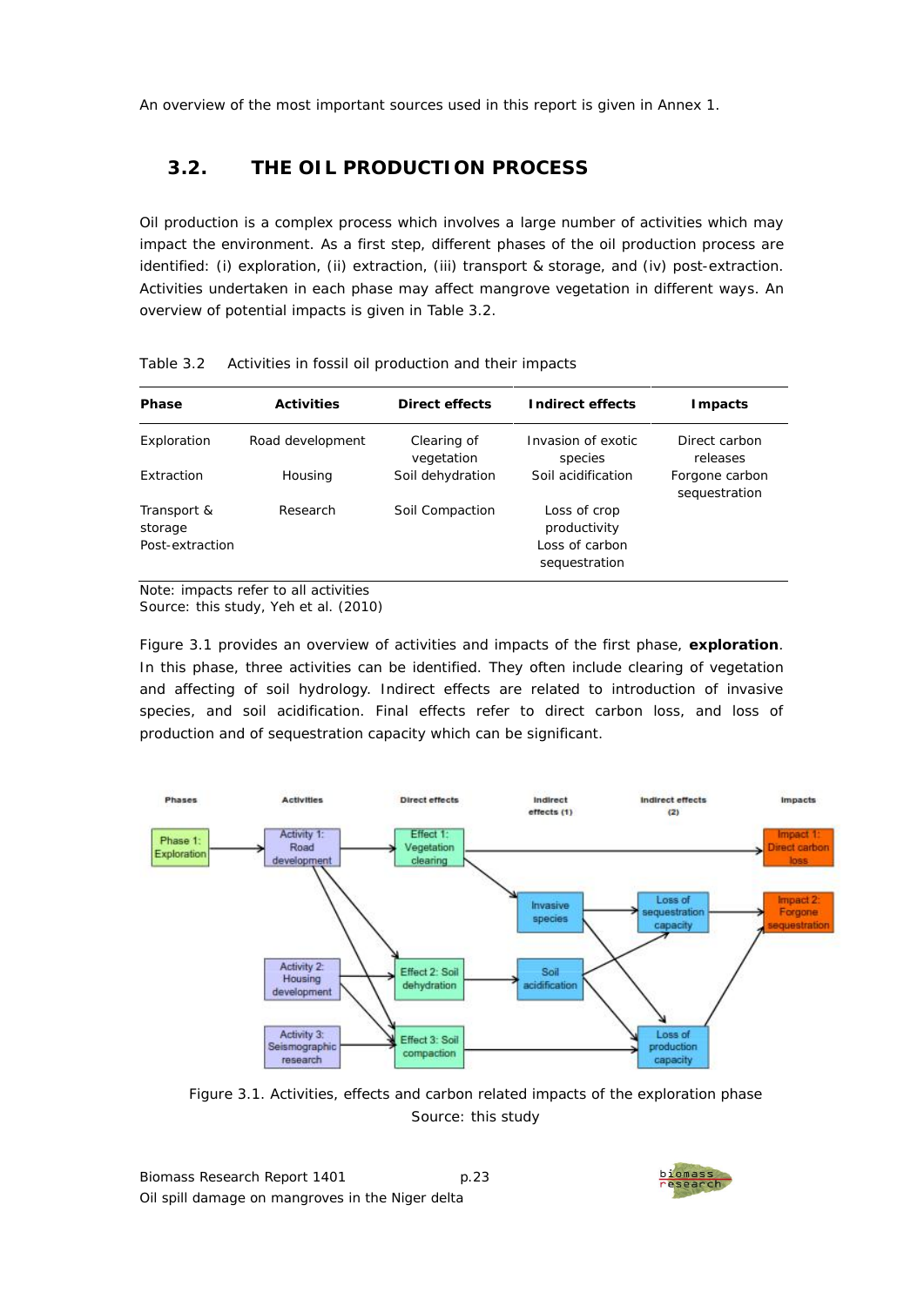An overview of the most important sources used in this report is given in Annex 1.

## 3.2. THE OIL PRODUCTION PROCESS

Oil production is a complex process which involves a large number of activities which may impact the environment. As a first step, different phases of the oil production process are identified: (i) exploration, (ii) extraction, (iii) transport & storage, and (iv) post-extraction. Activities undertaken in each phase may affect mangrove vegetation in different ways. An overview of potential impacts is given in Table 3.2.

Table 3.2 Activities in fossil oil production and their impacts

| Phase | Activities | Direct effects | Indirect effects | Impacts |
|---|---|---|---|---|
| Exploration | Road development | Clearing of vegetation | Invasion of exotic species | Direct carbon releases |
| Extraction | Housing | Soil dehydration | Soil acidification | Forgone carbon sequestration |
| Transport & storage | Research | Soil Compaction | Loss of crop productivity | |
| Post-extraction | | | Loss of carbon sequestration | |

Note: impacts refer to all activities
Source: this study, Yeh et al. (2010)

Figure 3.1 provides an overview of activities and impacts of the first phase, **exploration**. In this phase, three activities can be identified. They often include clearing of vegetation and affecting of soil hydrology. Indirect effects are related to introduction of invasive species, and soil acidification. Final effects refer to direct carbon loss, and loss of production and of sequestration capacity which can be significant.

Figure 3.1. Activities, effects and carbon related impacts of the exploration phase
Source: this study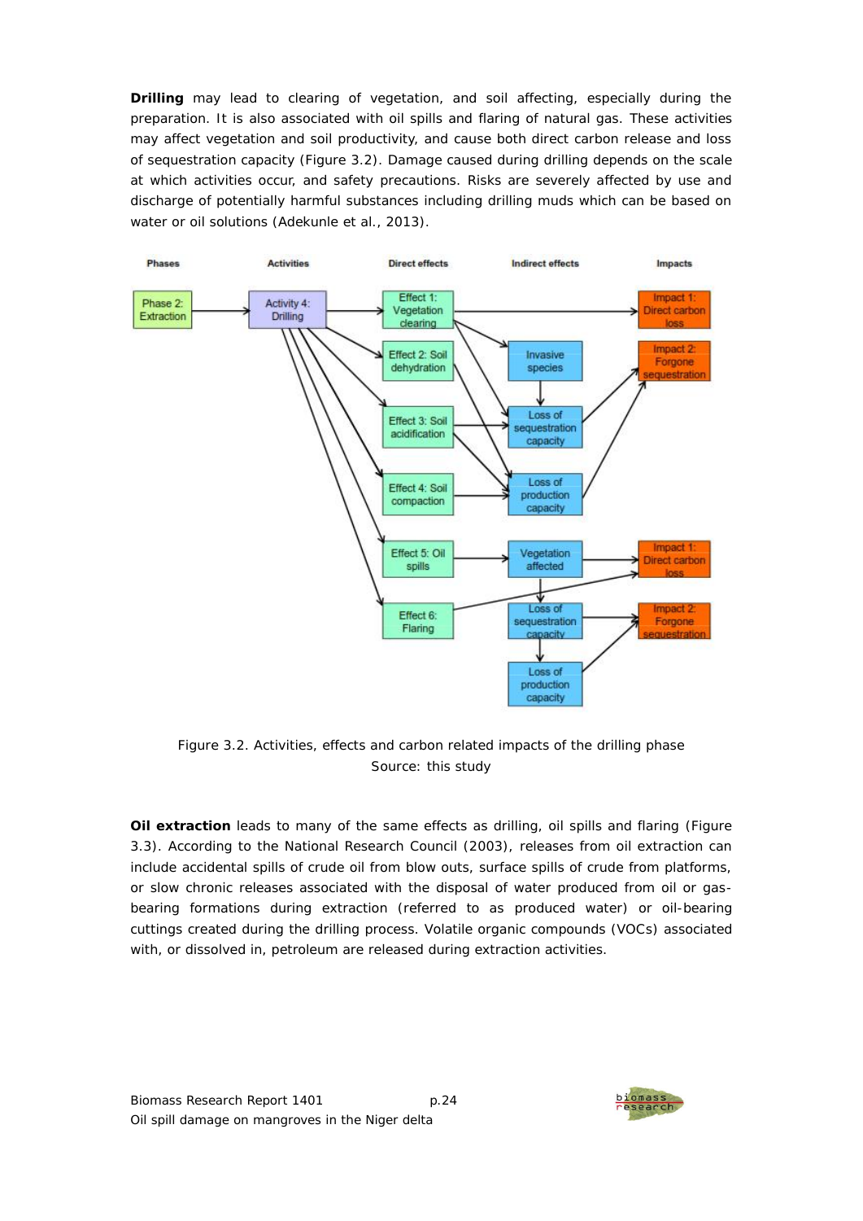**Drilling** may lead to clearing of vegetation, and soil affecting, especially during the preparation. It is also associated with oil spills and flaring of natural gas. These activities may affect vegetation and soil productivity, and cause both direct carbon release and loss of sequestration capacity (Figure 3.2). Damage caused during drilling depends on the scale at which activities occur, and safety precautions. Risks are severely affected by use and discharge of potentially harmful substances including drilling muds which can be based on water or oil solutions (Adekunle et al., 2013).

Figure 3.2. Activities, effects and carbon related impacts of the drilling phase
Source: this study

**Oil extraction** leads to many of the same effects as drilling, oil spills and flaring (Figure 3.3). According to the National Research Council (2003), releases from oil extraction can include accidental spills of crude oil from blow outs, surface spills of crude from platforms, or slow chronic releases associated with the disposal of water produced from oil or gas-bearing formations during extraction (referred to as produced water) or oil-bearing cuttings created during the drilling process. Volatile organic compounds (VOCs) associated with, or dissolved in, petroleum are released during extraction activities.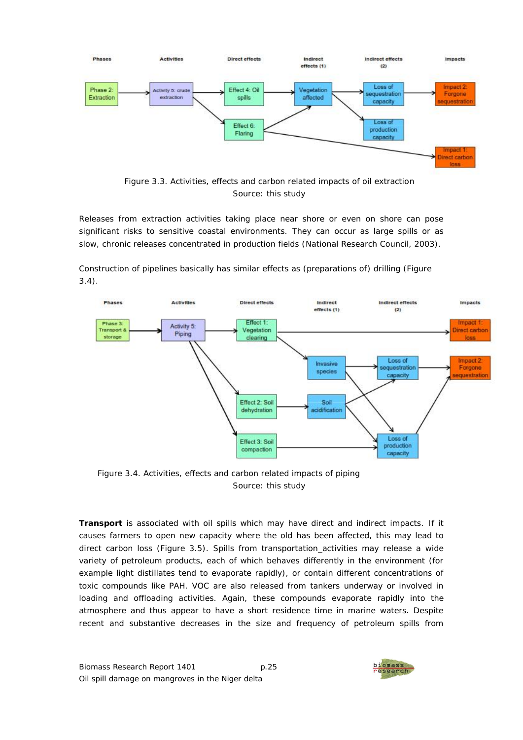Figure 3.3. Activities, effects and carbon related impacts of oil extraction
Source: this study

Releases from extraction activities taking place near shore or even on shore can pose significant risks to sensitive coastal environments. They can occur as large spills or as slow, chronic releases concentrated in production fields (National Research Council, 2003).

Construction of pipelines basically has similar effects as (preparations of) drilling (Figure 3.4).

Figure 3.4. Activities, effects and carbon related impacts of piping
Source: this study

**Transport** is associated with oil spills which may have direct and indirect impacts. If it causes farmers to open new capacity where the old has been affected, this may lead to direct carbon loss (Figure 3.5). Spills from transportation_activities may release a wide variety of petroleum products, each of which behaves differently in the environment (for example light distillates tend to evaporate rapidly), or contain different concentrations of toxic compounds like PAH. VOC are also released from tankers underway or involved in loading and offloading activities. Again, these compounds evaporate rapidly into the atmosphere and thus appear to have a short residence time in marine waters. Despite recent and substantive decreases in the size and frequency of petroleum spills from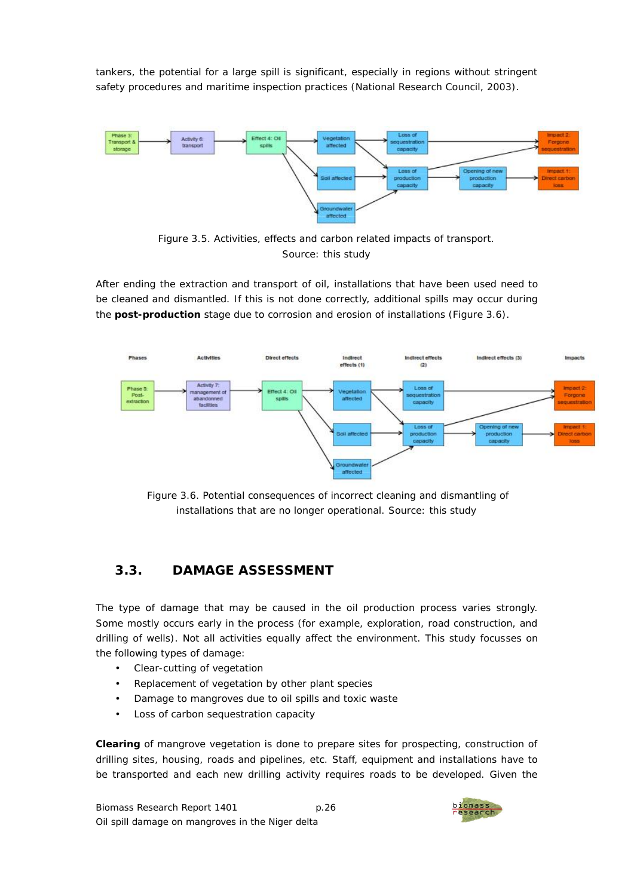tankers, the potential for a large spill is significant, especially in regions without stringent safety procedures and maritime inspection practices (National Research Council, 2003).

Figure 3.5. Activities, effects and carbon related impacts of transport. Source: this study

After ending the extraction and transport of oil, installations that have been used need to be cleaned and dismantled. If this is not done correctly, additional spills may occur during the **post-production** stage due to corrosion and erosion of installations (Figure 3.6).

Figure 3.6. Potential consequences of incorrect cleaning and dismantling of installations that are no longer operational. Source: this study

## 3.3. DAMAGE ASSESSMENT

The type of damage that may be caused in the oil production process varies strongly. Some mostly occurs early in the process (for example, exploration, road construction, and drilling of wells). Not all activities equally affect the environment. This study focusses on the following types of damage:

- Clear-cutting of vegetation
- Replacement of vegetation by other plant species
- Damage to mangroves due to oil spills and toxic waste
- Loss of carbon sequestration capacity

**Clearing** of mangrove vegetation is done to prepare sites for prospecting, construction of drilling sites, housing, roads and pipelines, etc. Staff, equipment and installations have to be transported and each new drilling activity requires roads to be developed. Given the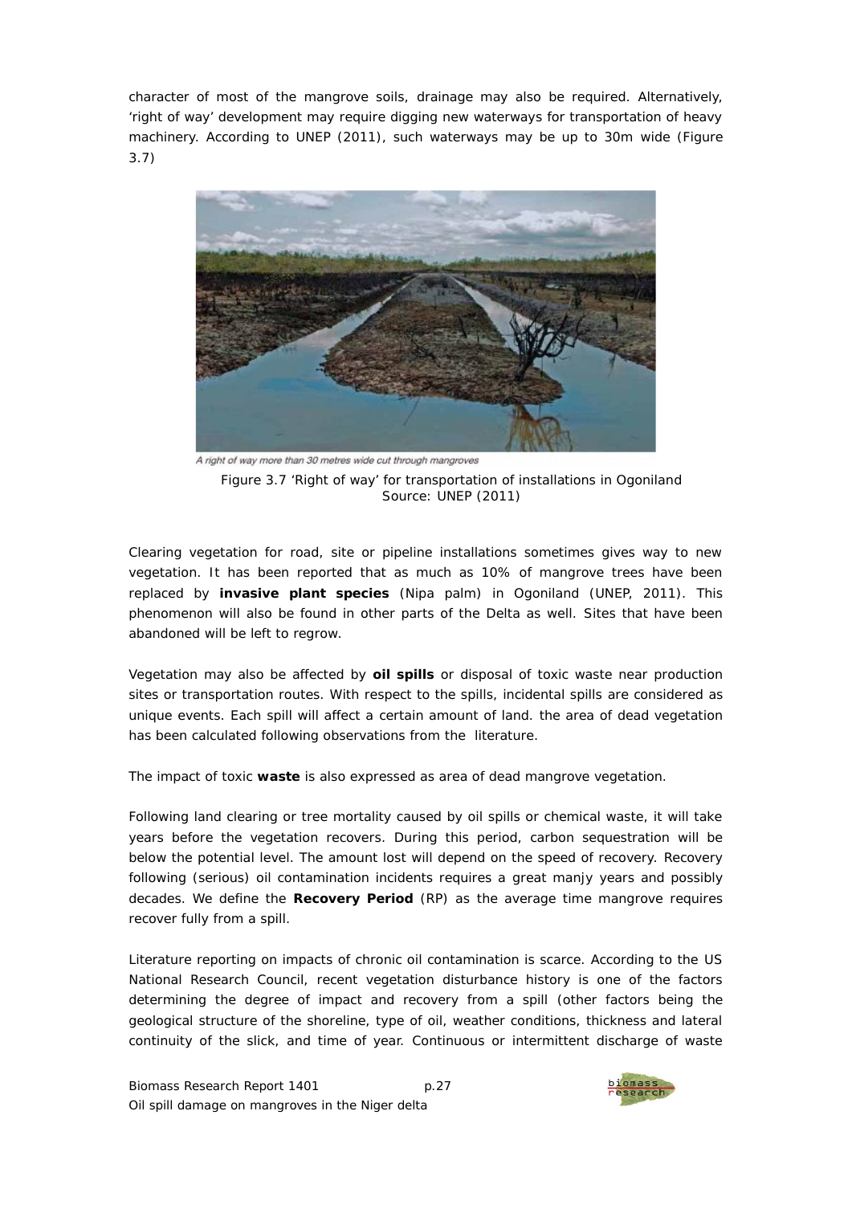character of most of the mangrove soils, drainage may also be required. Alternatively, 'right of way' development may require digging new waterways for transportation of heavy machinery. According to UNEP (2011), such waterways may be up to 30m wide (Figure 3.7)

A right of way more than 30 metres wide cut through mangroves

Figure 3.7 'Right of way' for transportation of installations in Ogoniland
Source: UNEP (2011)

Clearing vegetation for road, site or pipeline installations sometimes gives way to new vegetation. It has been reported that as much as 10% of mangrove trees have been replaced by **invasive plant species** (Nipa palm) in Ogoniland (UNEP, 2011). This phenomenon will also be found in other parts of the Delta as well. Sites that have been abandoned will be left to regrow.

Vegetation may also be affected by **oil spills** or disposal of toxic waste near production sites or transportation routes. With respect to the spills, incidental spills are considered as unique events. Each spill will affect a certain amount of land. the area of dead vegetation has been calculated following observations from the literature.

The impact of toxic **waste** is also expressed as area of dead mangrove vegetation.

Following land clearing or tree mortality caused by oil spills or chemical waste, it will take years before the vegetation recovers. During this period, carbon sequestration will be below the potential level. The amount lost will depend on the speed of recovery. Recovery following (serious) oil contamination incidents requires a great manjy years and possibly decades. We define the **Recovery Period** (RP) as the average time mangrove requires recover fully from a spill.

Literature reporting on impacts of chronic oil contamination is scarce. According to the US National Research Council, recent vegetation disturbance history is one of the factors determining the degree of impact and recovery from a spill (other factors being the geological structure of the shoreline, type of oil, weather conditions, thickness and lateral continuity of the slick, and time of year. Continuous or intermittent discharge of waste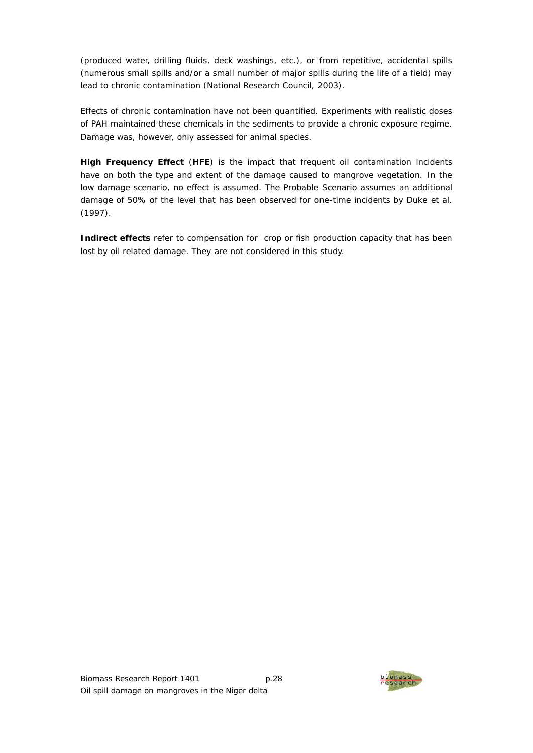(produced water, drilling fluids, deck washings, etc.), or from repetitive, accidental spills (numerous small spills and/or a small number of major spills during the life of a field) may lead to chronic contamination (National Research Council, 2003).

Effects of chronic contamination have not been quantified. Experiments with realistic doses of PAH maintained these chemicals in the sediments to provide a chronic exposure regime. Damage was, however, only assessed for animal species.

**High Frequency Effect** (**HFE**) is the impact that frequent oil contamination incidents have on both the type and extent of the damage caused to mangrove vegetation. In the low damage scenario, no effect is assumed. The Probable Scenario assumes an additional damage of 50% of the level that has been observed for one-time incidents by Duke et al. (1997).

**Indirect effects** refer to compensation for crop or fish production capacity that has been lost by oil related damage. They are not considered in this study.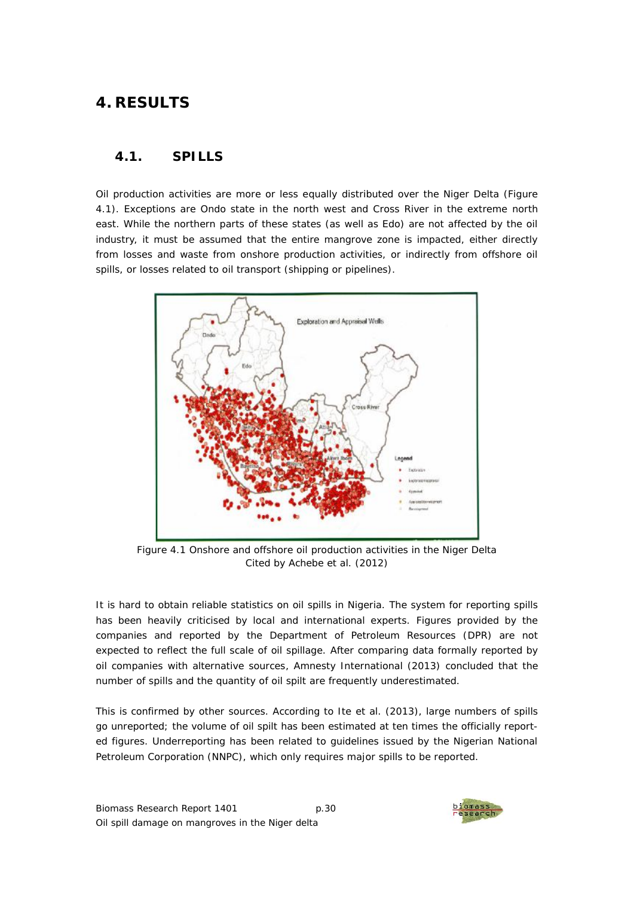# 4. RESULTS

## 4.1. SPILLS

Oil production activities are more or less equally distributed over the Niger Delta (Figure 4.1). Exceptions are Ondo state in the north west and Cross River in the extreme north east. While the northern parts of these states (as well as Edo) are not affected by the oil industry, it must be assumed that the entire mangrove zone is impacted, either directly from losses and waste from onshore production activities, or indirectly from offshore oil spills, or losses related to oil transport (shipping or pipelines).

Figure 4.1 Onshore and offshore oil production activities in the Niger Delta
Cited by Achebe et al. (2012)

It is hard to obtain reliable statistics on oil spills in Nigeria. The system for reporting spills has been heavily criticised by local and international experts. Figures provided by the companies and reported by the Department of Petroleum Resources (DPR) are not expected to reflect the full scale of oil spillage. After comparing data formally reported by oil companies with alternative sources, Amnesty International (2013) concluded that the number of spills and the quantity of oil spilt are frequently underestimated.

This is confirmed by other sources. According to Ite et al. (2013), large numbers of spills go unreported; the volume of oil spilt has been estimated at ten times the officially reported figures. Underreporting has been related to guidelines issued by the Nigerian National Petroleum Corporation (NNPC), which only requires major spills to be reported.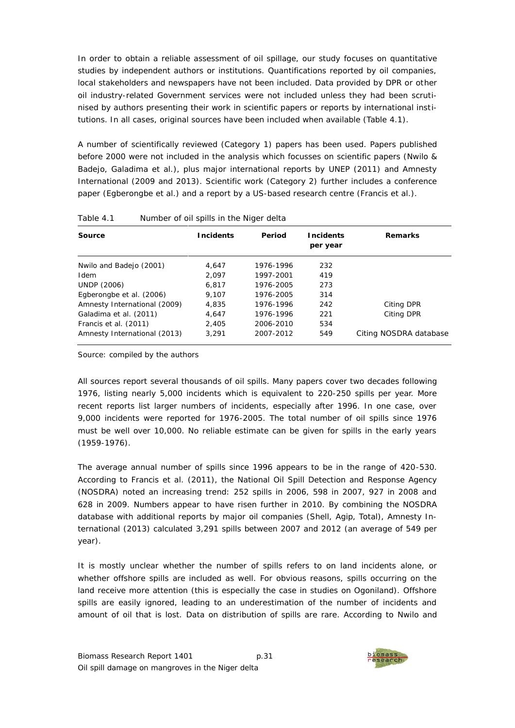In order to obtain a reliable assessment of oil spillage, our study focuses on quantitative studies by independent authors or institutions. Quantifications reported by oil companies, local stakeholders and newspapers have not been included. Data provided by DPR or other oil industry-related Government services were not included unless they had been scrutinised by authors presenting their work in scientific papers or reports by international institutions. In all cases, original sources have been included when available (Table 4.1).

A number of scientifically reviewed (Category 1) papers has been used. Papers published before 2000 were not included in the analysis which focusses on scientific papers (Nwilo & Badejo, Galadima et al.), plus major international reports by UNEP (2011) and Amnesty International (2009 and 2013). Scientific work (Category 2) further includes a conference paper (Egberongbe et al.) and a report by a US-based research centre (Francis et al.).

Table 4.1 Number of oil spills in the Niger delta

| Source | Incidents | Period | Incidents per year | Remarks |
|---|---|---|---|---|
| Nwilo and Badejo (2001) | 4,647 | 1976-1996 | 232 | |
| Idem | 2,097 | 1997-2001 | 419 | |
| UNDP (2006) | 6,817 | 1976-2005 | 273 | |
| Egberongbe et al. (2006) | 9,107 | 1976-2005 | 314 | |
| Amnesty International (2009) | 4,835 | 1976-1996 | 242 | Citing DPR |
| Galadima et al. (2011) | 4,647 | 1976-1996 | 221 | Citing DPR |
| Francis et al. (2011) | 2,405 | 2006-2010 | 534 | |
| Amnesty International (2013) | 3,291 | 2007-2012 | 549 | Citing NOSDRA database |

Source: compiled by the authors

All sources report several thousands of oil spills. Many papers cover two decades following 1976, listing nearly 5,000 incidents which is equivalent to 220-250 spills per year. More recent reports list larger numbers of incidents, especially after 1996. In one case, over 9,000 incidents were reported for 1976-2005. The total number of oil spills since 1976 must be well over 10,000. No reliable estimate can be given for spills in the early years (1959-1976).

The average annual number of spills since 1996 appears to be in the range of 420-530. According to Francis et al. (2011), the National Oil Spill Detection and Response Agency (NOSDRA) noted an increasing trend: 252 spills in 2006, 598 in 2007, 927 in 2008 and 628 in 2009. Numbers appear to have risen further in 2010. By combining the NOSDRA database with additional reports by major oil companies (Shell, Agip, Total), Amnesty International (2013) calculated 3,291 spills between 2007 and 2012 (an average of 549 per year).

It is mostly unclear whether the number of spills refers to on land incidents alone, or whether offshore spills are included as well. For obvious reasons, spills occurring on the land receive more attention (this is especially the case in studies on Ogoniland). Offshore spills are easily ignored, leading to an underestimation of the number of incidents and amount of oil that is lost. Data on distribution of spills are rare. According to Nwilo and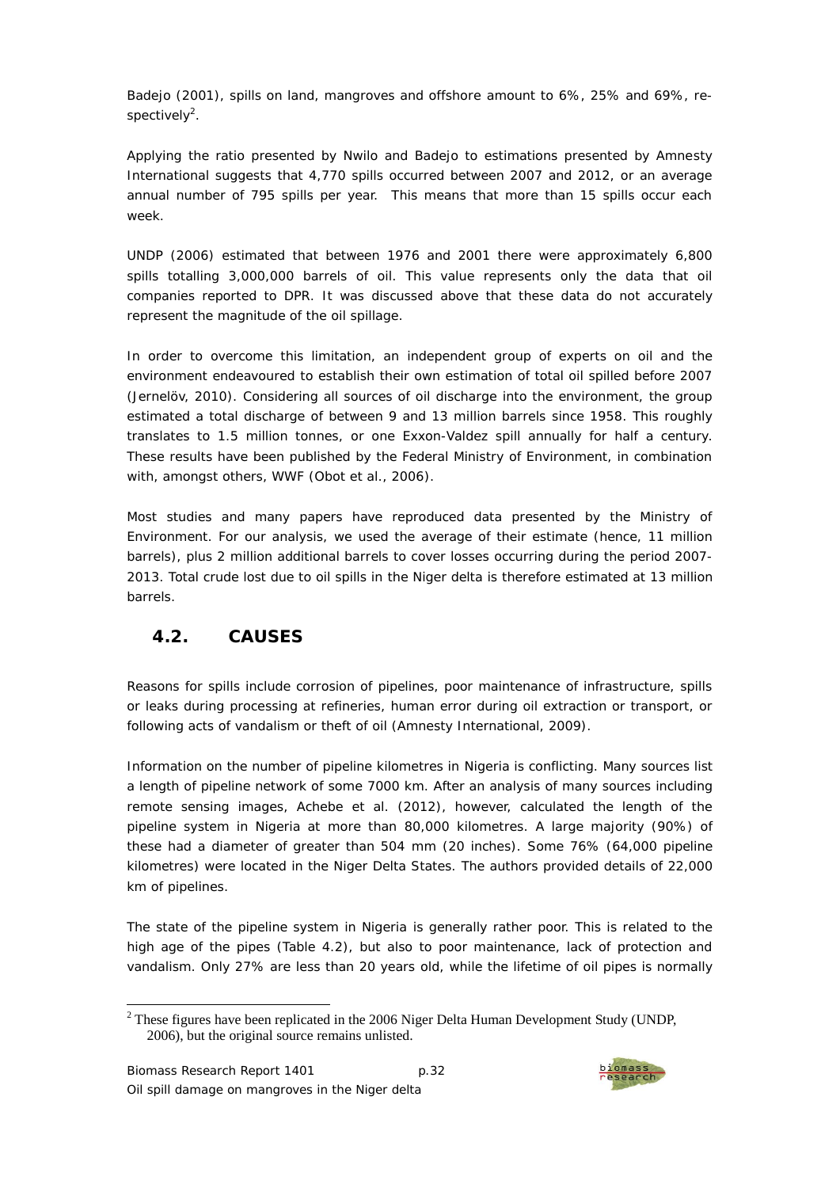Badejo (2001), spills on land, mangroves and offshore amount to 6%, 25% and 69%, respectively[2].

Applying the ratio presented by Nwilo and Badejo to estimations presented by Amnesty International suggests that 4,770 spills occurred between 2007 and 2012, or an average annual number of 795 spills per year. This means that more than 15 spills occur each week.

UNDP (2006) estimated that between 1976 and 2001 there were approximately 6,800 spills totalling 3,000,000 barrels of oil. This value represents only the data that oil companies reported to DPR. It was discussed above that these data do not accurately represent the magnitude of the oil spillage.

In order to overcome this limitation, an independent group of experts on oil and the environment endeavoured to establish their own estimation of total oil spilled before 2007 (Jernelöv, 2010). Considering all sources of oil discharge into the environment, the group estimated a total discharge of between 9 and 13 million barrels since 1958. This roughly translates to 1.5 million tonnes, or one Exxon-Valdez spill annually for half a century. These results have been published by the Federal Ministry of Environment, in combination with, amongst others, WWF (Obot et al., 2006).

Most studies and many papers have reproduced data presented by the Ministry of Environment. For our analysis, we used the average of their estimate (hence, 11 million barrels), plus 2 million additional barrels to cover losses occurring during the period 2007-2013. Total crude lost due to oil spills in the Niger delta is therefore estimated at 13 million barrels.

## 4.2. CAUSES

Reasons for spills include corrosion of pipelines, poor maintenance of infrastructure, spills or leaks during processing at refineries, human error during oil extraction or transport, or following acts of vandalism or theft of oil (Amnesty International, 2009).

Information on the number of pipeline kilometres in Nigeria is conflicting. Many sources list a length of pipeline network of some 7000 km. After an analysis of many sources including remote sensing images, Achebe et al. (2012), however, calculated the length of the pipeline system in Nigeria at more than 80,000 kilometres. A large majority (90%) of these had a diameter of greater than 504 mm (20 inches). Some 76% (64,000 pipeline kilometres) were located in the Niger Delta States. The authors provided details of 22,000 km of pipelines.

The state of the pipeline system in Nigeria is generally rather poor. This is related to the high age of the pipes (Table 4.2), but also to poor maintenance, lack of protection and vandalism. Only 27% are less than 20 years old, while the lifetime of oil pipes is normally

[2] These figures have been replicated in the 2006 Niger Delta Human Development Study (UNDP, 2006), but the original source remains unlisted.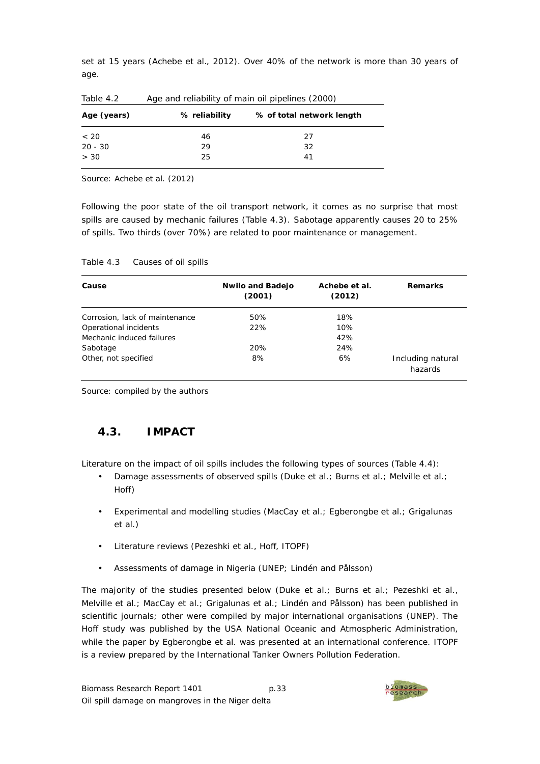set at 15 years (Achebe et al., 2012). Over 40% of the network is more than 30 years of age.

Table 4.2 Age and reliability of main oil pipelines (2000)

| Age (years) | % reliability | % of total network length |
|---|---|---|
| < 20 | 46 | 27 |
| 20 - 30 | 29 | 32 |
| > 30 | 25 | 41 |

Source: Achebe et al. (2012)

Following the poor state of the oil transport network, it comes as no surprise that most spills are caused by mechanic failures (Table 4.3). Sabotage apparently causes 20 to 25% of spills. Two thirds (over 70%) are related to poor maintenance or management.

Table 4.3 Causes of oil spills

| Cause | Nwilo and Badejo (2001) | Achebe et al. (2012) | Remarks |
|---|---|---|---|
| Corrosion, lack of maintenance | 50% | 18% | |
| Operational incidents | 22% | 10% | |
| Mechanic induced failures | | 42% | |
| Sabotage | 20% | 24% | |
| Other, not specified | 8% | 6% | Including natural hazards |

Source: compiled by the authors

## 4.3. IMPACT

Literature on the impact of oil spills includes the following types of sources (Table 4.4):

- Damage assessments of observed spills (Duke et al.; Burns et al.; Melville et al.; Hoff)
- Experimental and modelling studies (MacCay et al.; Egberongbe et al.; Grigalunas et al.)
- Literature reviews (Pezeshki et al., Hoff, ITOPF)
- Assessments of damage in Nigeria (UNEP; Lindén and Pålsson)

The majority of the studies presented below (Duke et al.; Burns et al.; Pezeshki et al., Melville et al.; MacCay et al.; Grigalunas et al.; Lindén and Pålsson) has been published in scientific journals; other were compiled by major international organisations (UNEP). The Hoff study was published by the USA National Oceanic and Atmospheric Administration, while the paper by Egberongbe et al. was presented at an international conference. ITOPF is a review prepared by the International Tanker Owners Pollution Federation.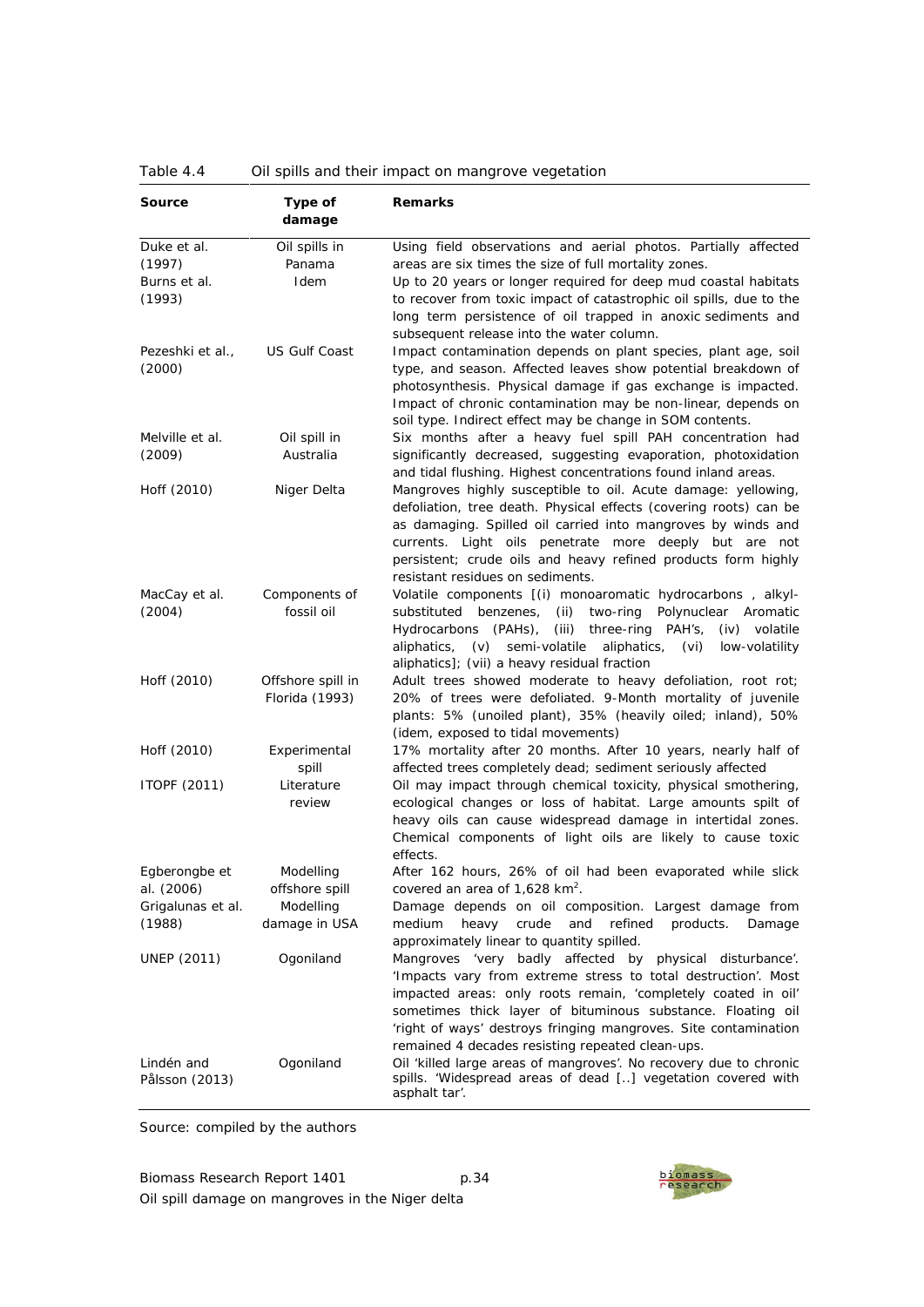Table 4.4 Oil spills and their impact on mangrove vegetation

| Source | Type of damage | Remarks |
|---|---|---|
| Duke et al. (1997) | Oil spills in Panama | Using field observations and aerial photos. Partially affected areas are six times the size of full mortality zones. |
| Burns et al. (1993) | Idem | Up to 20 years or longer required for deep mud coastal habitats to recover from toxic impact of catastrophic oil spills, due to the long term persistence of oil trapped in anoxic sediments and subsequent release into the water column. |
| Pezeshki et al., (2000) | US Gulf Coast | Impact contamination depends on plant species, plant age, soil type, and season. Affected leaves show potential breakdown of photosynthesis. Physical damage if gas exchange is impacted. Impact of chronic contamination may be non-linear, depends on soil type. Indirect effect may be change in SOM contents. |
| Melville et al. (2009) | Oil spill in Australia | Six months after a heavy fuel spill PAH concentration had significantly decreased, suggesting evaporation, photoxidation and tidal flushing. Highest concentrations found inland areas. |
| Hoff (2010) | Niger Delta | Mangroves highly susceptible to oil. Acute damage: yellowing, defoliation, tree death. Physical effects (covering roots) can be as damaging. Spilled oil carried into mangroves by winds and currents. Light oils penetrate more deeply but are not persistent; crude oils and heavy refined products form highly resistant residues on sediments. |
| MacCay et al. (2004) | Components of fossil oil | Volatile components [(i) monoaromatic hydrocarbons , alkyl-substituted benzenes, (ii) two-ring Polynuclear Aromatic Hydrocarbons (PAHs), (iii) three-ring PAH's, (iv) volatile aliphatics, (v) semi-volatile aliphatics, (vi) low-volatility aliphatics]; (vii) a heavy residual fraction |
| Hoff (2010) | Offshore spill in Florida (1993) | Adult trees showed moderate to heavy defoliation, root rot; 20% of trees were defoliated. 9-Month mortality of juvenile plants: 5% (unoiled plant), 35% (heavily oiled; inland), 50% (idem, exposed to tidal movements) |
| Hoff (2010) | Experimental spill | 17% mortality after 20 months. After 10 years, nearly half of affected trees completely dead; sediment seriously affected |
| ITOPF (2011) | Literature review | Oil may impact through chemical toxicity, physical smothering, ecological changes or loss of habitat. Large amounts spilt of heavy oils can cause widespread damage in intertidal zones. Chemical components of light oils are likely to cause toxic effects. |
| Egberongbe et al. (2006) | Modelling offshore spill | After 162 hours, 26% of oil had been evaporated while slick covered an area of 1,628 $km^2$. |
| Grigalunas et al. (1988) | Modelling damage in USA | Damage depends on oil composition. Largest damage from medium heavy crude and refined products. Damage approximately linear to quantity spilled. |
| UNEP (2011) | Ogoniland | Mangroves 'very badly affected by physical disturbance'. 'Impacts vary from extreme stress to total destruction'. Most impacted areas: only roots remain, 'completely coated in oil' sometimes thick layer of bituminous substance. Floating oil 'right of ways' destroys fringing mangroves. Site contamination remained 4 decades resisting repeated clean-ups. |
| Lindén and Pålsson (2013) | Ogoniland | Oil 'killed large areas of mangroves'. No recovery due to chronic spills. 'Widespread areas of dead [..] vegetation covered with asphalt tar'. |

Source: compiled by the authors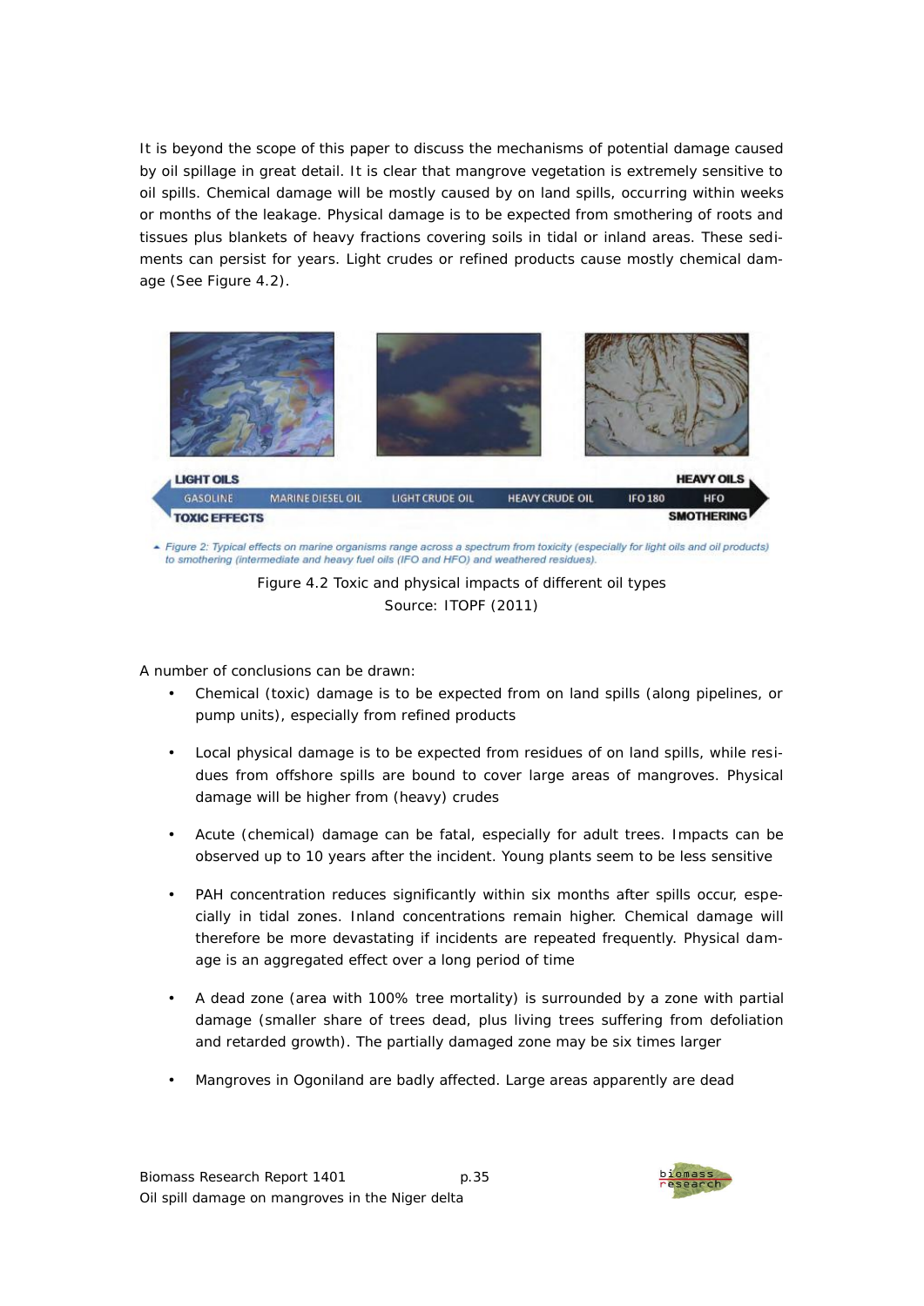It is beyond the scope of this paper to discuss the mechanisms of potential damage caused by oil spillage in great detail. It is clear that mangrove vegetation is extremely sensitive to oil spills. Chemical damage will be mostly caused by on land spills, occurring within weeks or months of the leakage. Physical damage is to be expected from smothering of roots and tissues plus blankets of heavy fractions covering soils in tidal or inland areas. These sediments can persist for years. Light crudes or refined products cause mostly chemical damage (See Figure 4.2).

Figure 4.2 Toxic and physical impacts of different oil types
Source: ITOPF (2011)

A number of conclusions can be drawn:

- Chemical (toxic) damage is to be expected from on land spills (along pipelines, or pump units), especially from refined products
- Local physical damage is to be expected from residues of on land spills, while residues from offshore spills are bound to cover large areas of mangroves. Physical damage will be higher from (heavy) crudes
- Acute (chemical) damage can be fatal, especially for adult trees. Impacts can be observed up to 10 years after the incident. Young plants seem to be less sensitive
- PAH concentration reduces significantly within six months after spills occur, especially in tidal zones. Inland concentrations remain higher. Chemical damage will therefore be more devastating if incidents are repeated frequently. Physical damage is an aggregated effect over a long period of time
- A dead zone (area with 100% tree mortality) is surrounded by a zone with partial damage (smaller share of trees dead, plus living trees suffering from defoliation and retarded growth). The partially damaged zone may be six times larger
- Mangroves in Ogoniland are badly affected. Large areas apparently are dead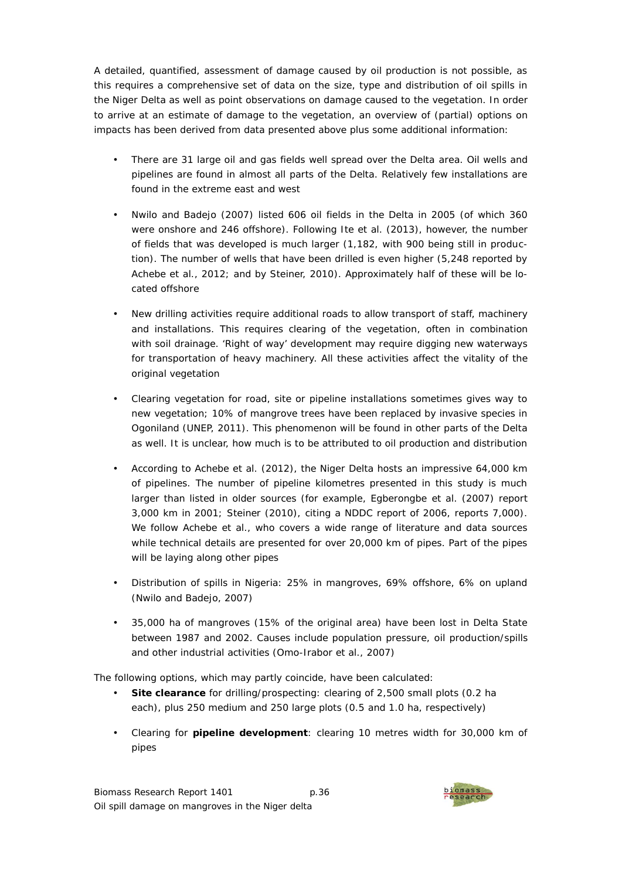A detailed, quantified, assessment of damage caused by oil production is not possible, as this requires a comprehensive set of data on the size, type and distribution of oil spills in the Niger Delta as well as point observations on damage caused to the vegetation. In order to arrive at an estimate of damage to the vegetation, an overview of (partial) options on impacts has been derived from data presented above plus some additional information:

- There are 31 large oil and gas fields well spread over the Delta area. Oil wells and pipelines are found in almost all parts of the Delta. Relatively few installations are found in the extreme east and west
- Nwilo and Badejo (2007) listed 606 oil fields in the Delta in 2005 (of which 360 were onshore and 246 offshore). Following Ite et al. (2013), however, the number of fields that was developed is much larger (1,182, with 900 being still in production). The number of wells that have been drilled is even higher (5,248 reported by Achebe et al., 2012; and by Steiner, 2010). Approximately half of these will be located offshore
- New drilling activities require additional roads to allow transport of staff, machinery and installations. This requires clearing of the vegetation, often in combination with soil drainage. 'Right of way' development may require digging new waterways for transportation of heavy machinery. All these activities affect the vitality of the original vegetation
- Clearing vegetation for road, site or pipeline installations sometimes gives way to new vegetation; 10% of mangrove trees have been replaced by invasive species in Ogoniland (UNEP, 2011). This phenomenon will be found in other parts of the Delta as well. It is unclear, how much is to be attributed to oil production and distribution
- According to Achebe et al. (2012), the Niger Delta hosts an impressive 64,000 km of pipelines. The number of pipeline kilometres presented in this study is much larger than listed in older sources (for example, Egberongbe et al. (2007) report 3,000 km in 2001; Steiner (2010), citing a NDDC report of 2006, reports 7,000). We follow Achebe et al., who covers a wide range of literature and data sources while technical details are presented for over 20,000 km of pipes. Part of the pipes will be laying along other pipes
- Distribution of spills in Nigeria: 25% in mangroves, 69% offshore, 6% on upland (Nwilo and Badejo, 2007)
- 35,000 ha of mangroves (15% of the original area) have been lost in Delta State between 1987 and 2002. Causes include population pressure, oil production/spills and other industrial activities (Omo-Irabor et al., 2007)

The following options, which may partly coincide, have been calculated:

- **Site clearance** for drilling/prospecting: clearing of 2,500 small plots (0.2 ha each), plus 250 medium and 250 large plots (0.5 and 1.0 ha, respectively)
- Clearing for **pipeline development**: clearing 10 metres width for 30,000 km of pipes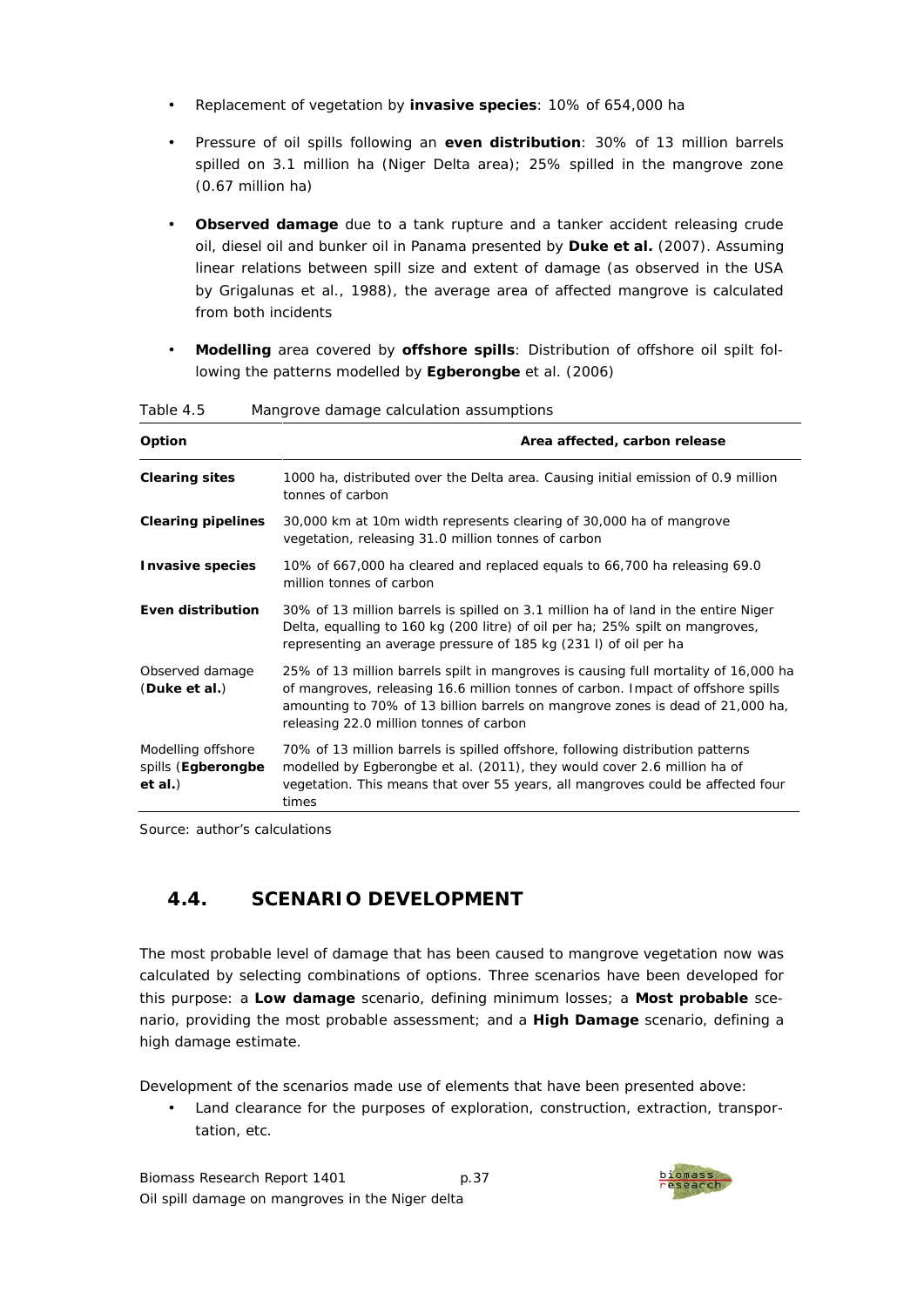- Replacement of vegetation by **invasive species**: 10% of 654,000 ha
- Pressure of oil spills following an **even distribution**: 30% of 13 million barrels spilled on 3.1 million ha (Niger Delta area); 25% spilled in the mangrove zone (0.67 million ha)
- **Observed damage** due to a tank rupture and a tanker accident releasing crude oil, diesel oil and bunker oil in Panama presented by **Duke et al.** (2007). Assuming linear relations between spill size and extent of damage (as observed in the USA by Grigalunas et al., 1988), the average area of affected mangrove is calculated from both incidents
- **Modelling** area covered by **offshore spills**: Distribution of offshore oil spilt following the patterns modelled by **Egberongbe** et al. (2006)

Table 4.5 Mangrove damage calculation assumptions

| Option | Area affected, carbon release |
|---|---|
| **Clearing sites** | 1000 ha, distributed over the Delta area. Causing initial emission of 0.9 million tonnes of carbon |
| **Clearing pipelines** | 30,000 km at 10m width represents clearing of 30,000 ha of mangrove vegetation, releasing 31.0 million tonnes of carbon |
| **Invasive species** | 10% of 667,000 ha cleared and replaced equals to 66,700 ha releasing 69.0 million tonnes of carbon |
| **Even distribution** | 30% of 13 million barrels is spilled on 3.1 million ha of land in the entire Niger Delta, equalling to 160 kg (200 litre) of oil per ha; 25% spilt on mangroves, representing an average pressure of 185 kg (231 l) of oil per ha |
| Observed damage (**Duke et al.**) | 25% of 13 million barrels spilt in mangroves is causing full mortality of 16,000 ha of mangroves, releasing 16.6 million tonnes of carbon. Impact of offshore spills amounting to 70% of 13 billion barrels on mangrove zones is dead of 21,000 ha, releasing 22.0 million tonnes of carbon |
| Modelling offshore spills (**Egberongbe et al.**) | 70% of 13 million barrels is spilled offshore, following distribution patterns modelled by Egberongbe et al. (2011), they would cover 2.6 million ha of vegetation. This means that over 55 years, all mangroves could be affected four times |

Source: author's calculations

## 4.4. SCENARIO DEVELOPMENT

The most probable level of damage that has been caused to mangrove vegetation now was calculated by selecting combinations of options. Three scenarios have been developed for this purpose: a **Low damage** scenario, defining minimum losses; a **Most probable** scenario, providing the most probable assessment; and a **High Damage** scenario, defining a high damage estimate.

Development of the scenarios made use of elements that have been presented above:

- Land clearance for the purposes of exploration, construction, extraction, transportation, etc.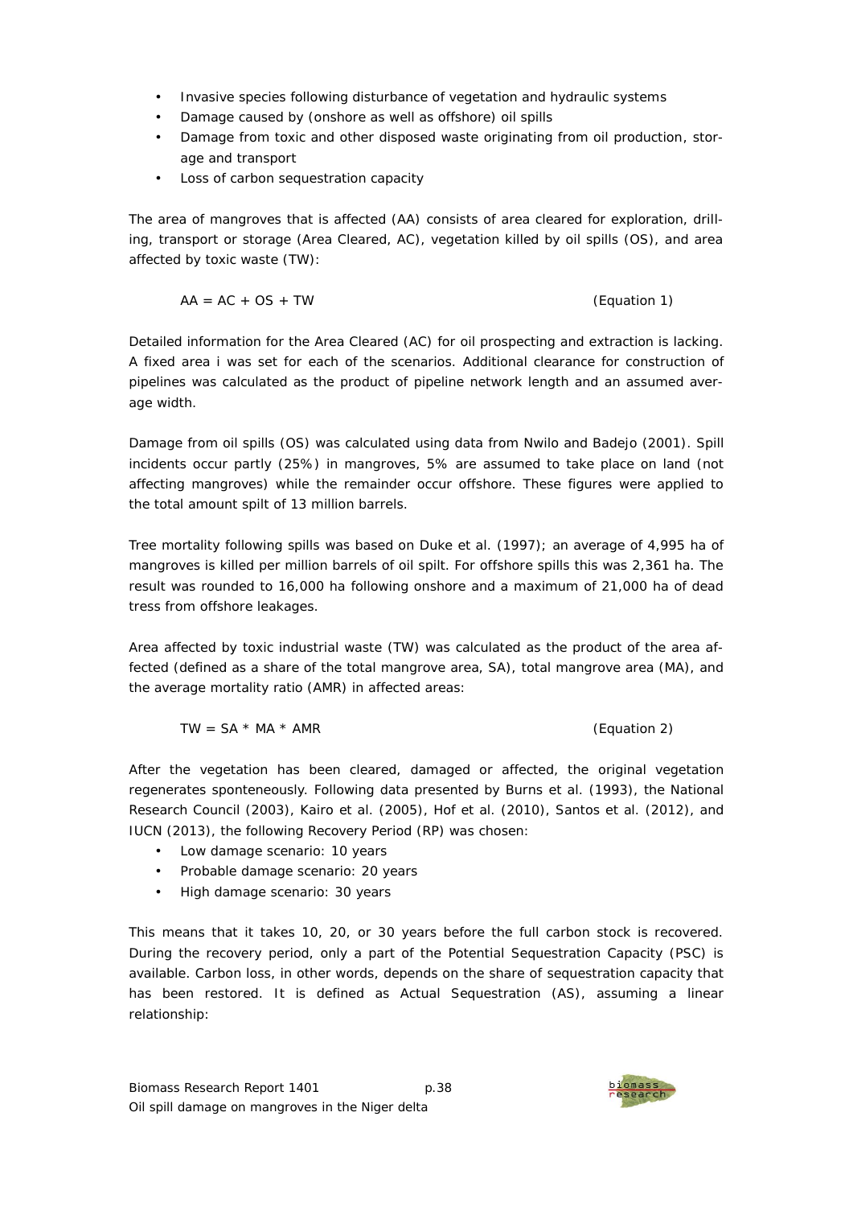- Invasive species following disturbance of vegetation and hydraulic systems
- Damage caused by (onshore as well as offshore) oil spills
- Damage from toxic and other disposed waste originating from oil production, storage and transport
- Loss of carbon sequestration capacity

The area of mangroves that is affected (AA) consists of area cleared for exploration, drilling, transport or storage (Area Cleared, AC), vegetation killed by oil spills (OS), and area affected by toxic waste (TW):

$$AA = AC + OS + TW \qquad \text{(Equation 1)}$$

Detailed information for the Area Cleared (AC) for oil prospecting and extraction is lacking. A fixed area i was set for each of the scenarios. Additional clearance for construction of pipelines was calculated as the product of pipeline network length and an assumed average width.

Damage from oil spills (OS) was calculated using data from Nwilo and Badejo (2001). Spill incidents occur partly (25%) in mangroves, 5% are assumed to take place on land (not affecting mangroves) while the remainder occur offshore. These figures were applied to the total amount spilt of 13 million barrels.

Tree mortality following spills was based on Duke et al. (1997); an average of 4,995 ha of mangroves is killed per million barrels of oil spilt. For offshore spills this was 2,361 ha. The result was rounded to 16,000 ha following onshore and a maximum of 21,000 ha of dead tress from offshore leakages.

Area affected by toxic industrial waste (TW) was calculated as the product of the area affected (defined as a share of the total mangrove area, SA), total mangrove area (MA), and the average mortality ratio (AMR) in affected areas:

$$TW = SA * MA * AMR \qquad \text{(Equation 2)}$$

After the vegetation has been cleared, damaged or affected, the original vegetation regenerates sponteneously. Following data presented by Burns et al. (1993), the National Research Council (2003), Kairo et al. (2005), Hof et al. (2010), Santos et al. (2012), and IUCN (2013), the following Recovery Period (RP) was chosen:

- Low damage scenario: 10 years
- Probable damage scenario: 20 years
- High damage scenario: 30 years

This means that it takes 10, 20, or 30 years before the full carbon stock is recovered. During the recovery period, only a part of the Potential Sequestration Capacity (PSC) is available. Carbon loss, in other words, depends on the share of sequestration capacity that has been restored. It is defined as Actual Sequestration (AS), assuming a linear relationship: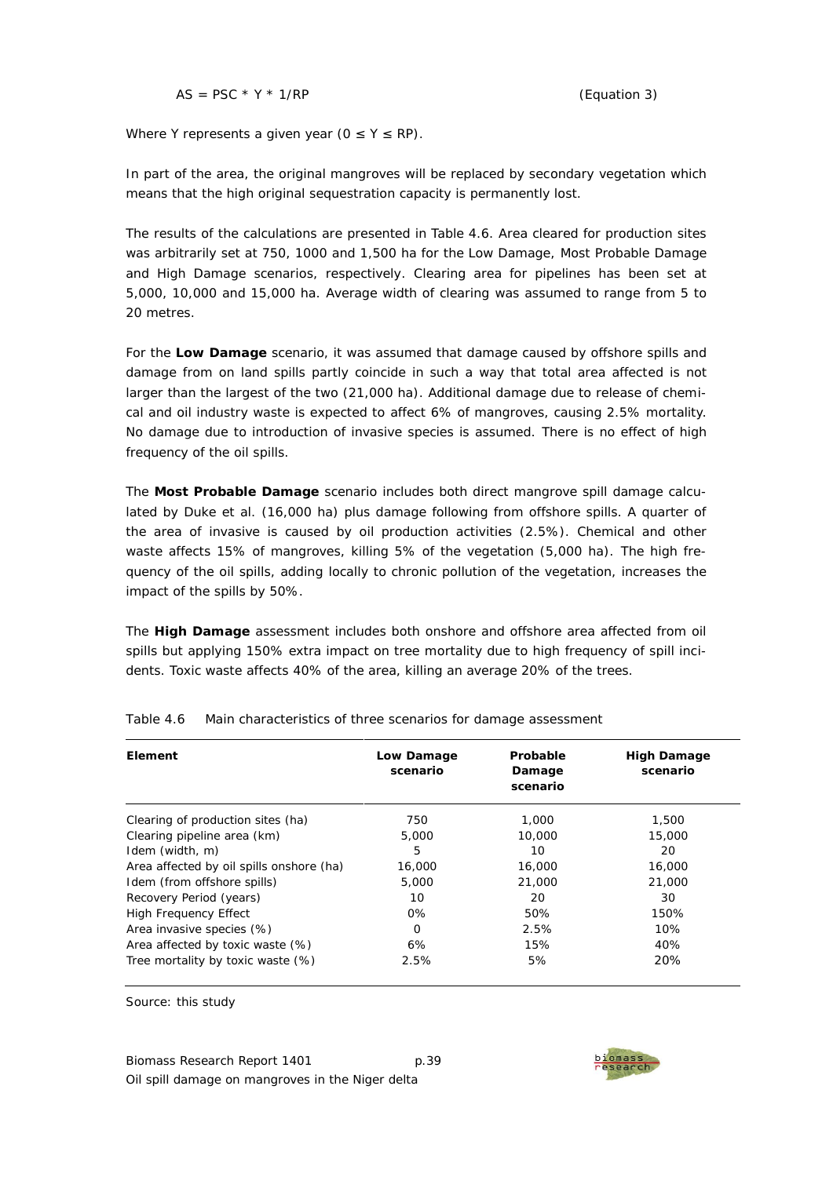$$AS = PSC * Y * 1/RP \qquad \text{(Equation 3)}$$

Where Y represents a given year ($0 \leq Y \leq RP$).

In part of the area, the original mangroves will be replaced by secondary vegetation which means that the high original sequestration capacity is permanently lost.

The results of the calculations are presented in Table 4.6. Area cleared for production sites was arbitrarily set at 750, 1000 and 1,500 ha for the Low Damage, Most Probable Damage and High Damage scenarios, respectively. Clearing area for pipelines has been set at 5,000, 10,000 and 15,000 ha. Average width of clearing was assumed to range from 5 to 20 metres.

For the **Low Damage** scenario, it was assumed that damage caused by offshore spills and damage from on land spills partly coincide in such a way that total area affected is not larger than the largest of the two (21,000 ha). Additional damage due to release of chemical and oil industry waste is expected to affect 6% of mangroves, causing 2.5% mortality. No damage due to introduction of invasive species is assumed. There is no effect of high frequency of the oil spills.

The **Most Probable Damage** scenario includes both direct mangrove spill damage calculated by Duke et al. (16,000 ha) plus damage following from offshore spills. A quarter of the area of invasive is caused by oil production activities (2.5%). Chemical and other waste affects 15% of mangroves, killing 5% of the vegetation (5,000 ha). The high frequency of the oil spills, adding locally to chronic pollution of the vegetation, increases the impact of the spills by 50%.

The **High Damage** assessment includes both onshore and offshore area affected from oil spills but applying 150% extra impact on tree mortality due to high frequency of spill incidents. Toxic waste affects 40% of the area, killing an average 20% of the trees.

Table 4.6 Main characteristics of three scenarios for damage assessment

| Element | Low Damage scenario | Probable Damage scenario | High Damage scenario |
|---|---|---|---|
| Clearing of production sites (ha) | 750 | 1,000 | 1,500 |
| Clearing pipeline area (km) | 5,000 | 10,000 | 15,000 |
| Idem (width, m) | 5 | 10 | 20 |
| Area affected by oil spills onshore (ha) | 16,000 | 16,000 | 16,000 |
| Idem (from offshore spills) | 5,000 | 21,000 | 21,000 |
| Recovery Period (years) | 10 | 20 | 30 |
| High Frequency Effect | 0% | 50% | 150% |
| Area invasive species (%) | 0 | 2.5% | 10% |
| Area affected by toxic waste (%) | 6% | 15% | 40% |
| Tree mortality by toxic waste (%) | 2.5% | 5% | 20% |

Source: this study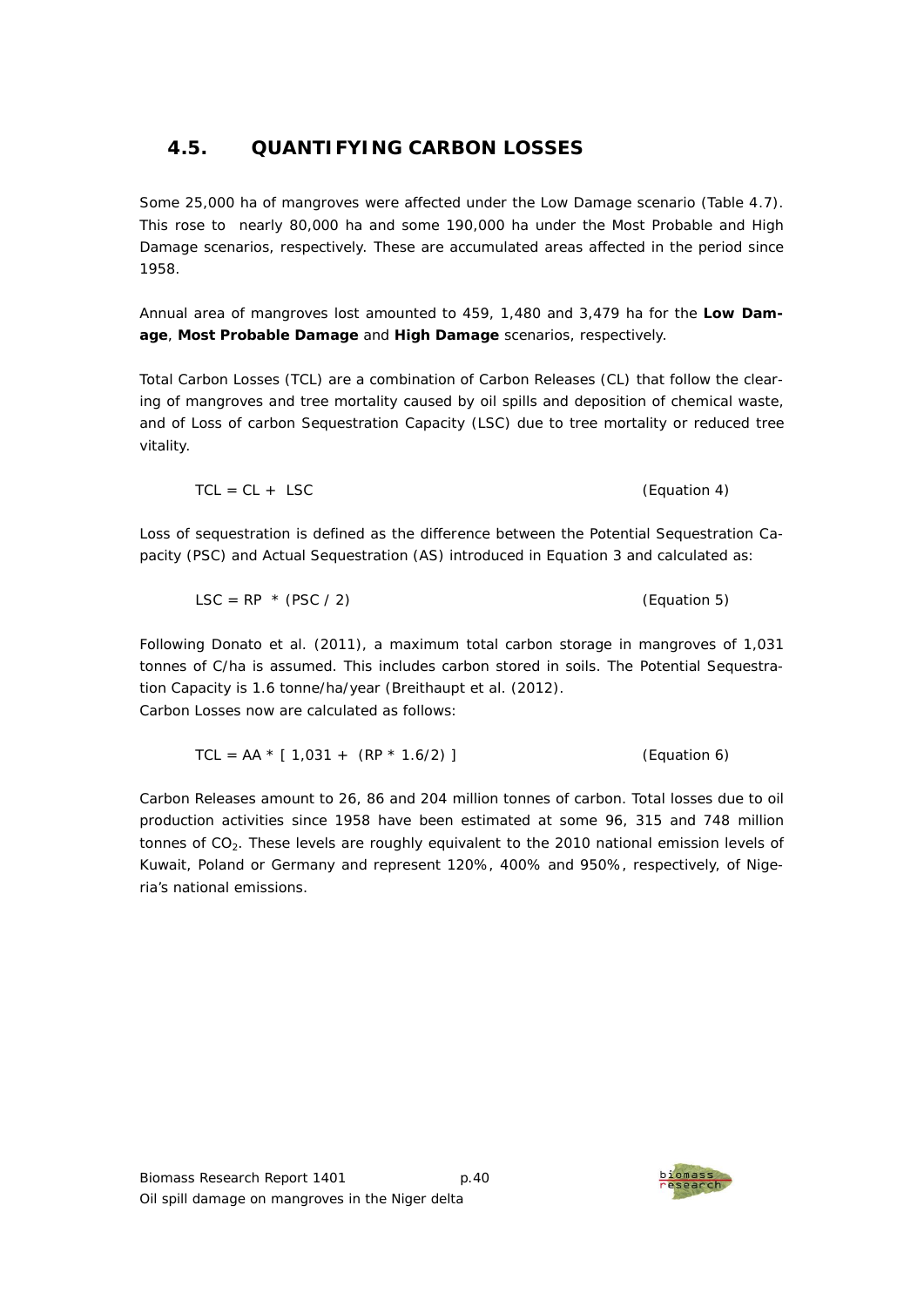## 4.5. QUANTIFYING CARBON LOSSES

Some 25,000 ha of mangroves were affected under the Low Damage scenario (Table 4.7). This rose to nearly 80,000 ha and some 190,000 ha under the Most Probable and High Damage scenarios, respectively. These are accumulated areas affected in the period since 1958.

Annual area of mangroves lost amounted to 459, 1,480 and 3,479 ha for the **Low Damage**, **Most Probable Damage** and **High Damage** scenarios, respectively.

Total Carbon Losses (TCL) are a combination of Carbon Releases (CL) that follow the clearing of mangroves and tree mortality caused by oil spills and deposition of chemical waste, and of Loss of carbon Sequestration Capacity (LSC) due to tree mortality or reduced tree vitality.

$$TCL = CL + LSC \qquad \text{(Equation 4)}$$

Loss of sequestration is defined as the difference between the Potential Sequestration Capacity (PSC) and Actual Sequestration (AS) introduced in Equation 3 and calculated as:

$$LSC = RP * (PSC / 2) \qquad \text{(Equation 5)}$$

Following Donato et al. (2011), a maximum total carbon storage in mangroves of 1,031 tonnes of C/ha is assumed. This includes carbon stored in soils. The Potential Sequestration Capacity is 1.6 tonne/ha/year (Breithaupt et al. (2012).
Carbon Losses now are calculated as follows:

$$TCL = AA * [\ 1{,}031 + (RP * 1.6/2)\ ] \qquad \text{(Equation 6)}$$

Carbon Releases amount to 26, 86 and 204 million tonnes of carbon. Total losses due to oil production activities since 1958 have been estimated at some 96, 315 and 748 million tonnes of $CO_2$. These levels are roughly equivalent to the 2010 national emission levels of Kuwait, Poland or Germany and represent 120%, 400% and 950%, respectively, of Nigeria's national emissions.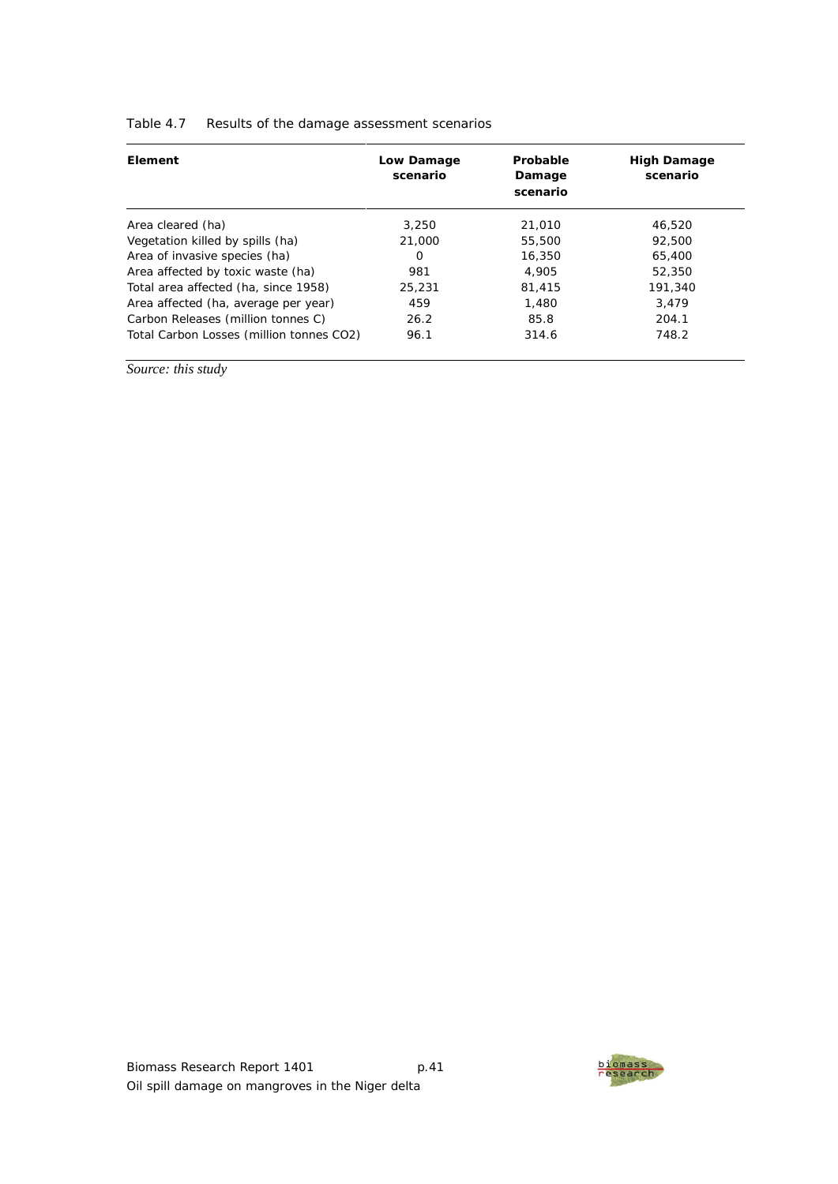Table 4.7 Results of the damage assessment scenarios

| Element | Low Damage scenario | Probable Damage scenario | High Damage scenario |
|---|---|---|---|
| Area cleared (ha) | 3,250 | 21,010 | 46,520 |
| Vegetation killed by spills (ha) | 21,000 | 55,500 | 92,500 |
| Area of invasive species (ha) | 0 | 16,350 | 65,400 |
| Area affected by toxic waste (ha) | 981 | 4,905 | 52,350 |
| Total area affected (ha, since 1958) | 25,231 | 81,415 | 191,340 |
| Area affected (ha, average per year) | 459 | 1,480 | 3,479 |
| Carbon Releases (million tonnes C) | 26.2 | 85.8 | 204.1 |
| Total Carbon Losses (million tonnes $CO_2$) | 96.1 | 314.6 | 748.2 |

*Source: this study*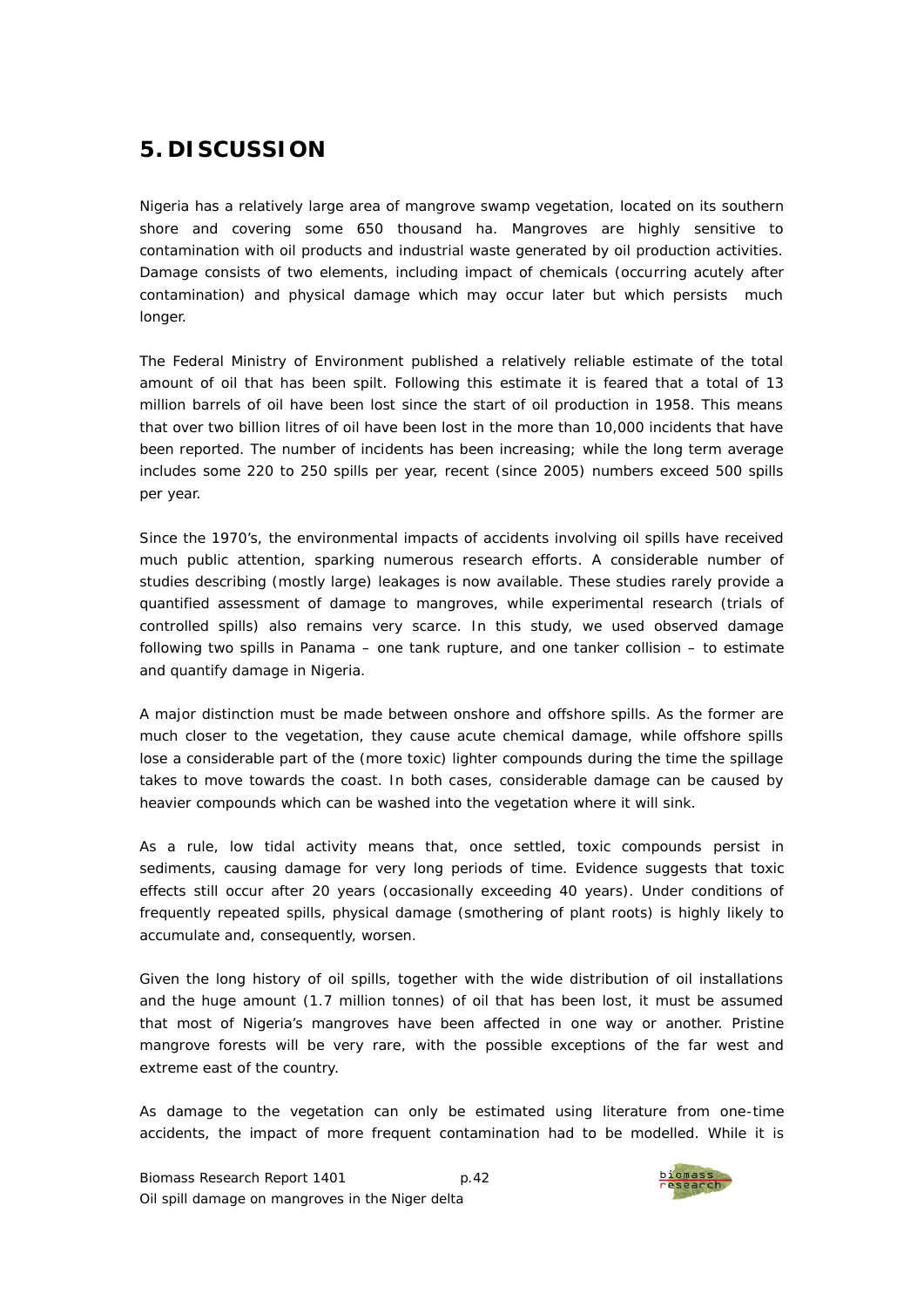# 5. DISCUSSION

Nigeria has a relatively large area of mangrove swamp vegetation, located on its southern shore and covering some 650 thousand ha. Mangroves are highly sensitive to contamination with oil products and industrial waste generated by oil production activities. Damage consists of two elements, including impact of chemicals (occurring acutely after contamination) and physical damage which may occur later but which persists much longer.

The Federal Ministry of Environment published a relatively reliable estimate of the total amount of oil that has been spilt. Following this estimate it is feared that a total of 13 million barrels of oil have been lost since the start of oil production in 1958. This means that over two billion litres of oil have been lost in the more than 10,000 incidents that have been reported. The number of incidents has been increasing; while the long term average includes some 220 to 250 spills per year, recent (since 2005) numbers exceed 500 spills per year.

Since the 1970's, the environmental impacts of accidents involving oil spills have received much public attention, sparking numerous research efforts. A considerable number of studies describing (mostly large) leakages is now available. These studies rarely provide a quantified assessment of damage to mangroves, while experimental research (trials of controlled spills) also remains very scarce. In this study, we used observed damage following two spills in Panama – one tank rupture, and one tanker collision – to estimate and quantify damage in Nigeria.

A major distinction must be made between onshore and offshore spills. As the former are much closer to the vegetation, they cause acute chemical damage, while offshore spills lose a considerable part of the (more toxic) lighter compounds during the time the spillage takes to move towards the coast. In both cases, considerable damage can be caused by heavier compounds which can be washed into the vegetation where it will sink.

As a rule, low tidal activity means that, once settled, toxic compounds persist in sediments, causing damage for very long periods of time. Evidence suggests that toxic effects still occur after 20 years (occasionally exceeding 40 years). Under conditions of frequently repeated spills, physical damage (smothering of plant roots) is highly likely to accumulate and, consequently, worsen.

Given the long history of oil spills, together with the wide distribution of oil installations and the huge amount (1.7 million tonnes) of oil that has been lost, it must be assumed that most of Nigeria's mangroves have been affected in one way or another. Pristine mangrove forests will be very rare, with the possible exceptions of the far west and extreme east of the country.

As damage to the vegetation can only be estimated using literature from one-time accidents, the impact of more frequent contamination had to be modelled. While it is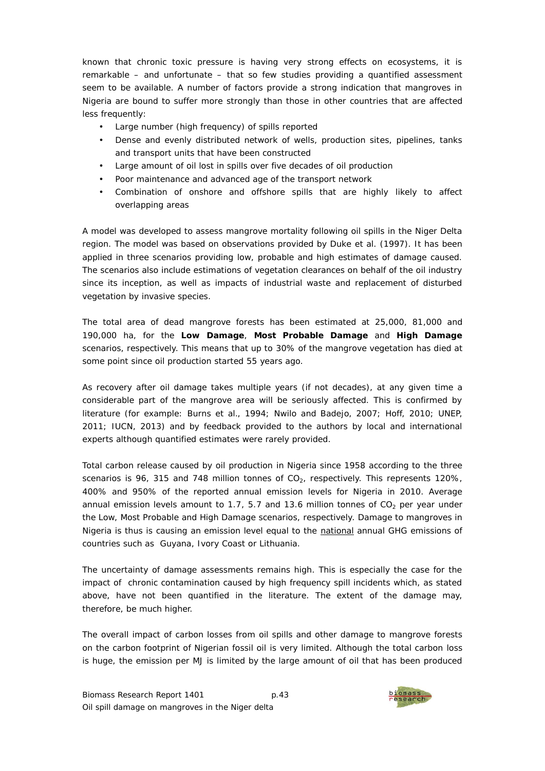known that chronic toxic pressure is having very strong effects on ecosystems, it is remarkable – and unfortunate – that so few studies providing a quantified assessment seem to be available. A number of factors provide a strong indication that mangroves in Nigeria are bound to suffer more strongly than those in other countries that are affected less frequently:

- Large number (high frequency) of spills reported
- Dense and evenly distributed network of wells, production sites, pipelines, tanks and transport units that have been constructed
- Large amount of oil lost in spills over five decades of oil production
- Poor maintenance and advanced age of the transport network
- Combination of onshore and offshore spills that are highly likely to affect overlapping areas

A model was developed to assess mangrove mortality following oil spills in the Niger Delta region. The model was based on observations provided by Duke et al. (1997). It has been applied in three scenarios providing low, probable and high estimates of damage caused. The scenarios also include estimations of vegetation clearances on behalf of the oil industry since its inception, as well as impacts of industrial waste and replacement of disturbed vegetation by invasive species.

The total area of dead mangrove forests has been estimated at 25,000, 81,000 and 190,000 ha, for the **Low Damage**, **Most Probable Damage** and **High Damage** scenarios, respectively. This means that up to 30% of the mangrove vegetation has died at some point since oil production started 55 years ago.

As recovery after oil damage takes multiple years (if not decades), at any given time a considerable part of the mangrove area will be seriously affected. This is confirmed by literature (for example: Burns et al., 1994; Nwilo and Badejo, 2007; Hoff, 2010; UNEP, 2011; IUCN, 2013) and by feedback provided to the authors by local and international experts although quantified estimates were rarely provided.

Total carbon release caused by oil production in Nigeria since 1958 according to the three scenarios is 96, 315 and 748 million tonnes of $CO_2$, respectively. This represents 120%, 400% and 950% of the reported annual emission levels for Nigeria in 2010. Average annual emission levels amount to 1.7, 5.7 and 13.6 million tonnes of $CO_2$ per year under the Low, Most Probable and High Damage scenarios, respectively. Damage to mangroves in Nigeria is thus is causing an emission level equal to the national annual GHG emissions of countries such as Guyana, Ivory Coast or Lithuania.

The uncertainty of damage assessments remains high. This is especially the case for the impact of chronic contamination caused by high frequency spill incidents which, as stated above, have not been quantified in the literature. The extent of the damage may, therefore, be much higher.

The overall impact of carbon losses from oil spills and other damage to mangrove forests on the carbon footprint of Nigerian fossil oil is very limited. Although the total carbon loss is huge, the emission per MJ is limited by the large amount of oil that has been produced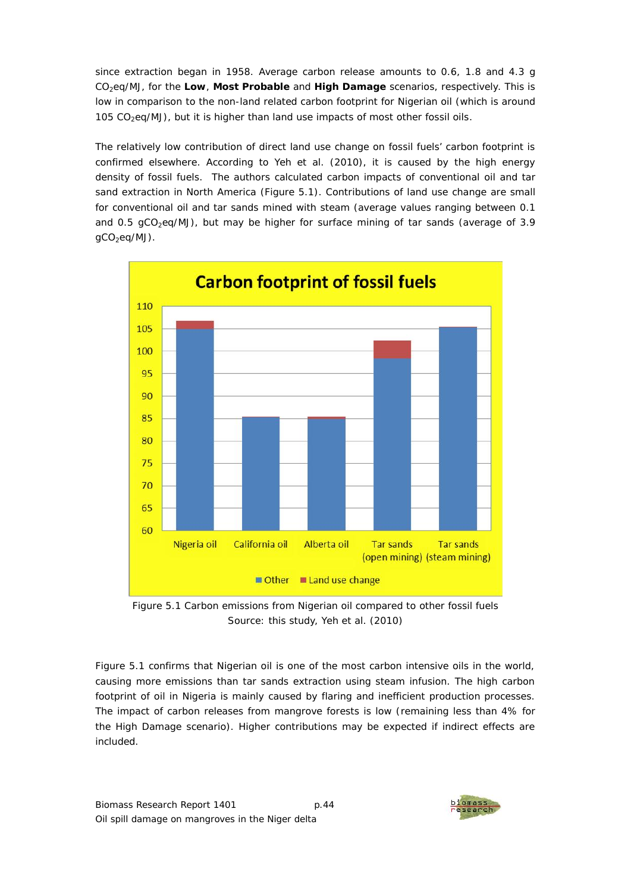since extraction began in 1958. Average carbon release amounts to 0.6, 1.8 and 4.3 g $CO_2$eq/MJ, for the **Low**, **Most Probable** and **High Damage** scenarios, respectively. This is low in comparison to the non-land related carbon footprint for Nigerian oil (which is around 105 $CO_2$eq/MJ), but it is higher than land use impacts of most other fossil oils.

The relatively low contribution of direct land use change on fossil fuels' carbon footprint is confirmed elsewhere. According to Yeh et al. (2010), it is caused by the high energy density of fossil fuels. The authors calculated carbon impacts of conventional oil and tar sand extraction in North America (Figure 5.1). Contributions of land use change are small for conventional oil and tar sands mined with steam (average values ranging between 0.1 and 0.5 g$CO_2$eq/MJ), but may be higher for surface mining of tar sands (average of 3.9 g$CO_2$eq/MJ).

Figure 5.1 Carbon emissions from Nigerian oil compared to other fossil fuels
Source: this study, Yeh et al. (2010)

Figure 5.1 confirms that Nigerian oil is one of the most carbon intensive oils in the world, causing more emissions than tar sands extraction using steam infusion. The high carbon footprint of oil in Nigeria is mainly caused by flaring and inefficient production processes. The impact of carbon releases from mangrove forests is low (remaining less than 4% for the High Damage scenario). Higher contributions may be expected if indirect effects are included.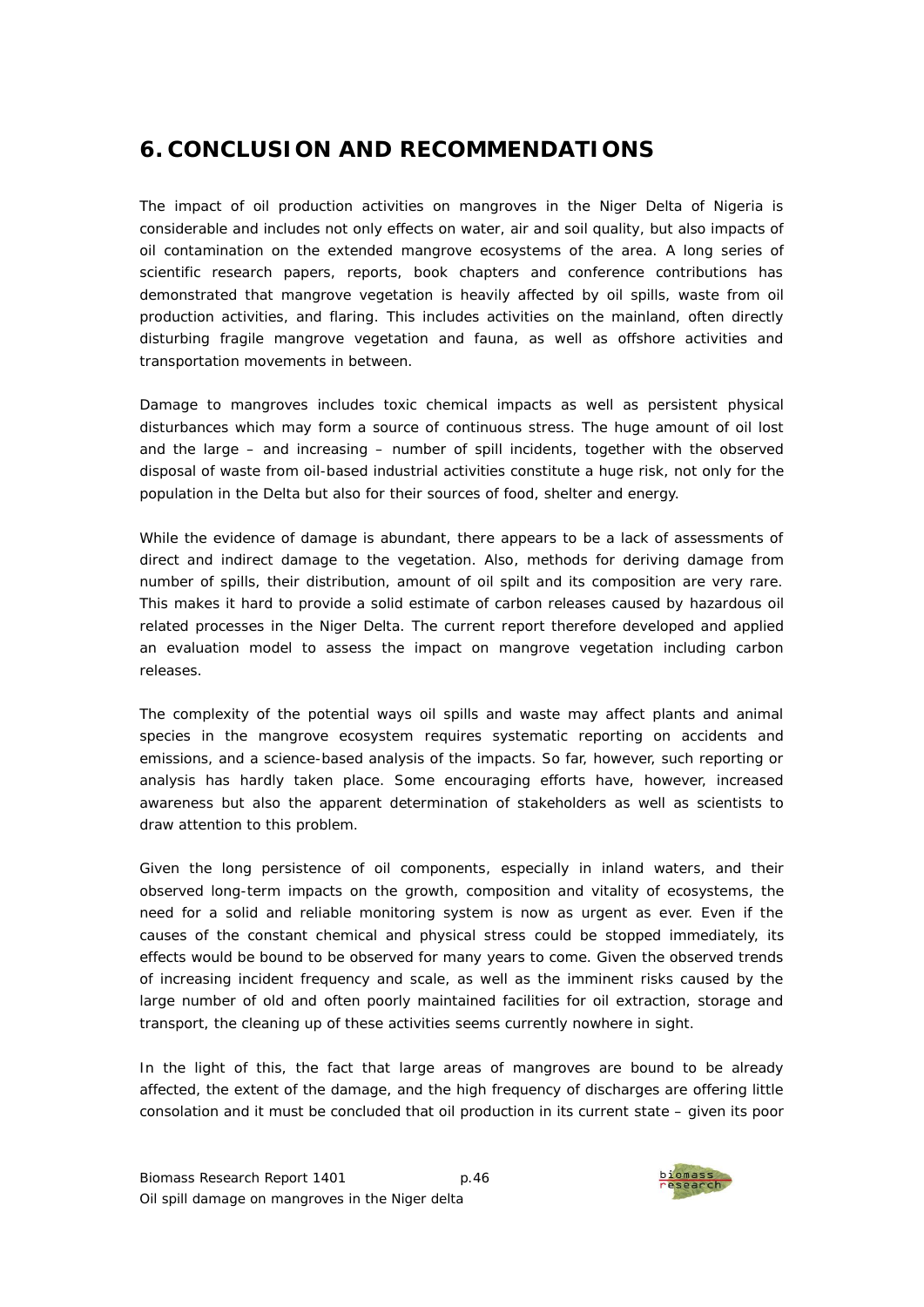# 6. CONCLUSION AND RECOMMENDATIONS

The impact of oil production activities on mangroves in the Niger Delta of Nigeria is considerable and includes not only effects on water, air and soil quality, but also impacts of oil contamination on the extended mangrove ecosystems of the area. A long series of scientific research papers, reports, book chapters and conference contributions has demonstrated that mangrove vegetation is heavily affected by oil spills, waste from oil production activities, and flaring. This includes activities on the mainland, often directly disturbing fragile mangrove vegetation and fauna, as well as offshore activities and transportation movements in between.

Damage to mangroves includes toxic chemical impacts as well as persistent physical disturbances which may form a source of continuous stress. The huge amount of oil lost and the large – and increasing – number of spill incidents, together with the observed disposal of waste from oil-based industrial activities constitute a huge risk, not only for the population in the Delta but also for their sources of food, shelter and energy.

While the evidence of damage is abundant, there appears to be a lack of assessments of direct and indirect damage to the vegetation. Also, methods for deriving damage from number of spills, their distribution, amount of oil spilt and its composition are very rare. This makes it hard to provide a solid estimate of carbon releases caused by hazardous oil related processes in the Niger Delta. The current report therefore developed and applied an evaluation model to assess the impact on mangrove vegetation including carbon releases.

The complexity of the potential ways oil spills and waste may affect plants and animal species in the mangrove ecosystem requires systematic reporting on accidents and emissions, and a science-based analysis of the impacts. So far, however, such reporting or analysis has hardly taken place. Some encouraging efforts have, however, increased awareness but also the apparent determination of stakeholders as well as scientists to draw attention to this problem.

Given the long persistence of oil components, especially in inland waters, and their observed long-term impacts on the growth, composition and vitality of ecosystems, the need for a solid and reliable monitoring system is now as urgent as ever. Even if the causes of the constant chemical and physical stress could be stopped immediately, its effects would be bound to be observed for many years to come. Given the observed trends of increasing incident frequency and scale, as well as the imminent risks caused by the large number of old and often poorly maintained facilities for oil extraction, storage and transport, the cleaning up of these activities seems currently nowhere in sight.

In the light of this, the fact that large areas of mangroves are bound to be already affected, the extent of the damage, and the high frequency of discharges are offering little consolation and it must be concluded that oil production in its current state – given its poor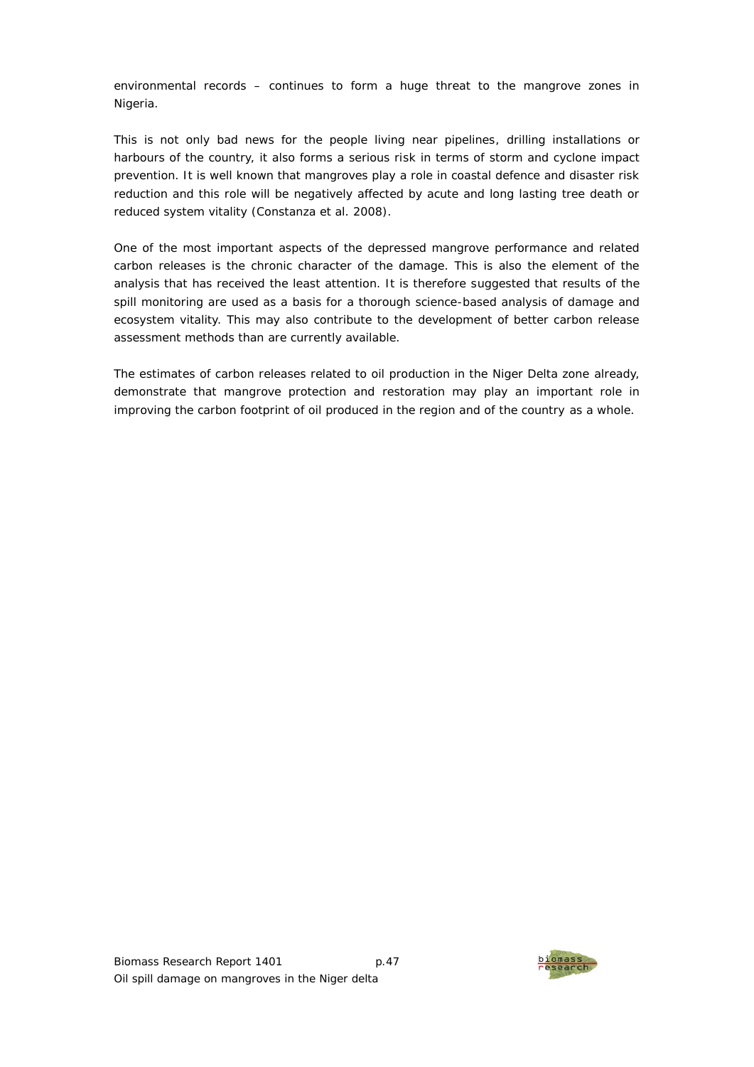environmental records – continues to form a huge threat to the mangrove zones in Nigeria.

This is not only bad news for the people living near pipelines, drilling installations or harbours of the country, it also forms a serious risk in terms of storm and cyclone impact prevention. It is well known that mangroves play a role in coastal defence and disaster risk reduction and this role will be negatively affected by acute and long lasting tree death or reduced system vitality (Constanza et al. 2008).

One of the most important aspects of the depressed mangrove performance and related carbon releases is the chronic character of the damage. This is also the element of the analysis that has received the least attention. It is therefore suggested that results of the spill monitoring are used as a basis for a thorough science-based analysis of damage and ecosystem vitality. This may also contribute to the development of better carbon release assessment methods than are currently available.

The estimates of carbon releases related to oil production in the Niger Delta zone already, demonstrate that mangrove protection and restoration may play an important role in improving the carbon footprint of oil produced in the region and of the country as a whole.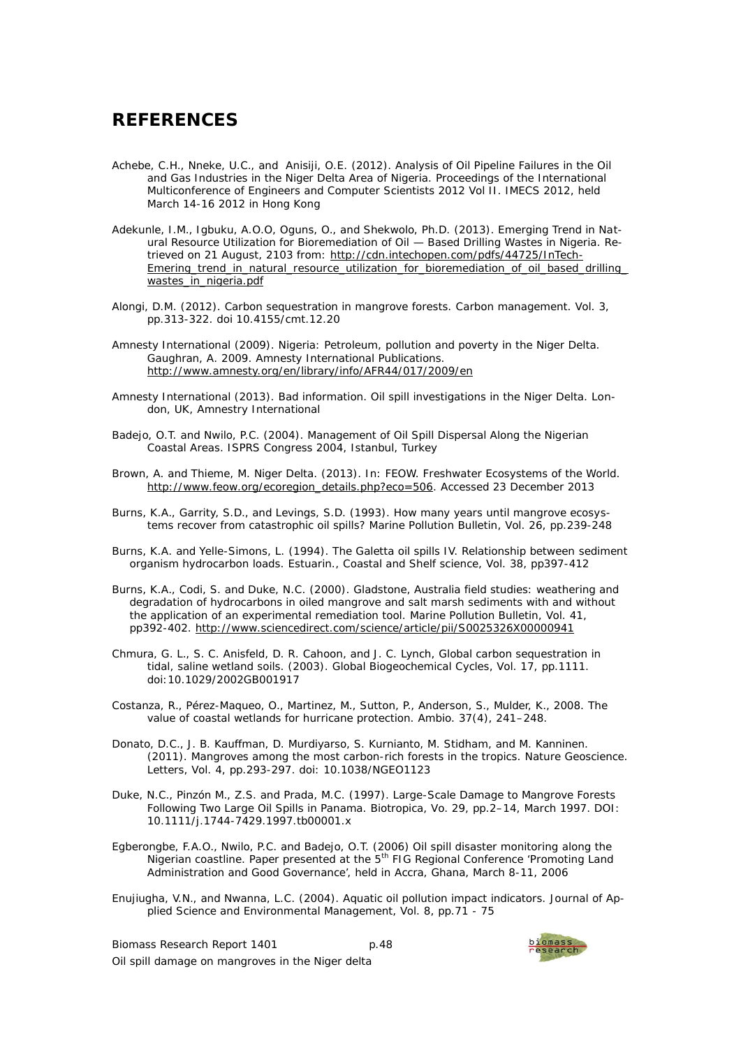# REFERENCES

Achebe, C.H., Nneke, U.C., and Anisiji, O.E. (2012). Analysis of Oil Pipeline Failures in the Oil and Gas Industries in the Niger Delta Area of Nigeria. Proceedings of the International Multiconference of Engineers and Computer Scientists 2012 Vol II. IMECS 2012, held March 14-16 2012 in Hong Kong

Adekunle, I.M., Igbuku, A.O.O, Oguns, O., and Shekwolo, Ph.D. (2013). Emerging Trend in Natural Resource Utilization for Bioremediation of Oil — Based Drilling Wastes in Nigeria. Retrieved on 21 August, 2103 from: http://cdn.intechopen.com/pdfs/44725/InTech-Emering_trend_in_natural_resource_utilization_for_bioremediation_of_oil_based_drilling_wastes_in_nigeria.pdf

Alongi, D.M. (2012). Carbon sequestration in mangrove forests. Carbon management. Vol. 3, pp.313-322. doi 10.4155/cmt.12.20

Amnesty International (2009). Nigeria: Petroleum, pollution and poverty in the Niger Delta. Gaughran, A. 2009. Amnesty International Publications. http://www.amnesty.org/en/library/info/AFR44/017/2009/en

Amnesty International (2013). Bad information. Oil spill investigations in the Niger Delta. London, UK, Amnestry International

Badejo, O.T. and Nwilo, P.C. (2004). Management of Oil Spill Dispersal Along the Nigerian Coastal Areas. ISPRS Congress 2004, Istanbul, Turkey

Brown, A. and Thieme, M. Niger Delta. (2013). In: FEOW. Freshwater Ecosystems of the World. http://www.feow.org/ecoregion_details.php?eco=506. Accessed 23 December 2013

Burns, K.A., Garrity, S.D., and Levings, S.D. (1993). How many years until mangrove ecosystems recover from catastrophic oil spills? Marine Pollution Bulletin, Vol. 26, pp.239-248

Burns, K.A. and Yelle-Simons, L. (1994). The Galetta oil spills IV. Relationship between sediment organism hydrocarbon loads. Estuarin., Coastal and Shelf science, Vol. 38, pp397-412

Burns, K.A., Codi, S. and Duke, N.C. (2000). Gladstone, Australia field studies: weathering and degradation of hydrocarbons in oiled mangrove and salt marsh sediments with and without the application of an experimental remediation tool. Marine Pollution Bulletin, Vol. 41, pp392-402. http://www.sciencedirect.com/science/article/pii/S0025326X00000941

Chmura, G. L., S. C. Anisfeld, D. R. Cahoon, and J. C. Lynch, Global carbon sequestration in tidal, saline wetland soils. (2003). Global Biogeochemical Cycles, Vol. 17, pp.1111. doi:10.1029/2002GB001917

Costanza, R., Pérez-Maqueo, O., Martinez, M., Sutton, P., Anderson, S., Mulder, K., 2008. The value of coastal wetlands for hurricane protection. Ambio. 37(4), 241–248.

Donato, D.C., J. B. Kauffman, D. Murdiyarso, S. Kurnianto, M. Stidham, and M. Kanninen. (2011). Mangroves among the most carbon-rich forests in the tropics. Nature Geoscience. Letters, Vol. 4, pp.293-297. doi: 10.1038/NGEO1123

Duke, N.C., Pinzón M., Z.S. and Prada, M.C. (1997). Large-Scale Damage to Mangrove Forests Following Two Large Oil Spills in Panama. Biotropica, Vo. 29, pp.2–14, March 1997. DOI: 10.1111/j.1744-7429.1997.tb00001.x

Egberongbe, F.A.O., Nwilo, P.C. and Badejo, O.T. (2006) Oil spill disaster monitoring along the Nigerian coastline. Paper presented at the 5th FIG Regional Conference 'Promoting Land Administration and Good Governance', held in Accra, Ghana, March 8-11, 2006

Enujiugha, V.N., and Nwanna, L.C. (2004). Aquatic oil pollution impact indicators. Journal of Applied Science and Environmental Management, Vol. 8, pp.71 - 75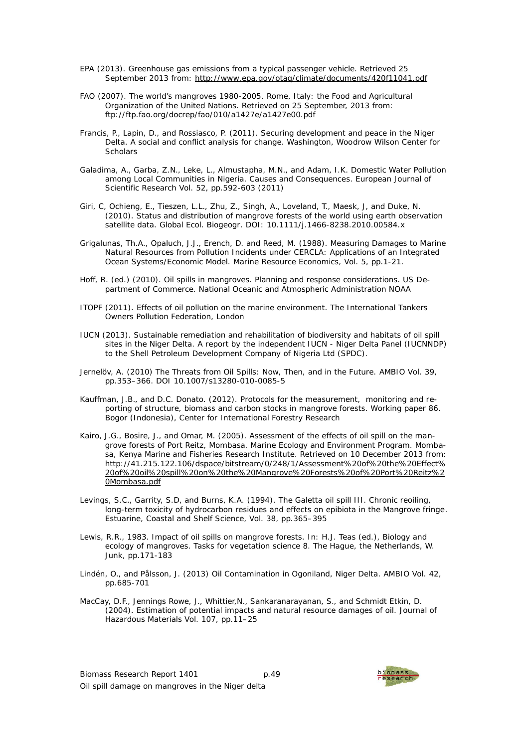EPA (2013). Greenhouse gas emissions from a typical passenger vehicle. Retrieved 25 September 2013 from: http://www.epa.gov/otaq/climate/documents/420f11041.pdf

FAO (2007). The world's mangroves 1980-2005. Rome, Italy: the Food and Agricultural Organization of the United Nations. Retrieved on 25 September, 2013 from: ftp://ftp.fao.org/docrep/fao/010/a1427e/a1427e00.pdf

Francis, P., Lapin, D., and Rossiasco, P. (2011). Securing development and peace in the Niger Delta. A social and conflict analysis for change. Washington, Woodrow Wilson Center for Scholars

Galadima, A., Garba, Z.N., Leke, L., Almustapha, M.N., and Adam, I.K. Domestic Water Pollution among Local Communities in Nigeria. Causes and Consequences. European Journal of Scientific Research Vol. 52, pp.592-603 (2011)

Giri, C, Ochieng, E., Tieszen, L.L., Zhu, Z., Singh, A., Loveland, T., Maesk, J, and Duke, N. (2010). Status and distribution of mangrove forests of the world using earth observation satellite data. Global Ecol. Biogeogr. DOI: 10.1111/j.1466-8238.2010.00584.x

Grigalunas, Th.A., Opaluch, J.J., Erench, D. and Reed, M. (1988). Measuring Damages to Marine Natural Resources from Pollution Incidents under CERCLA: Applications of an Integrated Ocean Systems/Economic Model. Marine Resource Economics, Vol. 5, pp.1-21.

Hoff, R. (ed.) (2010). Oil spills in mangroves. Planning and response considerations. US Department of Commerce. National Oceanic and Atmospheric Administration NOAA

ITOPF (2011). Effects of oil pollution on the marine environment. The International Tankers Owners Pollution Federation, London

IUCN (2013). Sustainable remediation and rehabilitation of biodiversity and habitats of oil spill sites in the Niger Delta. A report by the independent IUCN - Niger Delta Panel (IUCNNDP) to the Shell Petroleum Development Company of Nigeria Ltd (SPDC).

Jernelöv, A. (2010) The Threats from Oil Spills: Now, Then, and in the Future. AMBIO Vol. 39, pp.353–366. DOI 10.1007/s13280-010-0085-5

Kauffman, J.B., and D.C. Donato. (2012). Protocols for the measurement, monitoring and reporting of structure, biomass and carbon stocks in mangrove forests. Working paper 86. Bogor (Indonesia), Center for International Forestry Research

Kairo, J.G., Bosire, J., and Omar, M. (2005). Assessment of the effects of oil spill on the mangrove forests of Port Reitz, Mombasa. Marine Ecology and Environment Program. Mombasa, Kenya Marine and Fisheries Research Institute. Retrieved on 10 December 2013 from: http://41.215.122.106/dspace/bitstream/0/248/1/Assessment%20of%20the%20Effect%20of%20oil%20spill%20on%20the%20Mangrove%20Forests%20of%20Port%20Reitz%20Mombasa.pdf

Levings, S.C., Garrity, S.D, and Burns, K.A. (1994). The Galetta oil spill III. Chronic reoiling, long-term toxicity of hydrocarbon residues and effects on epibiota in the Mangrove fringe. Estuarine, Coastal and Shelf Science, Vol. 38, pp.365–395

Lewis, R.R., 1983. Impact of oil spills on mangrove forests. In: H.J. Teas (ed.), Biology and ecology of mangroves. Tasks for vegetation science 8. The Hague, the Netherlands, W. Junk, pp.171-183

Lindén, O., and Pålsson, J. (2013) Oil Contamination in Ogoniland, Niger Delta. AMBIO Vol. 42, pp.685-701

MacCay, D.F., Jennings Rowe, J., Whittier,N., Sankaranarayanan, S., and Schmidt Etkin, D. (2004). Estimation of potential impacts and natural resource damages of oil. Journal of Hazardous Materials Vol. 107, pp.11–25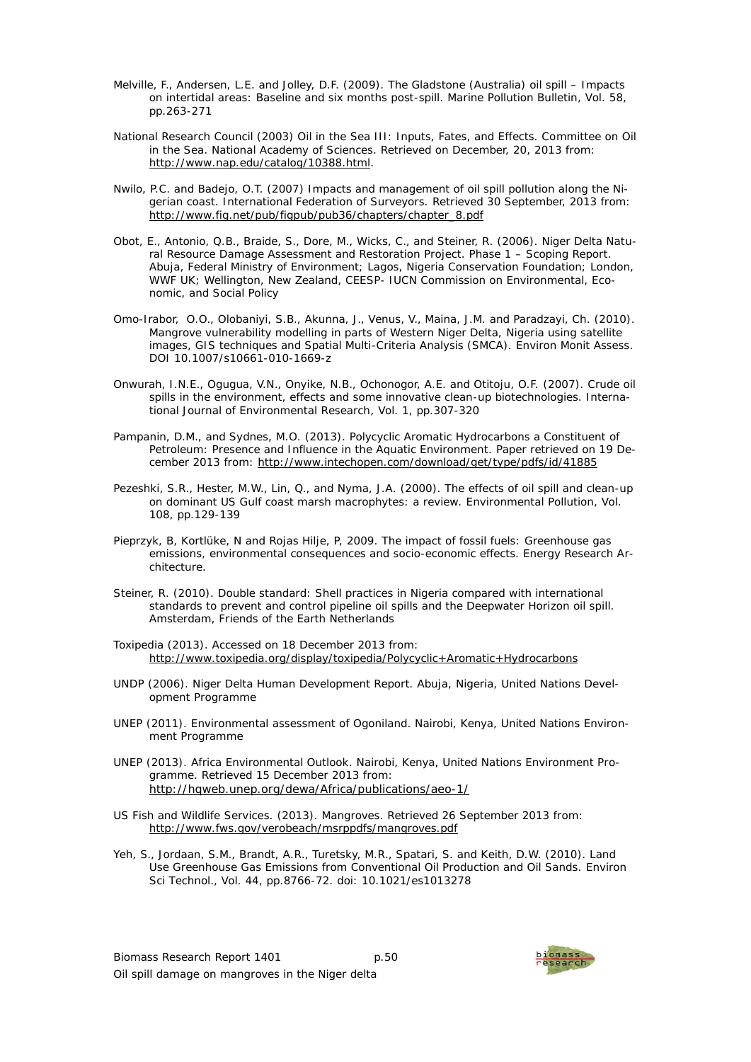Melville, F., Andersen, L.E. and Jolley, D.F. (2009). The Gladstone (Australia) oil spill – Impacts on intertidal areas: Baseline and six months post-spill. Marine Pollution Bulletin, Vol. 58, pp.263-271

National Research Council (2003) Oil in the Sea III: Inputs, Fates, and Effects. Committee on Oil in the Sea. National Academy of Sciences. Retrieved on December, 20, 2013 from: http://www.nap.edu/catalog/10388.html.

Nwilo, P.C. and Badejo, O.T. (2007) Impacts and management of oil spill pollution along the Nigerian coast. International Federation of Surveyors. Retrieved 30 September, 2013 from: http://www.fig.net/pub/figpub/pub36/chapters/chapter_8.pdf

Obot, E., Antonio, Q.B., Braide, S., Dore, M., Wicks, C., and Steiner, R. (2006). Niger Delta Natural Resource Damage Assessment and Restoration Project. Phase 1 – Scoping Report. Abuja, Federal Ministry of Environment; Lagos, Nigeria Conservation Foundation; London, WWF UK; Wellington, New Zealand, CEESP- IUCN Commission on Environmental, Economic, and Social Policy

Omo-Irabor, O.O., Olobaniyi, S.B., Akunna, J., Venus, V., Maina, J.M. and Paradzayi, Ch. (2010). Mangrove vulnerability modelling in parts of Western Niger Delta, Nigeria using satellite images, GIS techniques and Spatial Multi-Criteria Analysis (SMCA). Environ Monit Assess. DOI 10.1007/s10661-010-1669-z

Onwurah, I.N.E., Ogugua, V.N., Onyike, N.B., Ochonogor, A.E. and Otitoju, O.F. (2007). Crude oil spills in the environment, effects and some innovative clean-up biotechnologies. International Journal of Environmental Research, Vol. 1, pp.307-320

Pampanin, D.M., and Sydnes, M.O. (2013). Polycyclic Aromatic Hydrocarbons a Constituent of Petroleum: Presence and Influence in the Aquatic Environment. Paper retrieved on 19 December 2013 from: http://www.intechopen.com/download/get/type/pdfs/id/41885

Pezeshki, S.R., Hester, M.W., Lin, Q., and Nyma, J.A. (2000). The effects of oil spill and clean-up on dominant US Gulf coast marsh macrophytes: a review. Environmental Pollution, Vol. 108, pp.129-139

Pieprzyk, B, Kortlüke, N and Rojas Hilje, P, 2009. The impact of fossil fuels: Greenhouse gas emissions, environmental consequences and socio-economic effects. Energy Research Architecture.

Steiner, R. (2010). Double standard: Shell practices in Nigeria compared with international standards to prevent and control pipeline oil spills and the Deepwater Horizon oil spill. Amsterdam, Friends of the Earth Netherlands

Toxipedia (2013). Accessed on 18 December 2013 from: http://www.toxipedia.org/display/toxipedia/Polycyclic+Aromatic+Hydrocarbons

UNDP (2006). Niger Delta Human Development Report. Abuja, Nigeria, United Nations Development Programme

UNEP (2011). Environmental assessment of Ogoniland. Nairobi, Kenya, United Nations Environment Programme

UNEP (2013). Africa Environmental Outlook. Nairobi, Kenya, United Nations Environment Programme. Retrieved 15 December 2013 from: http://hqweb.unep.org/dewa/Africa/publications/aeo-1/

US Fish and Wildlife Services. (2013). Mangroves. Retrieved 26 September 2013 from: http://www.fws.gov/verobeach/msrppdfs/mangroves.pdf

Yeh, S., Jordaan, S.M., Brandt, A.R., Turetsky, M.R., Spatari, S. and Keith, D.W. (2010). Land Use Greenhouse Gas Emissions from Conventional Oil Production and Oil Sands. Environ Sci Technol., Vol. 44, pp.8766-72. doi: 10.1021/es1013278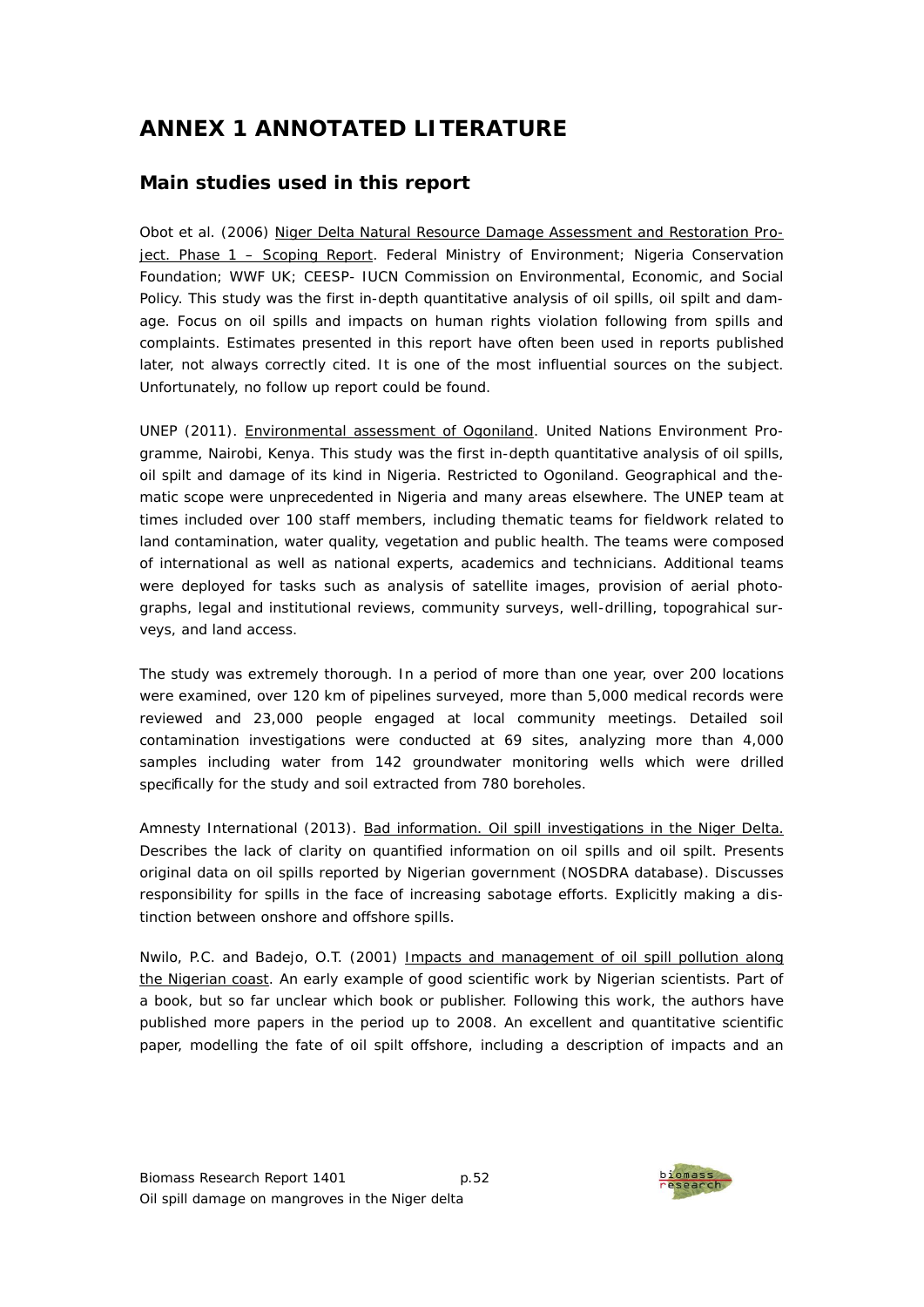# ANNEX 1 ANNOTATED LITERATURE

## Main studies used in this report

Obot et al. (2006) Niger Delta Natural Resource Damage Assessment and Restoration Project. Phase 1 – Scoping Report. Federal Ministry of Environment; Nigeria Conservation Foundation; WWF UK; CEESP- IUCN Commission on Environmental, Economic, and Social Policy. This study was the first in-depth quantitative analysis of oil spills, oil spilt and damage. Focus on oil spills and impacts on human rights violation following from spills and complaints. Estimates presented in this report have often been used in reports published later, not always correctly cited. It is one of the most influential sources on the subject. Unfortunately, no follow up report could be found.

UNEP (2011). Environmental assessment of Ogoniland. United Nations Environment Programme, Nairobi, Kenya. This study was the first in-depth quantitative analysis of oil spills, oil spilt and damage of its kind in Nigeria. Restricted to Ogoniland. Geographical and thematic scope were unprecedented in Nigeria and many areas elsewhere. The UNEP team at times included over 100 staff members, including thematic teams for fieldwork related to land contamination, water quality, vegetation and public health. The teams were composed of international as well as national experts, academics and technicians. Additional teams were deployed for tasks such as analysis of satellite images, provision of aerial photographs, legal and institutional reviews, community surveys, well-drilling, topograhical surveys, and land access.

The study was extremely thorough. In a period of more than one year, over 200 locations were examined, over 120 km of pipelines surveyed, more than 5,000 medical records were reviewed and 23,000 people engaged at local community meetings. Detailed soil contamination investigations were conducted at 69 sites, analyzing more than 4,000 samples including water from 142 groundwater monitoring wells which were drilled specifically for the study and soil extracted from 780 boreholes.

Amnesty International (2013). Bad information. Oil spill investigations in the Niger Delta. Describes the lack of clarity on quantified information on oil spills and oil spilt. Presents original data on oil spills reported by Nigerian government (NOSDRA database). Discusses responsibility for spills in the face of increasing sabotage efforts. Explicitly making a distinction between onshore and offshore spills.

Nwilo, P.C. and Badejo, O.T. (2001) Impacts and management of oil spill pollution along the Nigerian coast. An early example of good scientific work by Nigerian scientists. Part of a book, but so far unclear which book or publisher. Following this work, the authors have published more papers in the period up to 2008. An excellent and quantitative scientific paper, modelling the fate of oil spilt offshore, including a description of impacts and an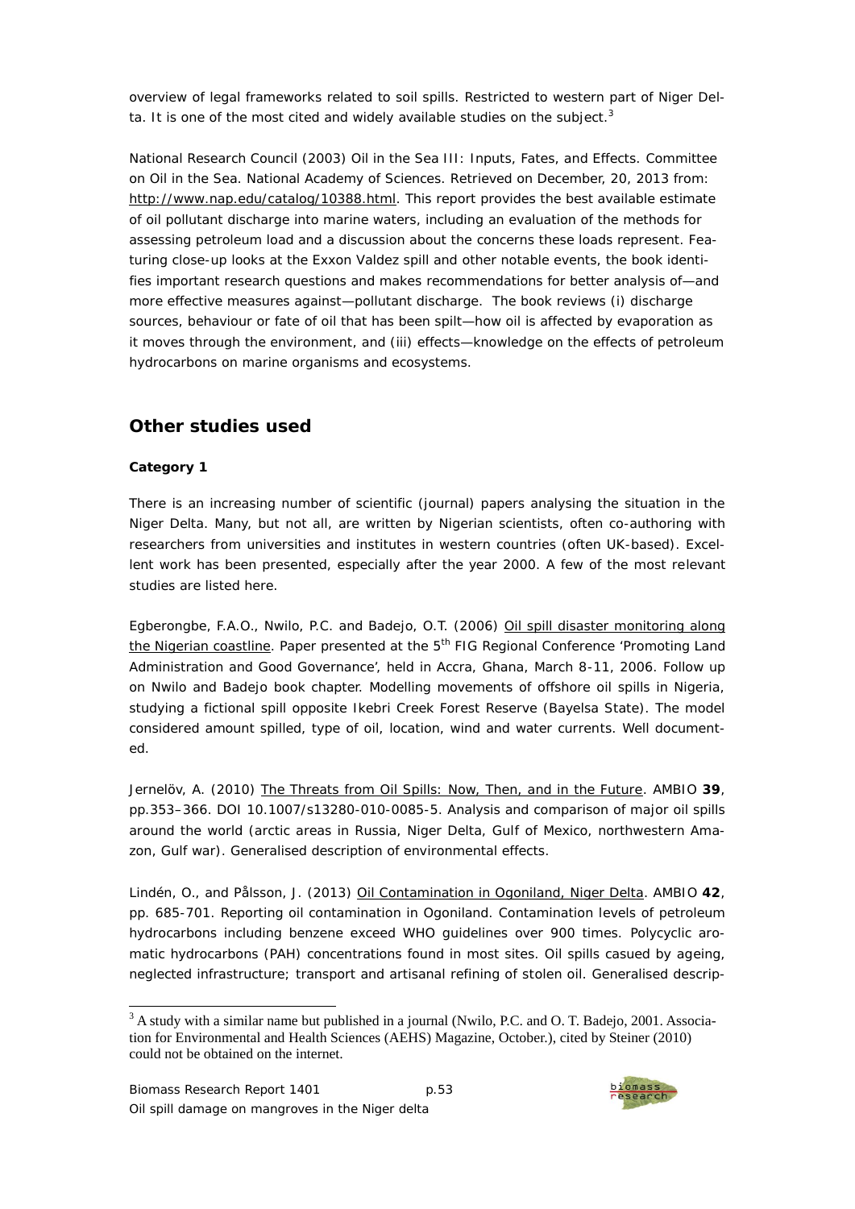overview of legal frameworks related to soil spills. Restricted to western part of Niger Delta. It is one of the most cited and widely available studies on the subject.[3]

National Research Council (2003) Oil in the Sea III: Inputs, Fates, and Effects. Committee on Oil in the Sea. National Academy of Sciences. Retrieved on December, 20, 2013 from: http://www.nap.edu/catalog/10388.html. This report provides the best available estimate of oil pollutant discharge into marine waters, including an evaluation of the methods for assessing petroleum load and a discussion about the concerns these loads represent. Featuring close-up looks at the Exxon Valdez spill and other notable events, the book identifies important research questions and makes recommendations for better analysis of—and more effective measures against—pollutant discharge. The book reviews (i) discharge sources, behaviour or fate of oil that has been spilt—how oil is affected by evaporation as it moves through the environment, and (iii) effects—knowledge on the effects of petroleum hydrocarbons on marine organisms and ecosystems.

## Other studies used

**Category 1**

There is an increasing number of scientific (journal) papers analysing the situation in the Niger Delta. Many, but not all, are written by Nigerian scientists, often co-authoring with researchers from universities and institutes in western countries (often UK-based). Excellent work has been presented, especially after the year 2000. A few of the most relevant studies are listed here.

Egberongbe, F.A.O., Nwilo, P.C. and Badejo, O.T. (2006) Oil spill disaster monitoring along the Nigerian coastline. Paper presented at the 5th FIG Regional Conference 'Promoting Land Administration and Good Governance', held in Accra, Ghana, March 8-11, 2006. Follow up on Nwilo and Badejo book chapter. Modelling movements of offshore oil spills in Nigeria, studying a fictional spill opposite Ikebri Creek Forest Reserve (Bayelsa State). The model considered amount spilled, type of oil, location, wind and water currents. Well documented.

Jernelöv, A. (2010) The Threats from Oil Spills: Now, Then, and in the Future. AMBIO **39**, pp.353–366. DOI 10.1007/s13280-010-0085-5. Analysis and comparison of major oil spills around the world (arctic areas in Russia, Niger Delta, Gulf of Mexico, northwestern Amazon, Gulf war). Generalised description of environmental effects.

Lindén, O., and Pålsson, J. (2013) Oil Contamination in Ogoniland, Niger Delta. AMBIO **42**, pp. 685-701. Reporting oil contamination in Ogoniland. Contamination levels of petroleum hydrocarbons including benzene exceed WHO guidelines over 900 times. Polycyclic aromatic hydrocarbons (PAH) concentrations found in most sites. Oil spills casued by ageing, neglected infrastructure; transport and artisanal refining of stolen oil. Generalised descrip-

[3] A study with a similar name but published in a journal (Nwilo, P.C. and O. T. Badejo, 2001. Association for Environmental and Health Sciences (AEHS) Magazine, October.), cited by Steiner (2010) could not be obtained on the internet.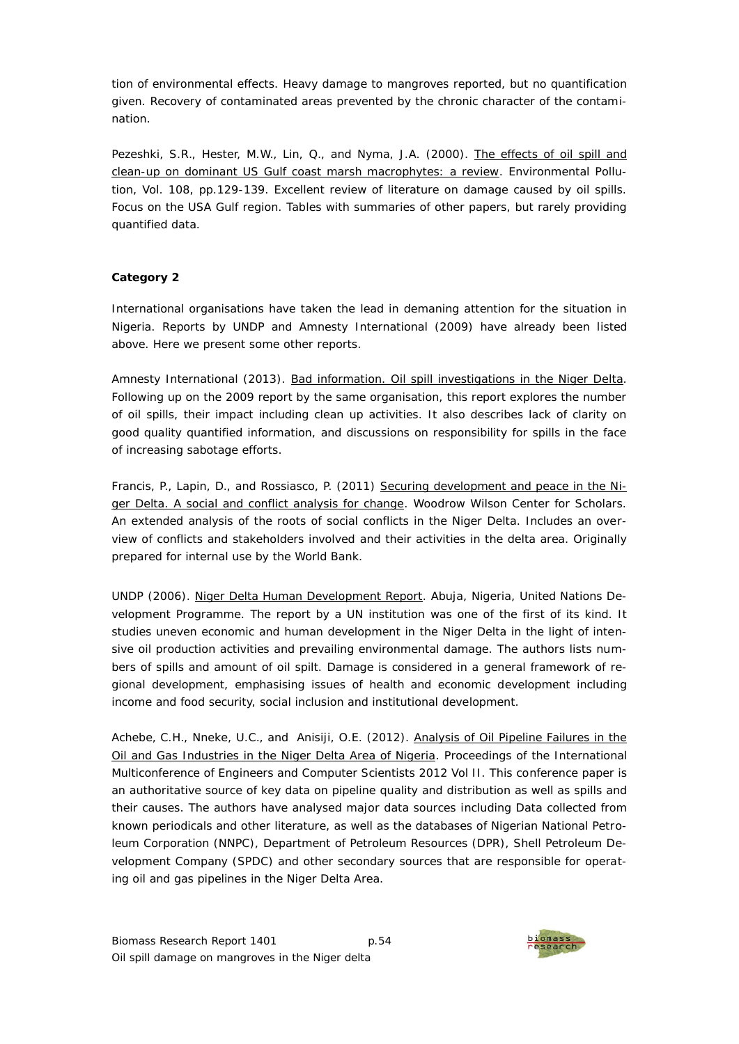tion of environmental effects. Heavy damage to mangroves reported, but no quantification given. Recovery of contaminated areas prevented by the chronic character of the contamination.

Pezeshki, S.R., Hester, M.W., Lin, Q., and Nyma, J.A. (2000). The effects of oil spill and clean-up on dominant US Gulf coast marsh macrophytes: a review. Environmental Pollution, Vol. 108, pp.129-139. Excellent review of literature on damage caused by oil spills. Focus on the USA Gulf region. Tables with summaries of other papers, but rarely providing quantified data.

**Category 2**

International organisations have taken the lead in demaning attention for the situation in Nigeria. Reports by UNDP and Amnesty International (2009) have already been listed above. Here we present some other reports.

Amnesty International (2013). Bad information. Oil spill investigations in the Niger Delta. Following up on the 2009 report by the same organisation, this report explores the number of oil spills, their impact including clean up activities. It also describes lack of clarity on good quality quantified information, and discussions on responsibility for spills in the face of increasing sabotage efforts.

Francis, P., Lapin, D., and Rossiasco, P. (2011) Securing development and peace in the Niger Delta. A social and conflict analysis for change. Woodrow Wilson Center for Scholars. An extended analysis of the roots of social conflicts in the Niger Delta. Includes an overview of conflicts and stakeholders involved and their activities in the delta area. Originally prepared for internal use by the World Bank.

UNDP (2006). Niger Delta Human Development Report. Abuja, Nigeria, United Nations Development Programme. The report by a UN institution was one of the first of its kind. It studies uneven economic and human development in the Niger Delta in the light of intensive oil production activities and prevailing environmental damage. The authors lists numbers of spills and amount of oil spilt. Damage is considered in a general framework of regional development, emphasising issues of health and economic development including income and food security, social inclusion and institutional development.

Achebe, C.H., Nneke, U.C., and Anisiji, O.E. (2012). Analysis of Oil Pipeline Failures in the Oil and Gas Industries in the Niger Delta Area of Nigeria. Proceedings of the International Multiconference of Engineers and Computer Scientists 2012 Vol II. This conference paper is an authoritative source of key data on pipeline quality and distribution as well as spills and their causes. The authors have analysed major data sources including Data collected from known periodicals and other literature, as well as the databases of Nigerian National Petroleum Corporation (NNPC), Department of Petroleum Resources (DPR), Shell Petroleum Development Company (SPDC) and other secondary sources that are responsible for operating oil and gas pipelines in the Niger Delta Area.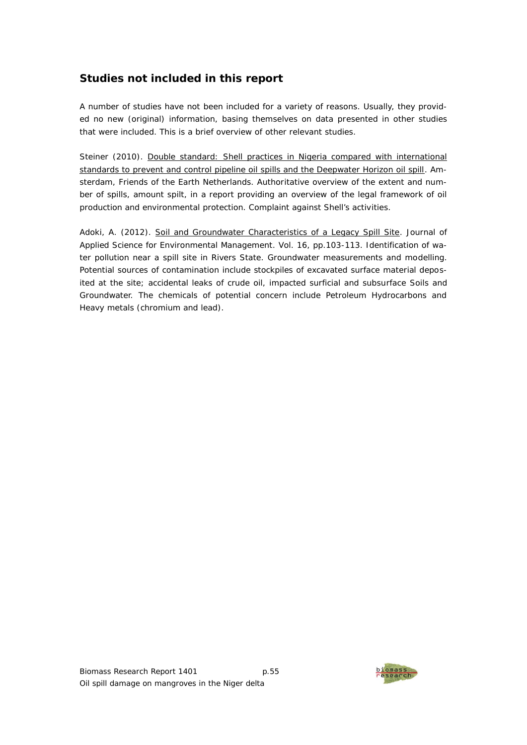## Studies not included in this report

A number of studies have not been included for a variety of reasons. Usually, they provided no new (original) information, basing themselves on data presented in other studies that were included. This is a brief overview of other relevant studies.

Steiner (2010). Double standard: Shell practices in Nigeria compared with international standards to prevent and control pipeline oil spills and the Deepwater Horizon oil spill. Amsterdam, Friends of the Earth Netherlands. Authoritative overview of the extent and number of spills, amount spilt, in a report providing an overview of the legal framework of oil production and environmental protection. Complaint against Shell's activities.

Adoki, A. (2012). Soil and Groundwater Characteristics of a Legacy Spill Site. Journal of Applied Science for Environmental Management. Vol. 16, pp.103-113. Identification of water pollution near a spill site in Rivers State. Groundwater measurements and modelling. Potential sources of contamination include stockpiles of excavated surface material deposited at the site; accidental leaks of crude oil, impacted surficial and subsurface Soils and Groundwater. The chemicals of potential concern include Petroleum Hydrocarbons and Heavy metals (chromium and lead).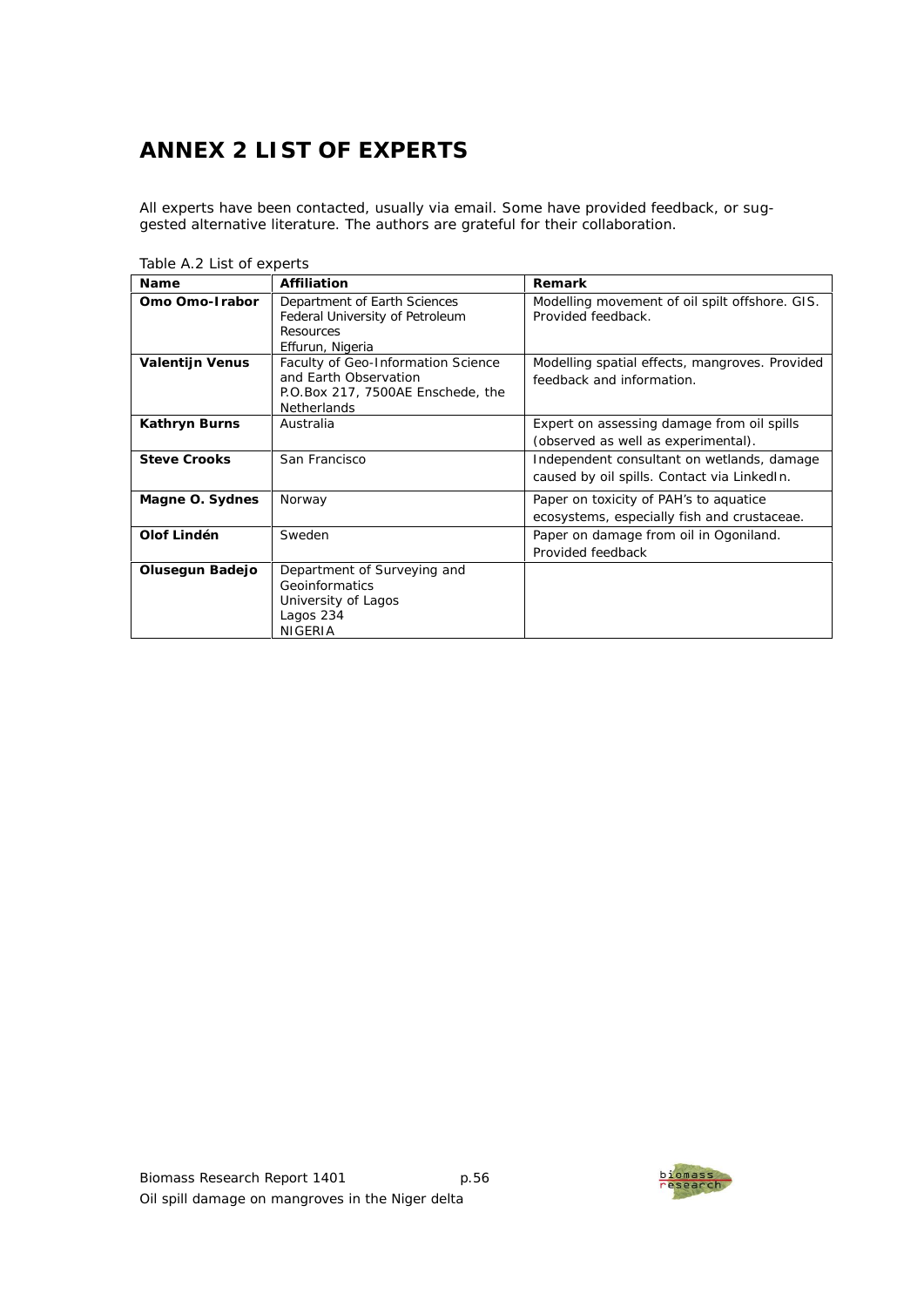# ANNEX 2 LIST OF EXPERTS

All experts have been contacted, usually via email. Some have provided feedback, or suggested alternative literature. The authors are grateful for their collaboration.

Table A.2 List of experts

| Name | Affiliation | Remark |
|---|---|---|
| **Omo Omo-Irabor** | Department of Earth Sciences Federal University of Petroleum Resources Effurun, Nigeria | Modelling movement of oil spilt offshore. GIS. Provided feedback. |
| **Valentijn Venus** | Faculty of Geo-Information Science and Earth Observation P.O.Box 217, 7500AE Enschede, the Netherlands | Modelling spatial effects, mangroves. Provided feedback and information. |
| **Kathryn Burns** | Australia | Expert on assessing damage from oil spills (observed as well as experimental). |
| **Steve Crooks** | San Francisco | Independent consultant on wetlands, damage caused by oil spills. Contact via LinkedIn. |
| **Magne O. Sydnes** | Norway | Paper on toxicity of PAH's to aquatice ecosystems, especially fish and crustaceae. |
| **Olof Lindén** | Sweden | Paper on damage from oil in Ogoniland. Provided feedback |
| **Olusegun Badejo** | Department of Surveying and Geoinformatics University of Lagos Lagos 234 NIGERIA | |